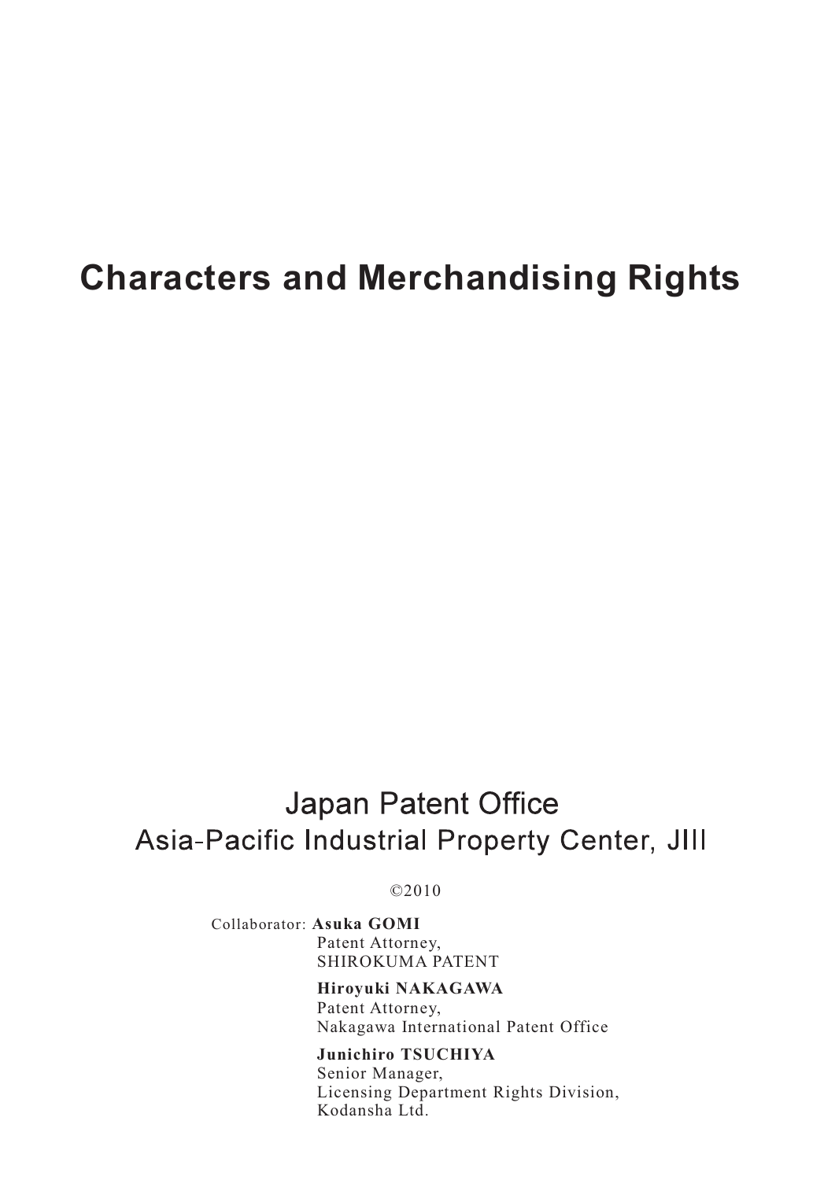# Characters and Merchandising Rights

Japan Patent Office
Asia-Pacific Industrial Property Center, JIII

©2010

Collaborator: **Asuka GOMI**
Patent Attorney,
SHIROKUMA PATENT

**Hiroyuki NAKAGAWA**
Patent Attorney,
Nakagawa International Patent Office

**Junichiro TSUCHIYA**
Senior Manager,
Licensing Department Rights Division,
Kodansha Ltd.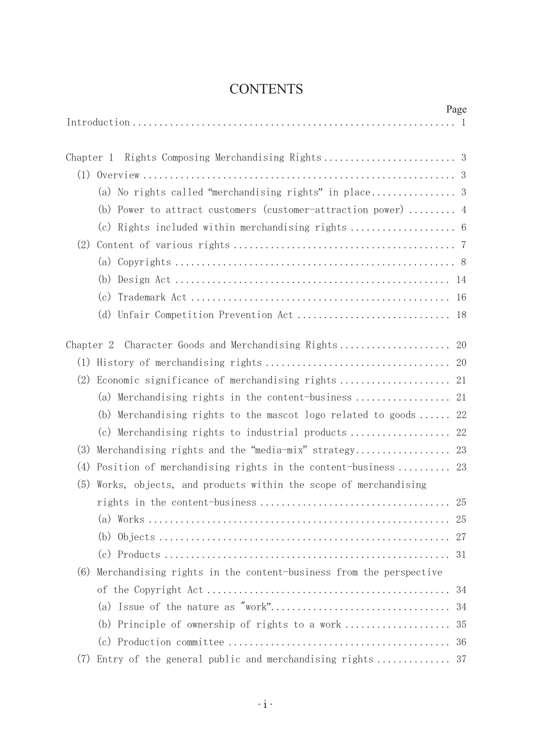# CONTENTS

| | Page |
|---|---|
| Introduction | 1 |
| Chapter 1 Rights Composing Merchandising Rights | 3 |
| (1) Overview | 3 |
| (a) No rights called “merchandising rights” in place | 3 |
| (b) Power to attract customers (customer-attraction power) | 4 |
| (c) Rights included within merchandising rights | 6 |
| (2) Content of various rights | 7 |
| (a) Copyrights | 8 |
| (b) Design Act | 14 |
| (c) Trademark Act | 16 |
| (d) Unfair Competition Prevention Act | 18 |
| Chapter 2 Character Goods and Merchandising Rights | 20 |
| (1) History of merchandising rights | 20 |
| (2) Economic significance of merchandising rights | 21 |
| (a) Merchandising rights in the content-business | 21 |
| (b) Merchandising rights to the mascot logo related to goods | 22 |
| (c) Merchandising rights to industrial products | 22 |
| (3) Merchandising rights and the “media-mix” strategy | 23 |
| (4) Position of merchandising rights in the content-business | 23 |
| (5) Works, objects, and products within the scope of merchandising rights in the content-business | 25 |
| (a) Works | 25 |
| (b) Objects | 27 |
| (c) Products | 31 |
| (6) Merchandising rights in the content-business from the perspective of the Copyright Act | 34 |
| (a) Issue of the nature as ″work” | 34 |
| (b) Principle of ownership of rights to a work | 35 |
| (c) Production committee | 36 |
| (7) Entry of the general public and merchandising rights | 37 |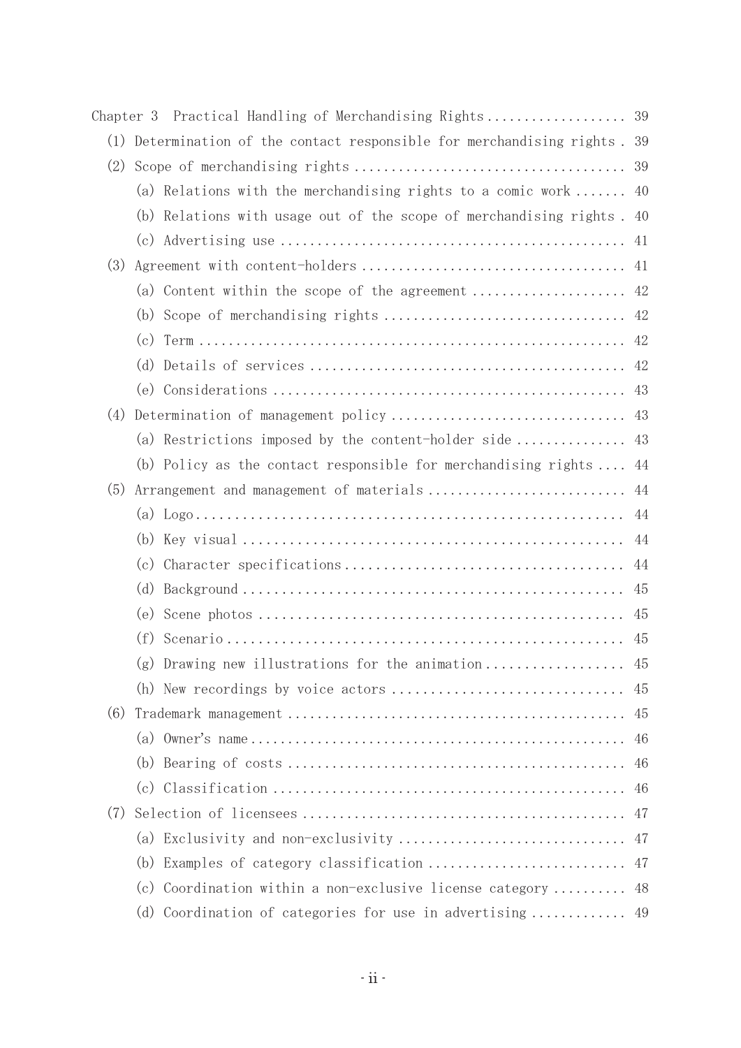Chapter 3 Practical Handling of Merchandising Rights .................. 39

- (1) Determination of the contact responsible for merchandising rights . 39
- (2) Scope of merchandising rights .................................... 39
  - (a) Relations with the merchandising rights to a comic work ....... 40
  - (b) Relations with usage out of the scope of merchandising rights . 40
  - (c) Advertising use ............................................. 41
- (3) Agreement with content-holders ................................... 41
  - (a) Content within the scope of the agreement .................... 42
  - (b) Scope of merchandising rights ................................ 42
  - (c) Term ......................................................... 42
  - (d) Details of services .......................................... 42
  - (e) Considerations ............................................... 43
- (4) Determination of management policy ............................... 43
  - (a) Restrictions imposed by the content-holder side .............. 43
  - (b) Policy as the contact responsible for merchandising rights .... 44
- (5) Arrangement and management of materials .......................... 44
  - (a) Logo.......................................................... 44
  - (b) Key visual ................................................... 44
  - (c) Character specifications...................................... 44
  - (d) Background ................................................... 45
  - (e) Scene photos ................................................. 45
  - (f) Scenario ..................................................... 45
  - (g) Drawing new illustrations for the animation .................. 45
  - (h) New recordings by voice actors ............................... 45
- (6) Trademark management ............................................. 45
  - (a) Owner's name.................................................. 46
  - (b) Bearing of costs ............................................. 46
  - (c) Classification ............................................... 46
- (7) Selection of licensees ........................................... 47
  - (a) Exclusivity and non-exclusivity .............................. 47
  - (b) Examples of category classification .......................... 47
  - (c) Coordination within a non-exclusive license category ......... 48
  - (d) Coordination of categories for use in advertising ............ 49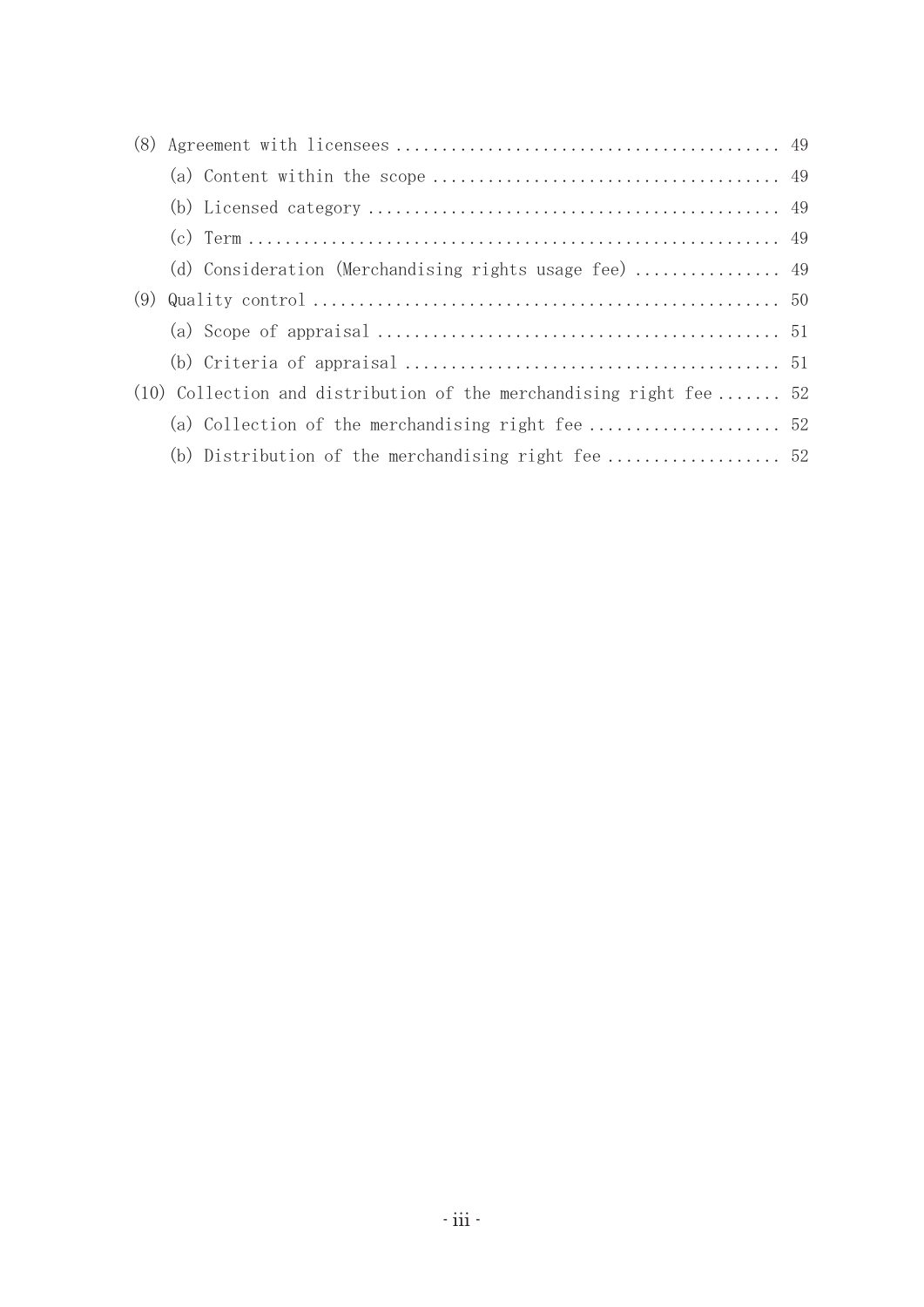(8) Agreement with licensees .......................................... 49

   (a) Content within the scope ...................................... 49

   (b) Licensed category ............................................ 49

   (c) Term .......................................................... 49

   (d) Consideration (Merchandising rights usage fee) ................ 49

(9) Quality control .................................................. 50

   (a) Scope of appraisal ............................................ 51

   (b) Criteria of appraisal ......................................... 51

(10) Collection and distribution of the merchandising right fee ....... 52

   (a) Collection of the merchandising right fee ..................... 52

   (b) Distribution of the merchandising right fee ................... 52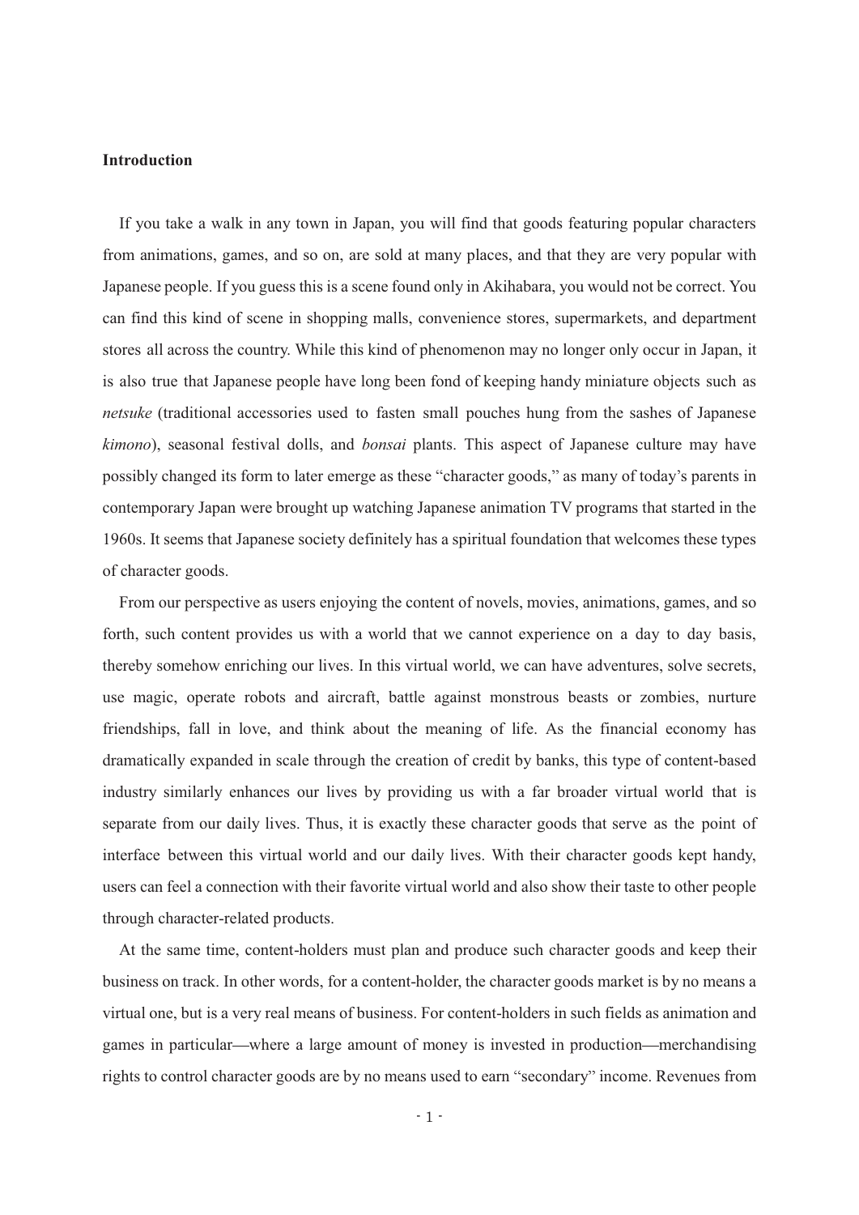**Introduction**

If you take a walk in any town in Japan, you will find that goods featuring popular characters from animations, games, and so on, are sold at many places, and that they are very popular with Japanese people. If you guess this is a scene found only in Akihabara, you would not be correct. You can find this kind of scene in shopping malls, convenience stores, supermarkets, and department stores all across the country. While this kind of phenomenon may no longer only occur in Japan, it is also true that Japanese people have long been fond of keeping handy miniature objects such as *netsuke* (traditional accessories used to fasten small pouches hung from the sashes of Japanese *kimono*), seasonal festival dolls, and *bonsai* plants. This aspect of Japanese culture may have possibly changed its form to later emerge as these "character goods," as many of today's parents in contemporary Japan were brought up watching Japanese animation TV programs that started in the 1960s. It seems that Japanese society definitely has a spiritual foundation that welcomes these types of character goods.

From our perspective as users enjoying the content of novels, movies, animations, games, and so forth, such content provides us with a world that we cannot experience on a day to day basis, thereby somehow enriching our lives. In this virtual world, we can have adventures, solve secrets, use magic, operate robots and aircraft, battle against monstrous beasts or zombies, nurture friendships, fall in love, and think about the meaning of life. As the financial economy has dramatically expanded in scale through the creation of credit by banks, this type of content-based industry similarly enhances our lives by providing us with a far broader virtual world that is separate from our daily lives. Thus, it is exactly these character goods that serve as the point of interface between this virtual world and our daily lives. With their character goods kept handy, users can feel a connection with their favorite virtual world and also show their taste to other people through character-related products.

At the same time, content-holders must plan and produce such character goods and keep their business on track. In other words, for a content-holder, the character goods market is by no means a virtual one, but is a very real means of business. For content-holders in such fields as animation and games in particular—where a large amount of money is invested in production—merchandising rights to control character goods are by no means used to earn "secondary" income. Revenues from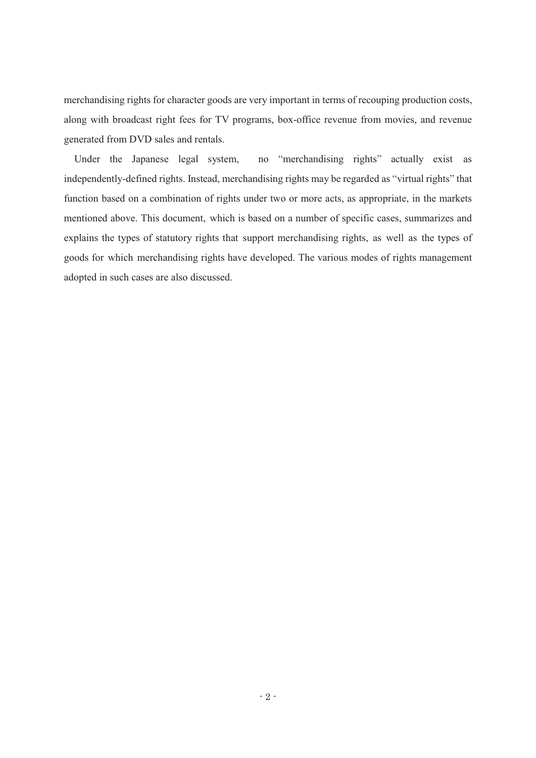merchandising rights for character goods are very important in terms of recouping production costs, along with broadcast right fees for TV programs, box-office revenue from movies, and revenue generated from DVD sales and rentals.

Under the Japanese legal system, no "merchandising rights" actually exist as independently-defined rights. Instead, merchandising rights may be regarded as "virtual rights" that function based on a combination of rights under two or more acts, as appropriate, in the markets mentioned above. This document, which is based on a number of specific cases, summarizes and explains the types of statutory rights that support merchandising rights, as well as the types of goods for which merchandising rights have developed. The various modes of rights management adopted in such cases are also discussed.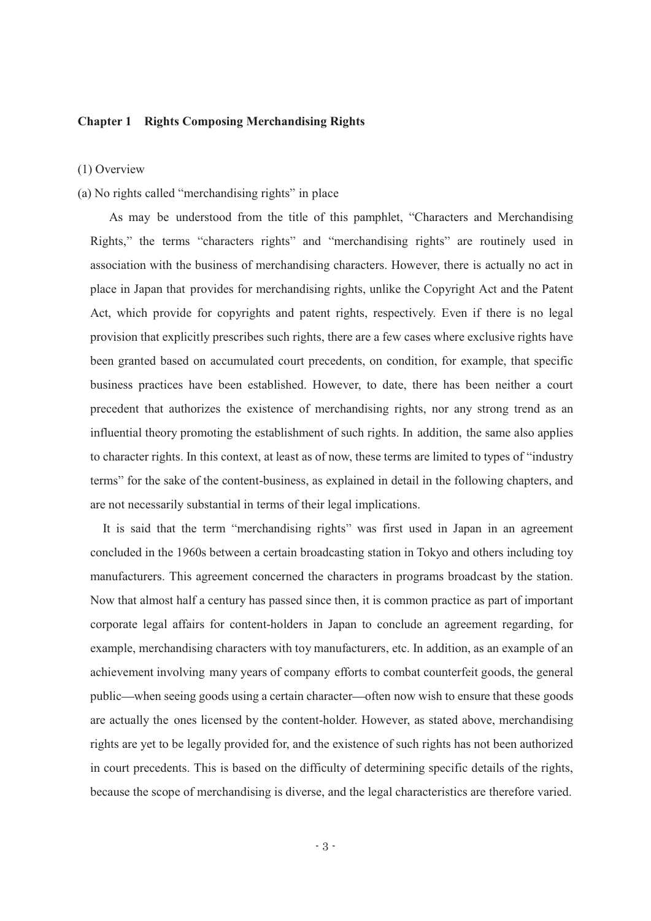## Chapter 1 Rights Composing Merchandising Rights

(1) Overview

(a) No rights called "merchandising rights" in place

As may be understood from the title of this pamphlet, "Characters and Merchandising Rights," the terms "characters rights" and "merchandising rights" are routinely used in association with the business of merchandising characters. However, there is actually no act in place in Japan that provides for merchandising rights, unlike the Copyright Act and the Patent Act, which provide for copyrights and patent rights, respectively. Even if there is no legal provision that explicitly prescribes such rights, there are a few cases where exclusive rights have been granted based on accumulated court precedents, on condition, for example, that specific business practices have been established. However, to date, there has been neither a court precedent that authorizes the existence of merchandising rights, nor any strong trend as an influential theory promoting the establishment of such rights. In addition, the same also applies to character rights. In this context, at least as of now, these terms are limited to types of "industry terms" for the sake of the content-business, as explained in detail in the following chapters, and are not necessarily substantial in terms of their legal implications.

It is said that the term "merchandising rights" was first used in Japan in an agreement concluded in the 1960s between a certain broadcasting station in Tokyo and others including toy manufacturers. This agreement concerned the characters in programs broadcast by the station. Now that almost half a century has passed since then, it is common practice as part of important corporate legal affairs for content-holders in Japan to conclude an agreement regarding, for example, merchandising characters with toy manufacturers, etc. In addition, as an example of an achievement involving many years of company efforts to combat counterfeit goods, the general public—when seeing goods using a certain character—often now wish to ensure that these goods are actually the ones licensed by the content-holder. However, as stated above, merchandising rights are yet to be legally provided for, and the existence of such rights has not been authorized in court precedents. This is based on the difficulty of determining specific details of the rights, because the scope of merchandising is diverse, and the legal characteristics are therefore varied.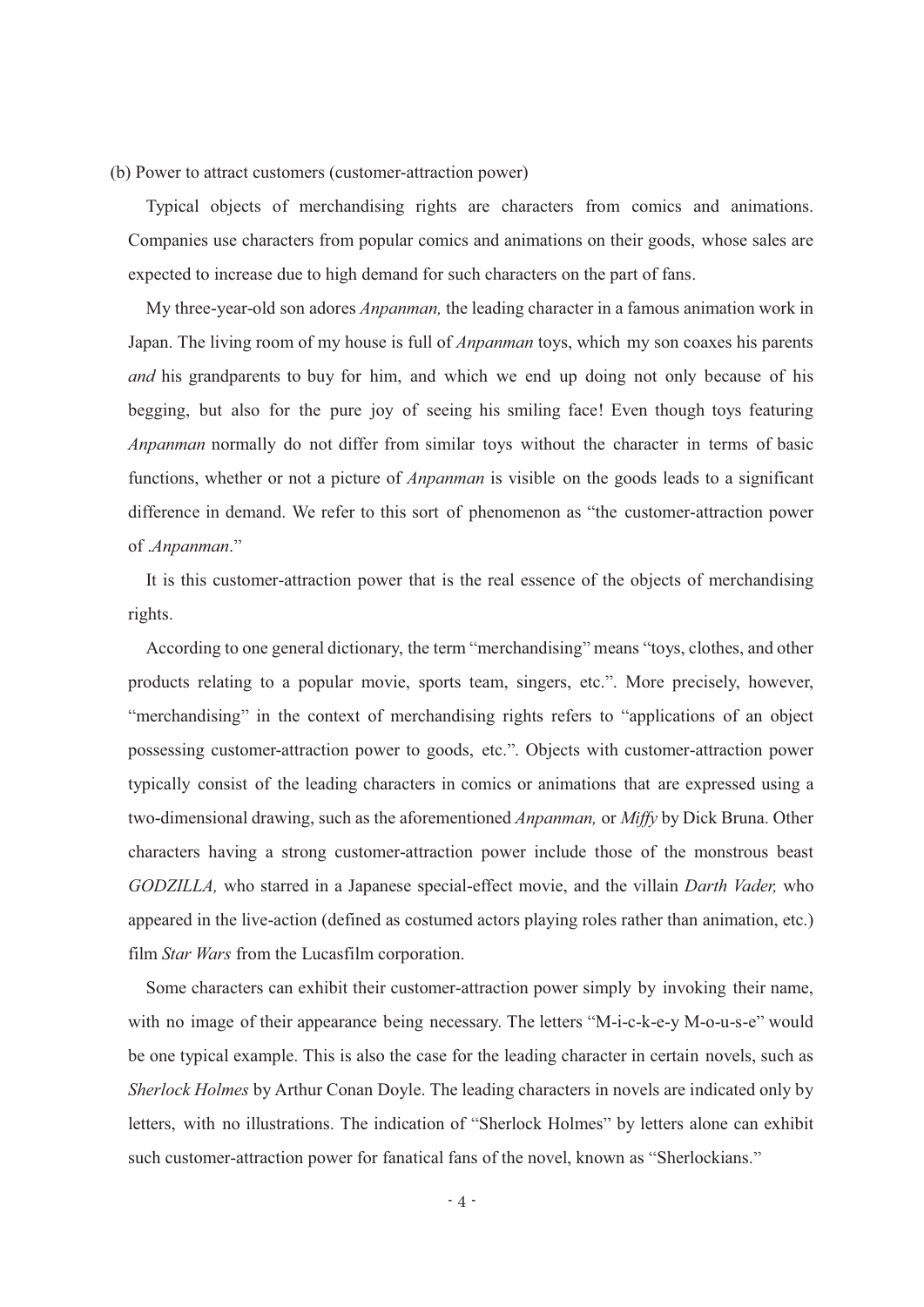(b) Power to attract customers (customer-attraction power)

Typical objects of merchandising rights are characters from comics and animations. Companies use characters from popular comics and animations on their goods, whose sales are expected to increase due to high demand for such characters on the part of fans.

My three-year-old son adores *Anpanman,* the leading character in a famous animation work in Japan. The living room of my house is full of *Anpanman* toys, which my son coaxes his parents *and* his grandparents to buy for him, and which we end up doing not only because of his begging, but also for the pure joy of seeing his smiling face! Even though toys featuring *Anpanman* normally do not differ from similar toys without the character in terms of basic functions, whether or not a picture of *Anpanman* is visible on the goods leads to a significant difference in demand. We refer to this sort of phenomenon as "the customer-attraction power of *Anpanman*."

It is this customer-attraction power that is the real essence of the objects of merchandising rights.

According to one general dictionary, the term "merchandising" means "toys, clothes, and other products relating to a popular movie, sports team, singers, etc.". More precisely, however, "merchandising" in the context of merchandising rights refers to "applications of an object possessing customer-attraction power to goods, etc.". Objects with customer-attraction power typically consist of the leading characters in comics or animations that are expressed using a two-dimensional drawing, such as the aforementioned *Anpanman,* or *Miffy* by Dick Bruna. Other characters having a strong customer-attraction power include those of the monstrous beast *GODZILLA,* who starred in a Japanese special-effect movie, and the villain *Darth Vader,* who appeared in the live-action (defined as costumed actors playing roles rather than animation, etc.) film *Star Wars* from the Lucasfilm corporation.

Some characters can exhibit their customer-attraction power simply by invoking their name, with no image of their appearance being necessary. The letters "M-i-c-k-e-y M-o-u-s-e" would be one typical example. This is also the case for the leading character in certain novels, such as *Sherlock Holmes* by Arthur Conan Doyle. The leading characters in novels are indicated only by letters, with no illustrations. The indication of "Sherlock Holmes" by letters alone can exhibit such customer-attraction power for fanatical fans of the novel, known as "Sherlockians."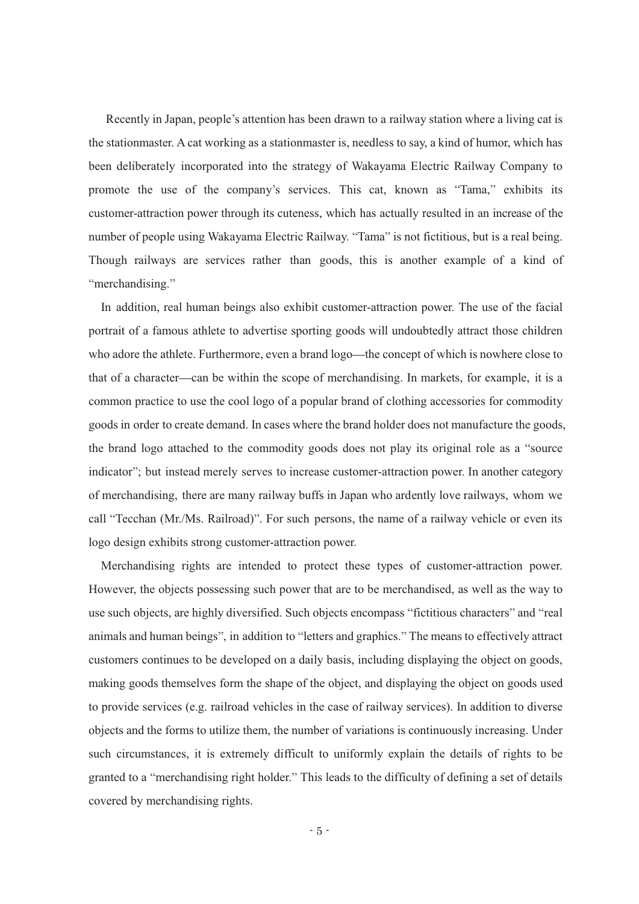Recently in Japan, people's attention has been drawn to a railway station where a living cat is the stationmaster. A cat working as a stationmaster is, needless to say, a kind of humor, which has been deliberately incorporated into the strategy of Wakayama Electric Railway Company to promote the use of the company's services. This cat, known as "Tama," exhibits its customer-attraction power through its cuteness, which has actually resulted in an increase of the number of people using Wakayama Electric Railway. "Tama" is not fictitious, but is a real being. Though railways are services rather than goods, this is another example of a kind of "merchandising."

In addition, real human beings also exhibit customer-attraction power. The use of the facial portrait of a famous athlete to advertise sporting goods will undoubtedly attract those children who adore the athlete. Furthermore, even a brand logo—the concept of which is nowhere close to that of a character—can be within the scope of merchandising. In markets, for example, it is a common practice to use the cool logo of a popular brand of clothing accessories for commodity goods in order to create demand. In cases where the brand holder does not manufacture the goods, the brand logo attached to the commodity goods does not play its original role as a "source indicator"; but instead merely serves to increase customer-attraction power. In another category of merchandising, there are many railway buffs in Japan who ardently love railways, whom we call "Tecchan (Mr./Ms. Railroad)". For such persons, the name of a railway vehicle or even its logo design exhibits strong customer-attraction power.

Merchandising rights are intended to protect these types of customer-attraction power. However, the objects possessing such power that are to be merchandised, as well as the way to use such objects, are highly diversified. Such objects encompass "fictitious characters" and "real animals and human beings", in addition to "letters and graphics." The means to effectively attract customers continues to be developed on a daily basis, including displaying the object on goods, making goods themselves form the shape of the object, and displaying the object on goods used to provide services (e.g. railroad vehicles in the case of railway services). In addition to diverse objects and the forms to utilize them, the number of variations is continuously increasing. Under such circumstances, it is extremely difficult to uniformly explain the details of rights to be granted to a "merchandising right holder." This leads to the difficulty of defining a set of details covered by merchandising rights.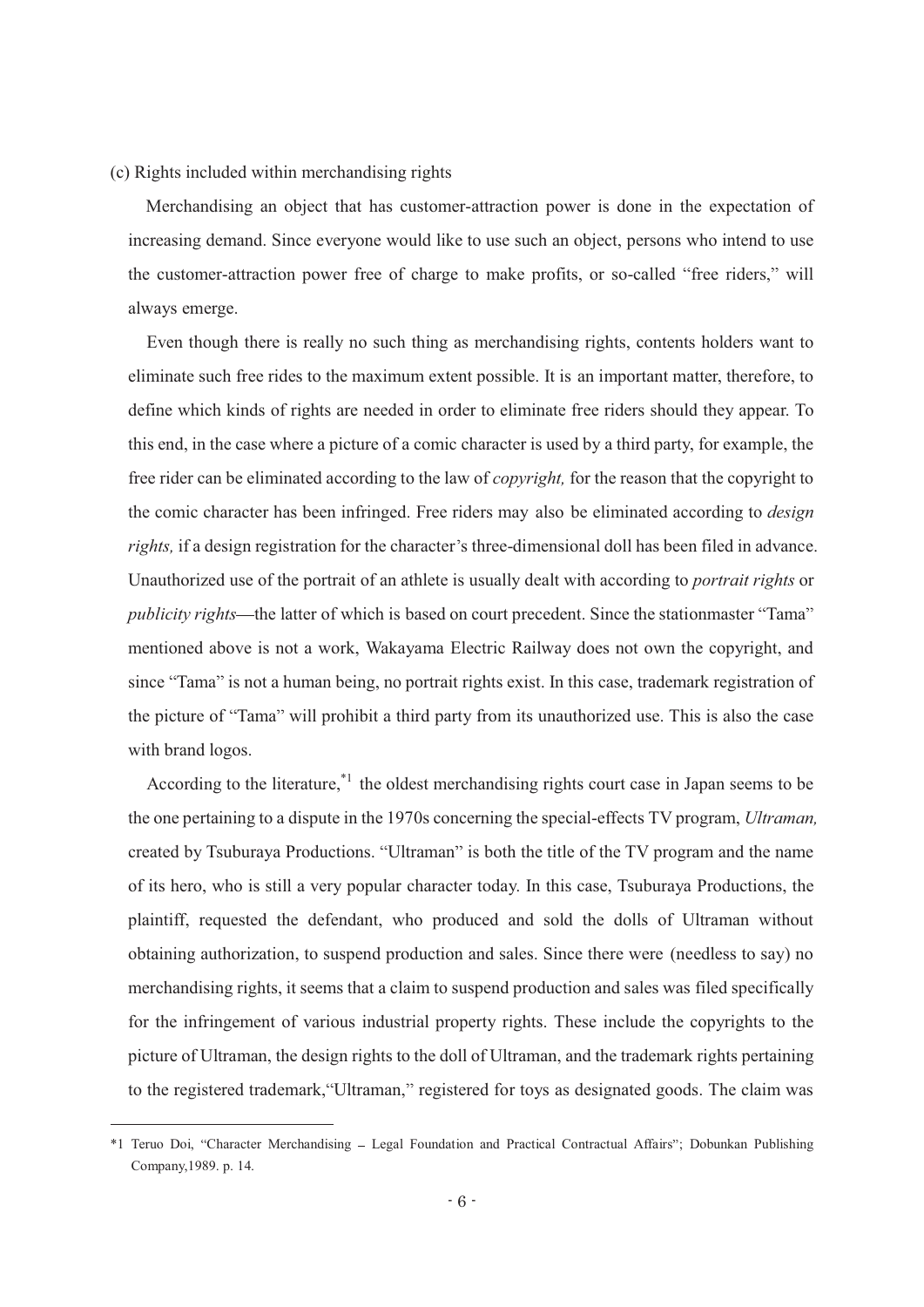(c) Rights included within merchandising rights

Merchandising an object that has customer-attraction power is done in the expectation of increasing demand. Since everyone would like to use such an object, persons who intend to use the customer-attraction power free of charge to make profits, or so-called "free riders," will always emerge.

Even though there is really no such thing as merchandising rights, contents holders want to eliminate such free rides to the maximum extent possible. It is an important matter, therefore, to define which kinds of rights are needed in order to eliminate free riders should they appear. To this end, in the case where a picture of a comic character is used by a third party, for example, the free rider can be eliminated according to the law of *copyright,* for the reason that the copyright to the comic character has been infringed. Free riders may also be eliminated according to *design rights,* if a design registration for the character's three-dimensional doll has been filed in advance. Unauthorized use of the portrait of an athlete is usually dealt with according to *portrait rights* or *publicity rights*—the latter of which is based on court precedent. Since the stationmaster "Tama" mentioned above is not a work, Wakayama Electric Railway does not own the copyright, and since "Tama" is not a human being, no portrait rights exist. In this case, trademark registration of the picture of "Tama" will prohibit a third party from its unauthorized use. This is also the case with brand logos.

According to the literature,[*1] the oldest merchandising rights court case in Japan seems to be the one pertaining to a dispute in the 1970s concerning the special-effects TV program, *Ultraman,* created by Tsuburaya Productions. "Ultraman" is both the title of the TV program and the name of its hero, who is still a very popular character today. In this case, Tsuburaya Productions, the plaintiff, requested the defendant, who produced and sold the dolls of Ultraman without obtaining authorization, to suspend production and sales. Since there were (needless to say) no merchandising rights, it seems that a claim to suspend production and sales was filed specifically for the infringement of various industrial property rights. These include the copyrights to the picture of Ultraman, the design rights to the doll of Ultraman, and the trademark rights pertaining to the registered trademark,"Ultraman," registered for toys as designated goods. The claim was

---

*1 Teruo Doi, "Character Merchandising – Legal Foundation and Practical Contractual Affairs"; Dobunkan Publishing Company,1989. p. 14.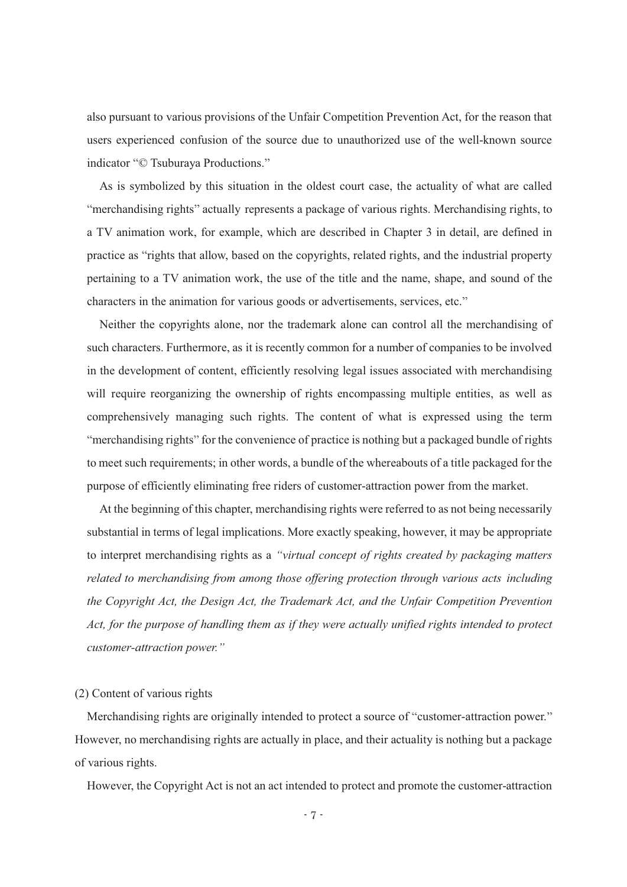also pursuant to various provisions of the Unfair Competition Prevention Act, for the reason that users experienced confusion of the source due to unauthorized use of the well-known source indicator "© Tsuburaya Productions."

As is symbolized by this situation in the oldest court case, the actuality of what are called "merchandising rights" actually represents a package of various rights. Merchandising rights, to a TV animation work, for example, which are described in Chapter 3 in detail, are defined in practice as "rights that allow, based on the copyrights, related rights, and the industrial property pertaining to a TV animation work, the use of the title and the name, shape, and sound of the characters in the animation for various goods or advertisements, services, etc."

Neither the copyrights alone, nor the trademark alone can control all the merchandising of such characters. Furthermore, as it is recently common for a number of companies to be involved in the development of content, efficiently resolving legal issues associated with merchandising will require reorganizing the ownership of rights encompassing multiple entities, as well as comprehensively managing such rights. The content of what is expressed using the term "merchandising rights" for the convenience of practice is nothing but a packaged bundle of rights to meet such requirements; in other words, a bundle of the whereabouts of a title packaged for the purpose of efficiently eliminating free riders of customer-attraction power from the market.

At the beginning of this chapter, merchandising rights were referred to as not being necessarily substantial in terms of legal implications. More exactly speaking, however, it may be appropriate to interpret merchandising rights as a *"virtual concept of rights created by packaging matters related to merchandising from among those offering protection through various acts including the Copyright Act, the Design Act, the Trademark Act, and the Unfair Competition Prevention Act, for the purpose of handling them as if they were actually unified rights intended to protect customer-attraction power."*

(2) Content of various rights

Merchandising rights are originally intended to protect a source of "customer-attraction power." However, no merchandising rights are actually in place, and their actuality is nothing but a package of various rights.

However, the Copyright Act is not an act intended to protect and promote the customer-attraction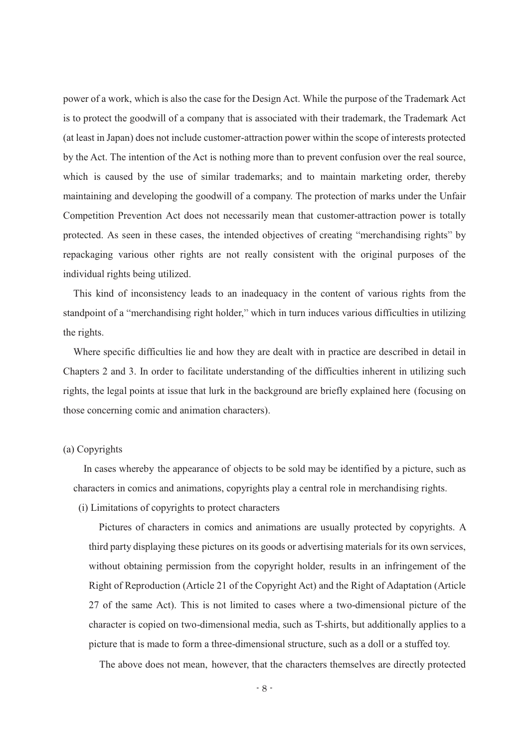power of a work, which is also the case for the Design Act. While the purpose of the Trademark Act is to protect the goodwill of a company that is associated with their trademark, the Trademark Act (at least in Japan) does not include customer-attraction power within the scope of interests protected by the Act. The intention of the Act is nothing more than to prevent confusion over the real source, which is caused by the use of similar trademarks; and to maintain marketing order, thereby maintaining and developing the goodwill of a company. The protection of marks under the Unfair Competition Prevention Act does not necessarily mean that customer-attraction power is totally protected. As seen in these cases, the intended objectives of creating "merchandising rights" by repackaging various other rights are not really consistent with the original purposes of the individual rights being utilized.

This kind of inconsistency leads to an inadequacy in the content of various rights from the standpoint of a "merchandising right holder," which in turn induces various difficulties in utilizing the rights.

Where specific difficulties lie and how they are dealt with in practice are described in detail in Chapters 2 and 3. In order to facilitate understanding of the difficulties inherent in utilizing such rights, the legal points at issue that lurk in the background are briefly explained here (focusing on those concerning comic and animation characters).

(a) Copyrights

In cases whereby the appearance of objects to be sold may be identified by a picture, such as characters in comics and animations, copyrights play a central role in merchandising rights.

(i) Limitations of copyrights to protect characters

Pictures of characters in comics and animations are usually protected by copyrights. A third party displaying these pictures on its goods or advertising materials for its own services, without obtaining permission from the copyright holder, results in an infringement of the Right of Reproduction (Article 21 of the Copyright Act) and the Right of Adaptation (Article 27 of the same Act). This is not limited to cases where a two-dimensional picture of the character is copied on two-dimensional media, such as T-shirts, but additionally applies to a picture that is made to form a three-dimensional structure, such as a doll or a stuffed toy.

The above does not mean, however, that the characters themselves are directly protected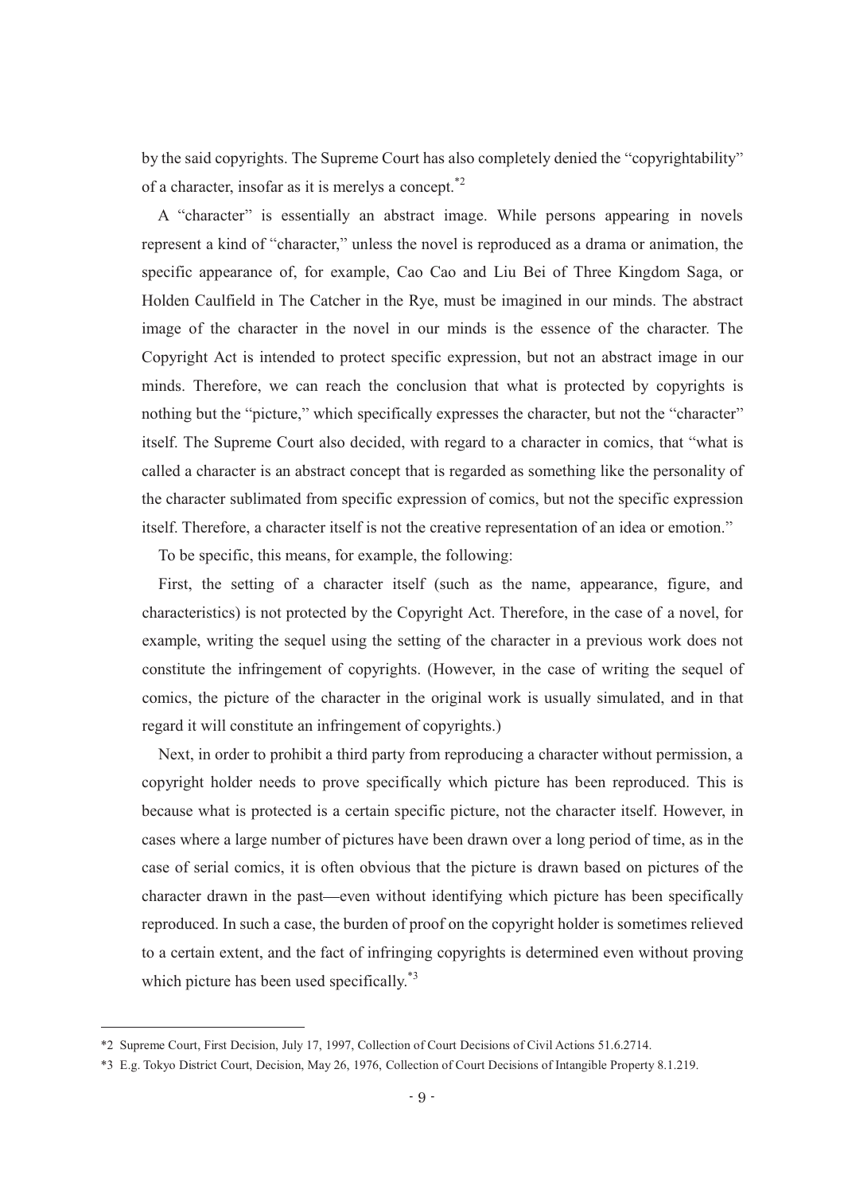by the said copyrights. The Supreme Court has also completely denied the "copyrightability" of a character, insofar as it is merelys a concept.[*2]

A "character" is essentially an abstract image. While persons appearing in novels represent a kind of "character," unless the novel is reproduced as a drama or animation, the specific appearance of, for example, Cao Cao and Liu Bei of Three Kingdom Saga, or Holden Caulfield in The Catcher in the Rye, must be imagined in our minds. The abstract image of the character in the novel in our minds is the essence of the character. The Copyright Act is intended to protect specific expression, but not an abstract image in our minds. Therefore, we can reach the conclusion that what is protected by copyrights is nothing but the "picture," which specifically expresses the character, but not the "character" itself. The Supreme Court also decided, with regard to a character in comics, that "what is called a character is an abstract concept that is regarded as something like the personality of the character sublimated from specific expression of comics, but not the specific expression itself. Therefore, a character itself is not the creative representation of an idea or emotion."

To be specific, this means, for example, the following:

First, the setting of a character itself (such as the name, appearance, figure, and characteristics) is not protected by the Copyright Act. Therefore, in the case of a novel, for example, writing the sequel using the setting of the character in a previous work does not constitute the infringement of copyrights. (However, in the case of writing the sequel of comics, the picture of the character in the original work is usually simulated, and in that regard it will constitute an infringement of copyrights.)

Next, in order to prohibit a third party from reproducing a character without permission, a copyright holder needs to prove specifically which picture has been reproduced. This is because what is protected is a certain specific picture, not the character itself. However, in cases where a large number of pictures have been drawn over a long period of time, as in the case of serial comics, it is often obvious that the picture is drawn based on pictures of the character drawn in the past—even without identifying which picture has been specifically reproduced. In such a case, the burden of proof on the copyright holder is sometimes relieved to a certain extent, and the fact of infringing copyrights is determined even without proving which picture has been used specifically.[*3]

---

*2 Supreme Court, First Decision, July 17, 1997, Collection of Court Decisions of Civil Actions 51.6.2714.

*3 E.g. Tokyo District Court, Decision, May 26, 1976, Collection of Court Decisions of Intangible Property 8.1.219.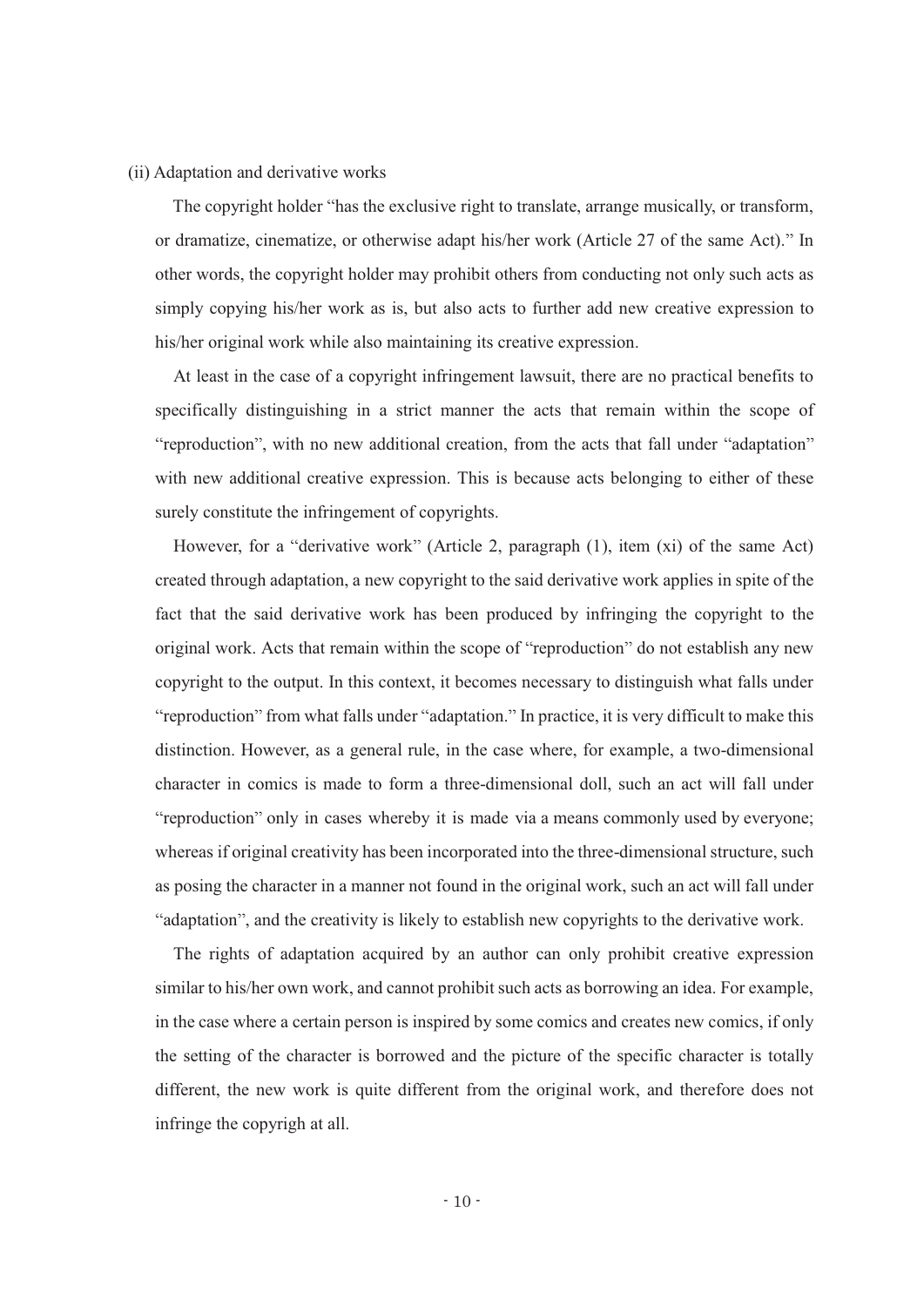(ii) Adaptation and derivative works

The copyright holder "has the exclusive right to translate, arrange musically, or transform, or dramatize, cinematize, or otherwise adapt his/her work (Article 27 of the same Act)." In other words, the copyright holder may prohibit others from conducting not only such acts as simply copying his/her work as is, but also acts to further add new creative expression to his/her original work while also maintaining its creative expression.

At least in the case of a copyright infringement lawsuit, there are no practical benefits to specifically distinguishing in a strict manner the acts that remain within the scope of "reproduction", with no new additional creation, from the acts that fall under "adaptation" with new additional creative expression. This is because acts belonging to either of these surely constitute the infringement of copyrights.

However, for a "derivative work" (Article 2, paragraph (1), item (xi) of the same Act) created through adaptation, a new copyright to the said derivative work applies in spite of the fact that the said derivative work has been produced by infringing the copyright to the original work. Acts that remain within the scope of "reproduction" do not establish any new copyright to the output. In this context, it becomes necessary to distinguish what falls under "reproduction" from what falls under "adaptation." In practice, it is very difficult to make this distinction. However, as a general rule, in the case where, for example, a two-dimensional character in comics is made to form a three-dimensional doll, such an act will fall under "reproduction" only in cases whereby it is made via a means commonly used by everyone; whereas if original creativity has been incorporated into the three-dimensional structure, such as posing the character in a manner not found in the original work, such an act will fall under "adaptation", and the creativity is likely to establish new copyrights to the derivative work.

The rights of adaptation acquired by an author can only prohibit creative expression similar to his/her own work, and cannot prohibit such acts as borrowing an idea. For example, in the case where a certain person is inspired by some comics and creates new comics, if only the setting of the character is borrowed and the picture of the specific character is totally different, the new work is quite different from the original work, and therefore does not infringe the copyrigh at all.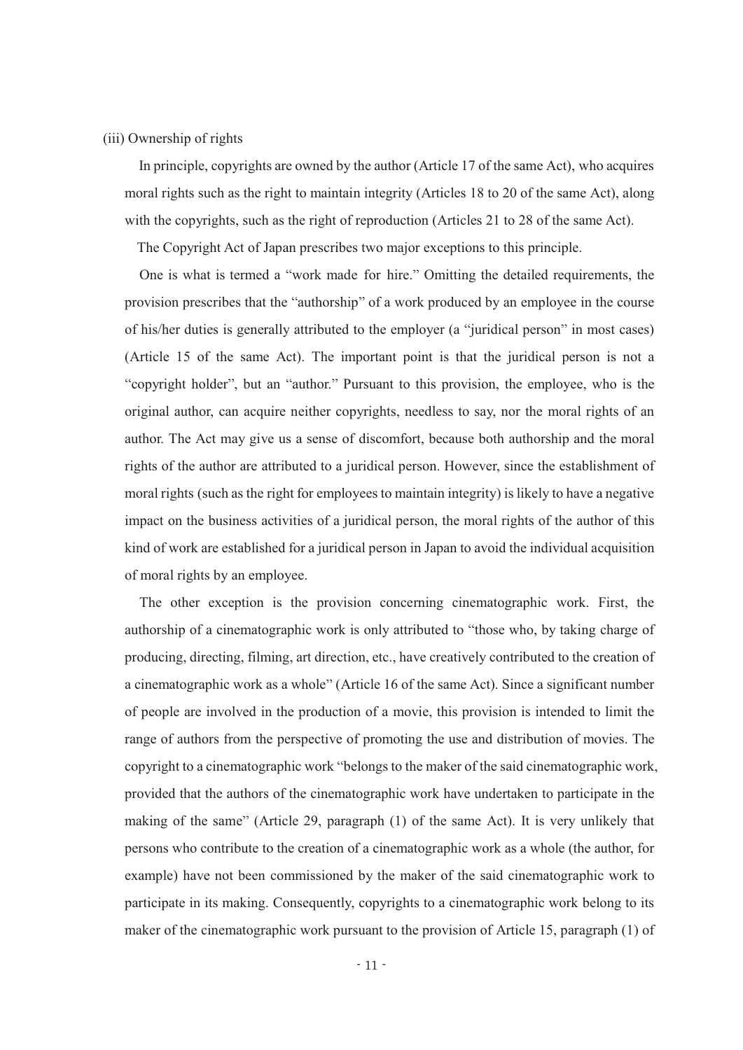(iii) Ownership of rights

In principle, copyrights are owned by the author (Article 17 of the same Act), who acquires moral rights such as the right to maintain integrity (Articles 18 to 20 of the same Act), along with the copyrights, such as the right of reproduction (Articles 21 to 28 of the same Act).

The Copyright Act of Japan prescribes two major exceptions to this principle.

One is what is termed a "work made for hire." Omitting the detailed requirements, the provision prescribes that the "authorship" of a work produced by an employee in the course of his/her duties is generally attributed to the employer (a "juridical person" in most cases) (Article 15 of the same Act). The important point is that the juridical person is not a "copyright holder", but an "author." Pursuant to this provision, the employee, who is the original author, can acquire neither copyrights, needless to say, nor the moral rights of an author. The Act may give us a sense of discomfort, because both authorship and the moral rights of the author are attributed to a juridical person. However, since the establishment of moral rights (such as the right for employees to maintain integrity) is likely to have a negative impact on the business activities of a juridical person, the moral rights of the author of this kind of work are established for a juridical person in Japan to avoid the individual acquisition of moral rights by an employee.

The other exception is the provision concerning cinematographic work. First, the authorship of a cinematographic work is only attributed to "those who, by taking charge of producing, directing, filming, art direction, etc., have creatively contributed to the creation of a cinematographic work as a whole" (Article 16 of the same Act). Since a significant number of people are involved in the production of a movie, this provision is intended to limit the range of authors from the perspective of promoting the use and distribution of movies. The copyright to a cinematographic work "belongs to the maker of the said cinematographic work, provided that the authors of the cinematographic work have undertaken to participate in the making of the same" (Article 29, paragraph (1) of the same Act). It is very unlikely that persons who contribute to the creation of a cinematographic work as a whole (the author, for example) have not been commissioned by the maker of the said cinematographic work to participate in its making. Consequently, copyrights to a cinematographic work belong to its maker of the cinematographic work pursuant to the provision of Article 15, paragraph (1) of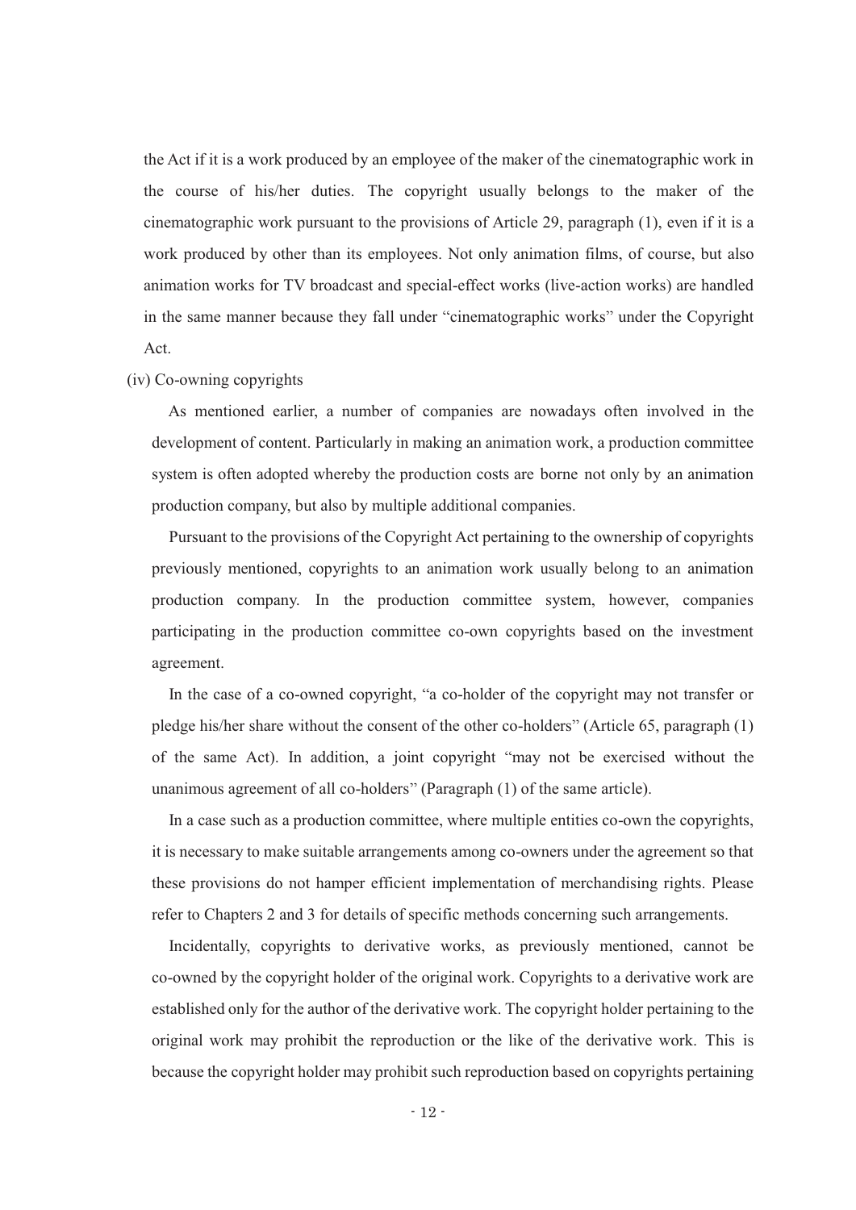the Act if it is a work produced by an employee of the maker of the cinematographic work in the course of his/her duties. The copyright usually belongs to the maker of the cinematographic work pursuant to the provisions of Article 29, paragraph (1), even if it is a work produced by other than its employees. Not only animation films, of course, but also animation works for TV broadcast and special-effect works (live-action works) are handled in the same manner because they fall under "cinematographic works" under the Copyright Act.

(iv) Co-owning copyrights

As mentioned earlier, a number of companies are nowadays often involved in the development of content. Particularly in making an animation work, a production committee system is often adopted whereby the production costs are borne not only by an animation production company, but also by multiple additional companies.

Pursuant to the provisions of the Copyright Act pertaining to the ownership of copyrights previously mentioned, copyrights to an animation work usually belong to an animation production company. In the production committee system, however, companies participating in the production committee co-own copyrights based on the investment agreement.

In the case of a co-owned copyright, "a co-holder of the copyright may not transfer or pledge his/her share without the consent of the other co-holders" (Article 65, paragraph (1) of the same Act). In addition, a joint copyright "may not be exercised without the unanimous agreement of all co-holders" (Paragraph (1) of the same article).

In a case such as a production committee, where multiple entities co-own the copyrights, it is necessary to make suitable arrangements among co-owners under the agreement so that these provisions do not hamper efficient implementation of merchandising rights. Please refer to Chapters 2 and 3 for details of specific methods concerning such arrangements.

Incidentally, copyrights to derivative works, as previously mentioned, cannot be co-owned by the copyright holder of the original work. Copyrights to a derivative work are established only for the author of the derivative work. The copyright holder pertaining to the original work may prohibit the reproduction or the like of the derivative work. This is because the copyright holder may prohibit such reproduction based on copyrights pertaining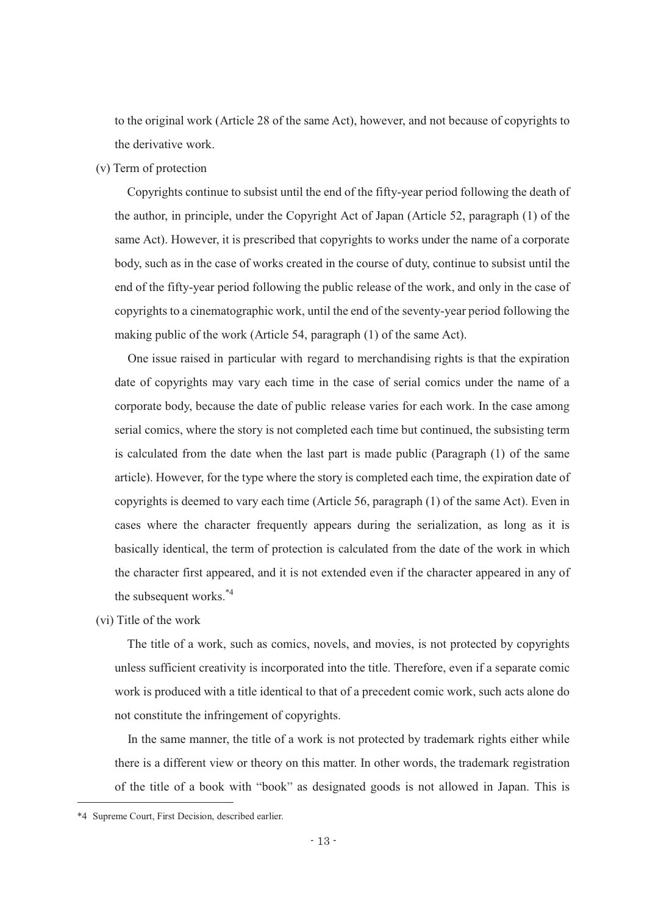to the original work (Article 28 of the same Act), however, and not because of copyrights to the derivative work.

(v) Term of protection

Copyrights continue to subsist until the end of the fifty-year period following the death of the author, in principle, under the Copyright Act of Japan (Article 52, paragraph (1) of the same Act). However, it is prescribed that copyrights to works under the name of a corporate body, such as in the case of works created in the course of duty, continue to subsist until the end of the fifty-year period following the public release of the work, and only in the case of copyrights to a cinematographic work, until the end of the seventy-year period following the making public of the work (Article 54, paragraph (1) of the same Act).

One issue raised in particular with regard to merchandising rights is that the expiration date of copyrights may vary each time in the case of serial comics under the name of a corporate body, because the date of public release varies for each work. In the case among serial comics, where the story is not completed each time but continued, the subsisting term is calculated from the date when the last part is made public (Paragraph (1) of the same article). However, for the type where the story is completed each time, the expiration date of copyrights is deemed to vary each time (Article 56, paragraph (1) of the same Act). Even in cases where the character frequently appears during the serialization, as long as it is basically identical, the term of protection is calculated from the date of the work in which the character first appeared, and it is not extended even if the character appeared in any of the subsequent works.[*4]

(vi) Title of the work

The title of a work, such as comics, novels, and movies, is not protected by copyrights unless sufficient creativity is incorporated into the title. Therefore, even if a separate comic work is produced with a title identical to that of a precedent comic work, such acts alone do not constitute the infringement of copyrights.

In the same manner, the title of a work is not protected by trademark rights either while there is a different view or theory on this matter. In other words, the trademark registration of the title of a book with "book" as designated goods is not allowed in Japan. This is

---

*4 Supreme Court, First Decision, described earlier.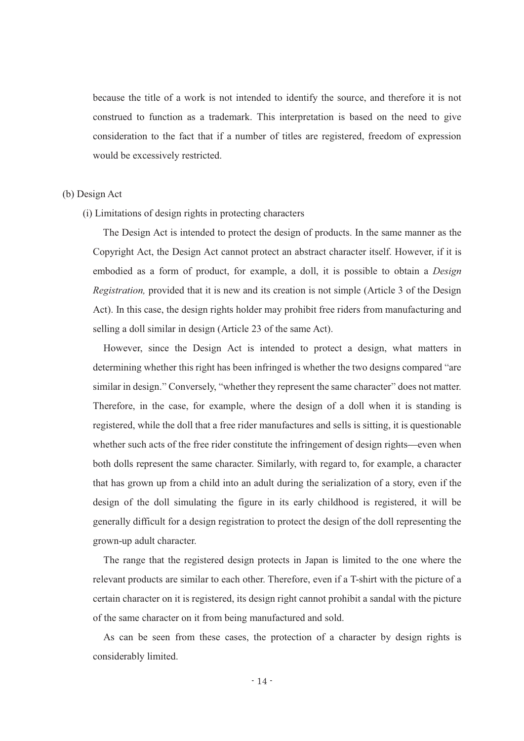because the title of a work is not intended to identify the source, and therefore it is not construed to function as a trademark. This interpretation is based on the need to give consideration to the fact that if a number of titles are registered, freedom of expression would be excessively restricted.

(b) Design Act

(i) Limitations of design rights in protecting characters

The Design Act is intended to protect the design of products. In the same manner as the Copyright Act, the Design Act cannot protect an abstract character itself. However, if it is embodied as a form of product, for example, a doll, it is possible to obtain a *Design Registration,* provided that it is new and its creation is not simple (Article 3 of the Design Act). In this case, the design rights holder may prohibit free riders from manufacturing and selling a doll similar in design (Article 23 of the same Act).

However, since the Design Act is intended to protect a design, what matters in determining whether this right has been infringed is whether the two designs compared "are similar in design." Conversely, "whether they represent the same character" does not matter. Therefore, in the case, for example, where the design of a doll when it is standing is registered, while the doll that a free rider manufactures and sells is sitting, it is questionable whether such acts of the free rider constitute the infringement of design rights—even when both dolls represent the same character. Similarly, with regard to, for example, a character that has grown up from a child into an adult during the serialization of a story, even if the design of the doll simulating the figure in its early childhood is registered, it will be generally difficult for a design registration to protect the design of the doll representing the grown-up adult character.

The range that the registered design protects in Japan is limited to the one where the relevant products are similar to each other. Therefore, even if a T-shirt with the picture of a certain character on it is registered, its design right cannot prohibit a sandal with the picture of the same character on it from being manufactured and sold.

As can be seen from these cases, the protection of a character by design rights is considerably limited.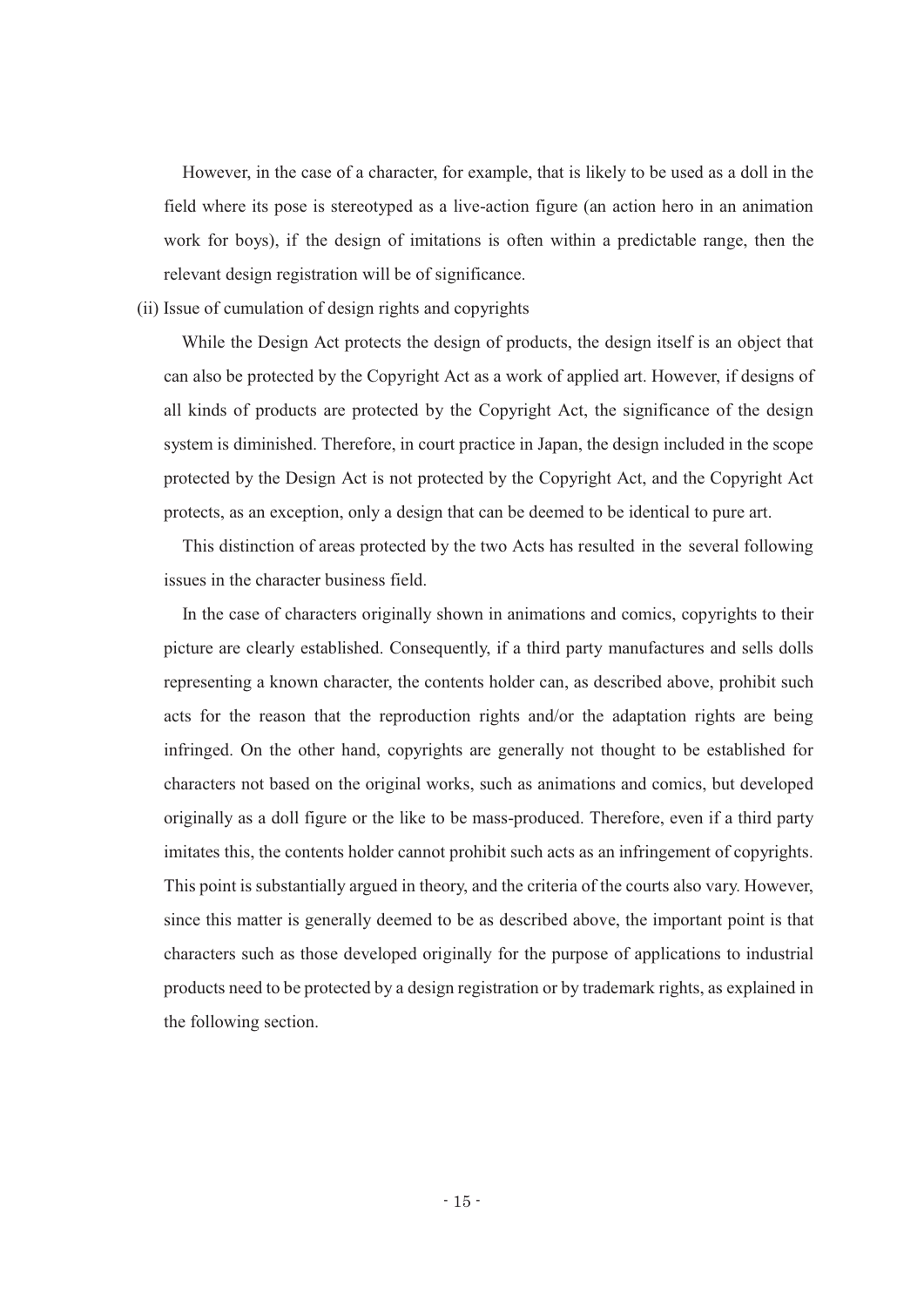However, in the case of a character, for example, that is likely to be used as a doll in the field where its pose is stereotyped as a live-action figure (an action hero in an animation work for boys), if the design of imitations is often within a predictable range, then the relevant design registration will be of significance.

(ii) Issue of cumulation of design rights and copyrights

While the Design Act protects the design of products, the design itself is an object that can also be protected by the Copyright Act as a work of applied art. However, if designs of all kinds of products are protected by the Copyright Act, the significance of the design system is diminished. Therefore, in court practice in Japan, the design included in the scope protected by the Design Act is not protected by the Copyright Act, and the Copyright Act protects, as an exception, only a design that can be deemed to be identical to pure art.

This distinction of areas protected by the two Acts has resulted in the several following issues in the character business field.

In the case of characters originally shown in animations and comics, copyrights to their picture are clearly established. Consequently, if a third party manufactures and sells dolls representing a known character, the contents holder can, as described above, prohibit such acts for the reason that the reproduction rights and/or the adaptation rights are being infringed. On the other hand, copyrights are generally not thought to be established for characters not based on the original works, such as animations and comics, but developed originally as a doll figure or the like to be mass-produced. Therefore, even if a third party imitates this, the contents holder cannot prohibit such acts as an infringement of copyrights. This point is substantially argued in theory, and the criteria of the courts also vary. However, since this matter is generally deemed to be as described above, the important point is that characters such as those developed originally for the purpose of applications to industrial products need to be protected by a design registration or by trademark rights, as explained in the following section.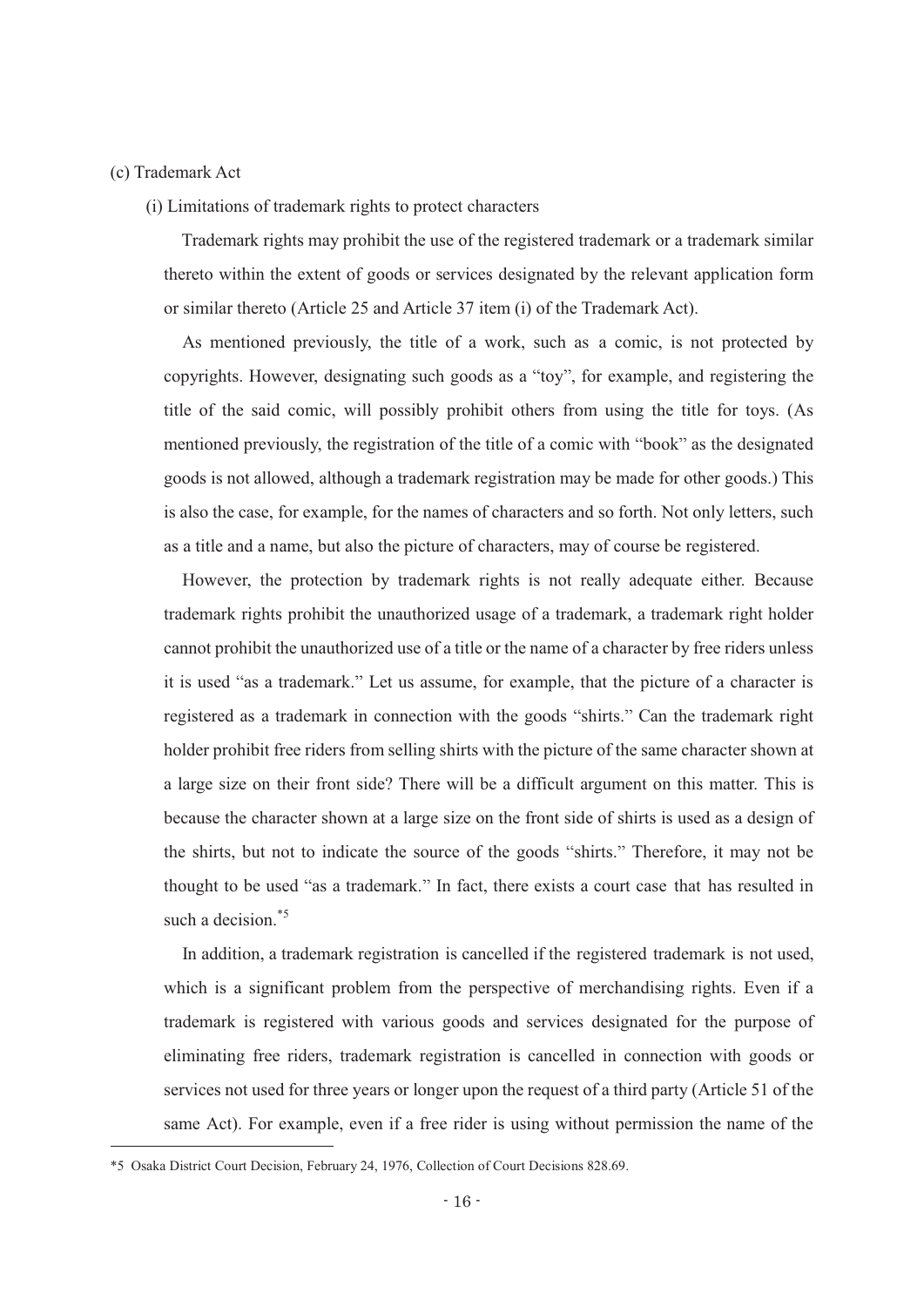(c) Trademark Act

(i) Limitations of trademark rights to protect characters

Trademark rights may prohibit the use of the registered trademark or a trademark similar thereto within the extent of goods or services designated by the relevant application form or similar thereto (Article 25 and Article 37 item (i) of the Trademark Act).

As mentioned previously, the title of a work, such as a comic, is not protected by copyrights. However, designating such goods as a "toy", for example, and registering the title of the said comic, will possibly prohibit others from using the title for toys. (As mentioned previously, the registration of the title of a comic with "book" as the designated goods is not allowed, although a trademark registration may be made for other goods.) This is also the case, for example, for the names of characters and so forth. Not only letters, such as a title and a name, but also the picture of characters, may of course be registered.

However, the protection by trademark rights is not really adequate either. Because trademark rights prohibit the unauthorized usage of a trademark, a trademark right holder cannot prohibit the unauthorized use of a title or the name of a character by free riders unless it is used "as a trademark." Let us assume, for example, that the picture of a character is registered as a trademark in connection with the goods "shirts." Can the trademark right holder prohibit free riders from selling shirts with the picture of the same character shown at a large size on their front side? There will be a difficult argument on this matter. This is because the character shown at a large size on the front side of shirts is used as a design of the shirts, but not to indicate the source of the goods "shirts." Therefore, it may not be thought to be used "as a trademark." In fact, there exists a court case that has resulted in such a decision.[*5]

In addition, a trademark registration is cancelled if the registered trademark is not used, which is a significant problem from the perspective of merchandising rights. Even if a trademark is registered with various goods and services designated for the purpose of eliminating free riders, trademark registration is cancelled in connection with goods or services not used for three years or longer upon the request of a third party (Article 51 of the same Act). For example, even if a free rider is using without permission the name of the

---

*5 Osaka District Court Decision, February 24, 1976, Collection of Court Decisions 828.69.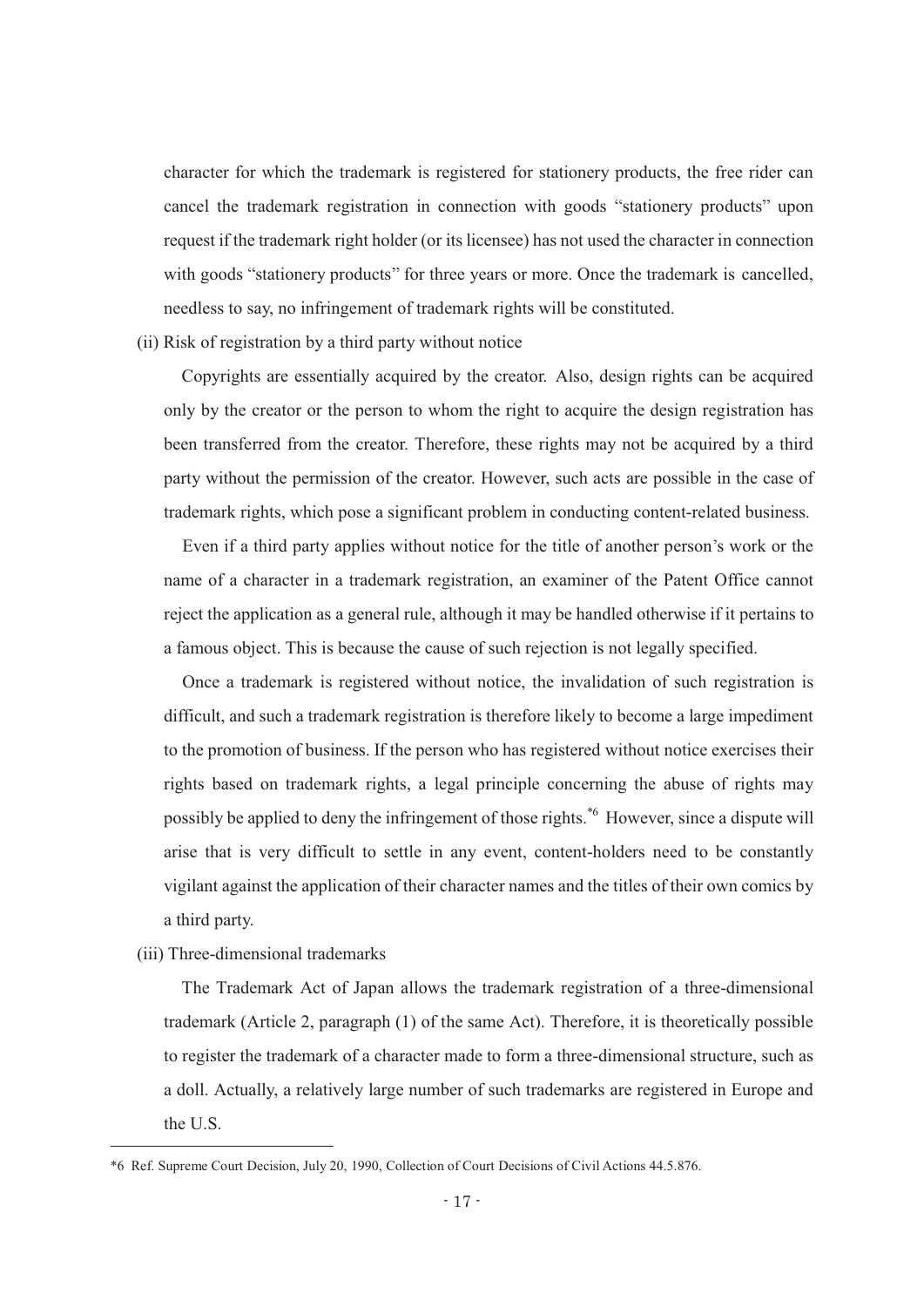character for which the trademark is registered for stationery products, the free rider can cancel the trademark registration in connection with goods "stationery products" upon request if the trademark right holder (or its licensee) has not used the character in connection with goods "stationery products" for three years or more. Once the trademark is cancelled, needless to say, no infringement of trademark rights will be constituted.

(ii) Risk of registration by a third party without notice

Copyrights are essentially acquired by the creator. Also, design rights can be acquired only by the creator or the person to whom the right to acquire the design registration has been transferred from the creator. Therefore, these rights may not be acquired by a third party without the permission of the creator. However, such acts are possible in the case of trademark rights, which pose a significant problem in conducting content-related business.

Even if a third party applies without notice for the title of another person's work or the name of a character in a trademark registration, an examiner of the Patent Office cannot reject the application as a general rule, although it may be handled otherwise if it pertains to a famous object. This is because the cause of such rejection is not legally specified.

Once a trademark is registered without notice, the invalidation of such registration is difficult, and such a trademark registration is therefore likely to become a large impediment to the promotion of business. If the person who has registered without notice exercises their rights based on trademark rights, a legal principle concerning the abuse of rights may possibly be applied to deny the infringement of those rights.[*6] However, since a dispute will arise that is very difficult to settle in any event, content-holders need to be constantly vigilant against the application of their character names and the titles of their own comics by a third party.

(iii) Three-dimensional trademarks

The Trademark Act of Japan allows the trademark registration of a three-dimensional trademark (Article 2, paragraph (1) of the same Act). Therefore, it is theoretically possible to register the trademark of a character made to form a three-dimensional structure, such as a doll. Actually, a relatively large number of such trademarks are registered in Europe and the U.S.

---

*6 Ref. Supreme Court Decision, July 20, 1990, Collection of Court Decisions of Civil Actions 44.5.876.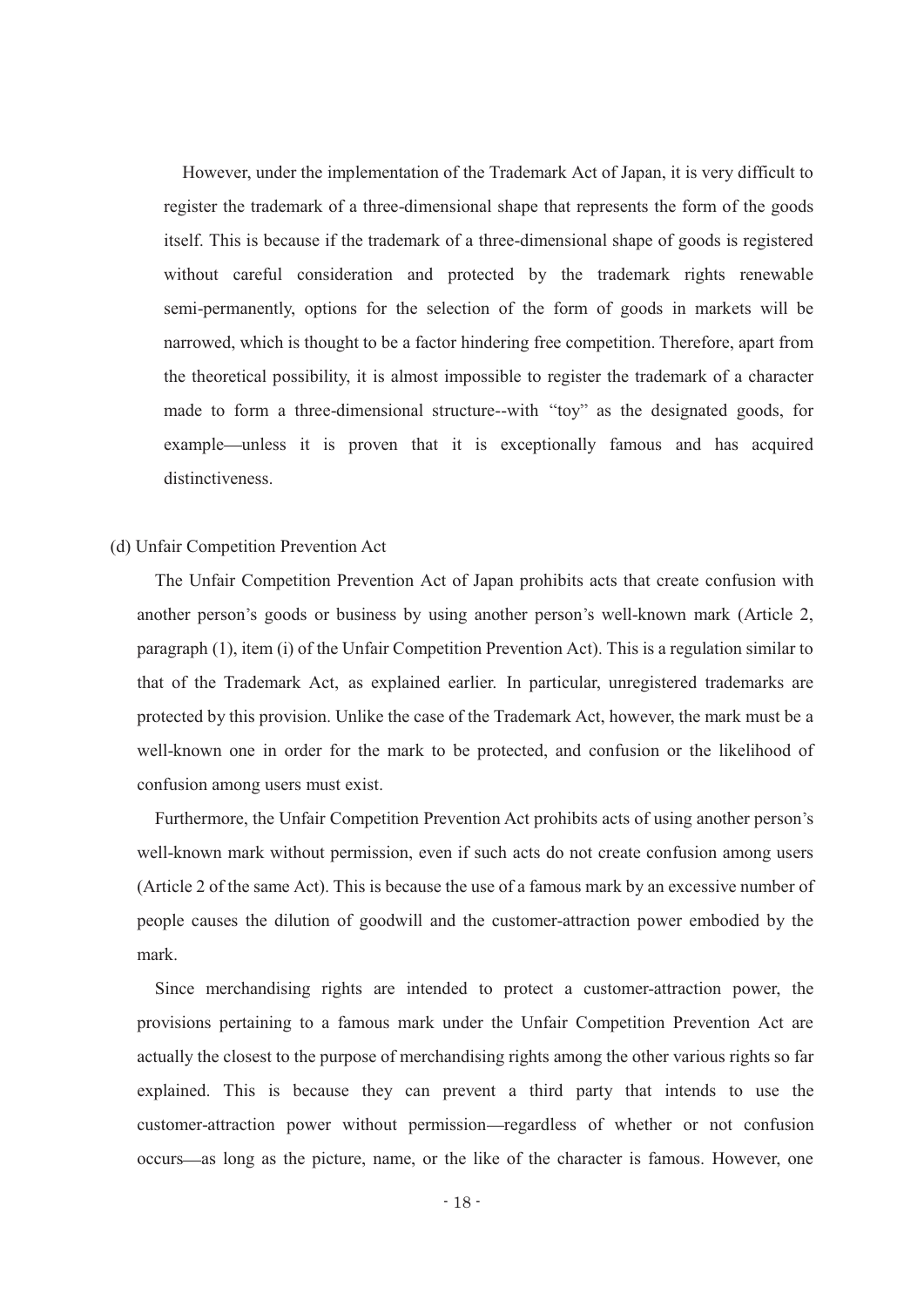However, under the implementation of the Trademark Act of Japan, it is very difficult to register the trademark of a three-dimensional shape that represents the form of the goods itself. This is because if the trademark of a three-dimensional shape of goods is registered without careful consideration and protected by the trademark rights renewable semi-permanently, options for the selection of the form of goods in markets will be narrowed, which is thought to be a factor hindering free competition. Therefore, apart from the theoretical possibility, it is almost impossible to register the trademark of a character made to form a three-dimensional structure--with "toy" as the designated goods, for example—unless it is proven that it is exceptionally famous and has acquired distinctiveness.

(d) Unfair Competition Prevention Act

The Unfair Competition Prevention Act of Japan prohibits acts that create confusion with another person's goods or business by using another person's well-known mark (Article 2, paragraph (1), item (i) of the Unfair Competition Prevention Act). This is a regulation similar to that of the Trademark Act, as explained earlier. In particular, unregistered trademarks are protected by this provision. Unlike the case of the Trademark Act, however, the mark must be a well-known one in order for the mark to be protected, and confusion or the likelihood of confusion among users must exist.

Furthermore, the Unfair Competition Prevention Act prohibits acts of using another person's well-known mark without permission, even if such acts do not create confusion among users (Article 2 of the same Act). This is because the use of a famous mark by an excessive number of people causes the dilution of goodwill and the customer-attraction power embodied by the mark.

Since merchandising rights are intended to protect a customer-attraction power, the provisions pertaining to a famous mark under the Unfair Competition Prevention Act are actually the closest to the purpose of merchandising rights among the other various rights so far explained. This is because they can prevent a third party that intends to use the customer-attraction power without permission—regardless of whether or not confusion occurs—as long as the picture, name, or the like of the character is famous. However, one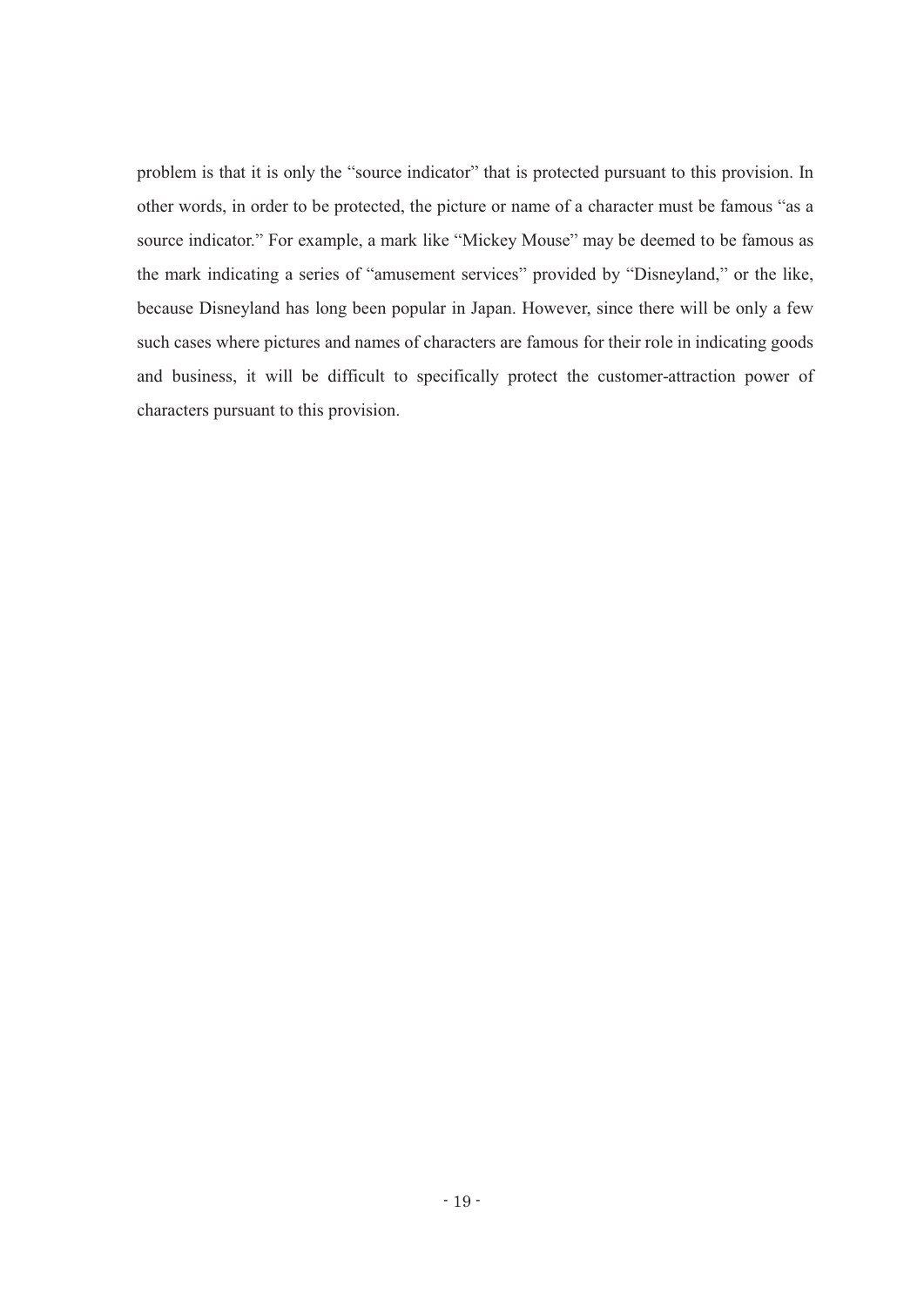problem is that it is only the “source indicator” that is protected pursuant to this provision. In other words, in order to be protected, the picture or name of a character must be famous “as a source indicator.” For example, a mark like “Mickey Mouse” may be deemed to be famous as the mark indicating a series of “amusement services” provided by “Disneyland,” or the like, because Disneyland has long been popular in Japan. However, since there will be only a few such cases where pictures and names of characters are famous for their role in indicating goods and business, it will be difficult to specifically protect the customer-attraction power of characters pursuant to this provision.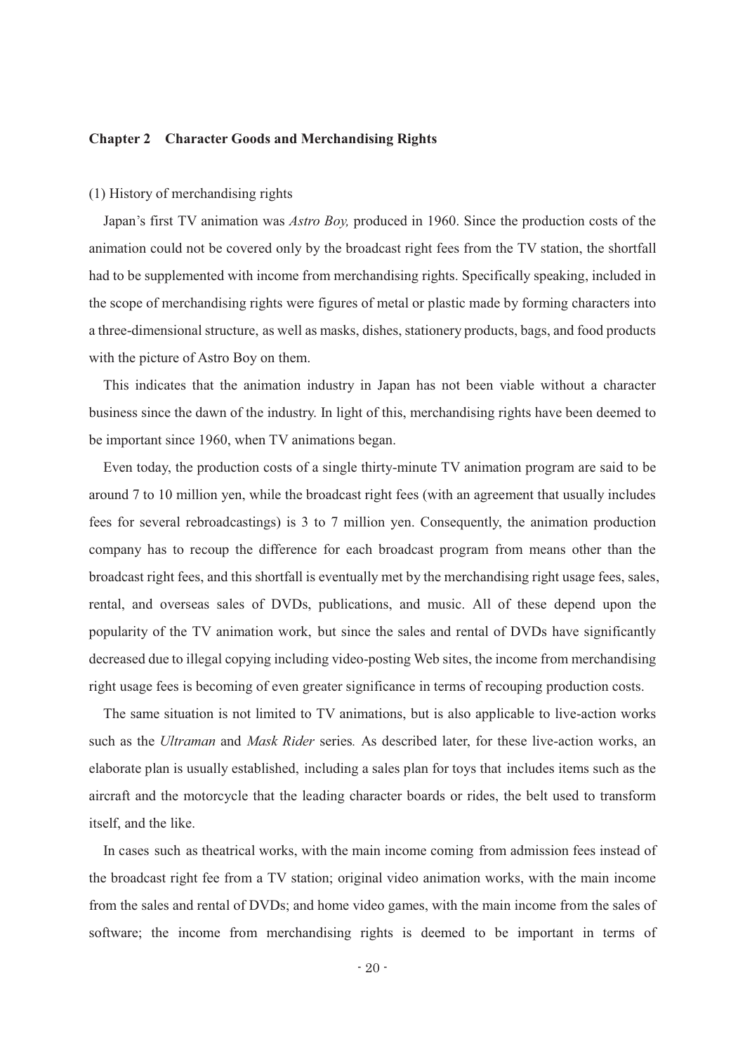## Chapter 2　Character Goods and Merchandising Rights

(1) History of merchandising rights

Japan's first TV animation was *Astro Boy,* produced in 1960. Since the production costs of the animation could not be covered only by the broadcast right fees from the TV station, the shortfall had to be supplemented with income from merchandising rights. Specifically speaking, included in the scope of merchandising rights were figures of metal or plastic made by forming characters into a three-dimensional structure, as well as masks, dishes, stationery products, bags, and food products with the picture of Astro Boy on them.

This indicates that the animation industry in Japan has not been viable without a character business since the dawn of the industry. In light of this, merchandising rights have been deemed to be important since 1960, when TV animations began.

Even today, the production costs of a single thirty-minute TV animation program are said to be around 7 to 10 million yen, while the broadcast right fees (with an agreement that usually includes fees for several rebroadcastings) is 3 to 7 million yen. Consequently, the animation production company has to recoup the difference for each broadcast program from means other than the broadcast right fees, and this shortfall is eventually met by the merchandising right usage fees, sales, rental, and overseas sales of DVDs, publications, and music. All of these depend upon the popularity of the TV animation work, but since the sales and rental of DVDs have significantly decreased due to illegal copying including video-posting Web sites, the income from merchandising right usage fees is becoming of even greater significance in terms of recouping production costs.

The same situation is not limited to TV animations, but is also applicable to live-action works such as the *Ultraman* and *Mask Rider* series*.* As described later, for these live-action works, an elaborate plan is usually established, including a sales plan for toys that includes items such as the aircraft and the motorcycle that the leading character boards or rides, the belt used to transform itself, and the like.

In cases such as theatrical works, with the main income coming from admission fees instead of the broadcast right fee from a TV station; original video animation works, with the main income from the sales and rental of DVDs; and home video games, with the main income from the sales of software; the income from merchandising rights is deemed to be important in terms of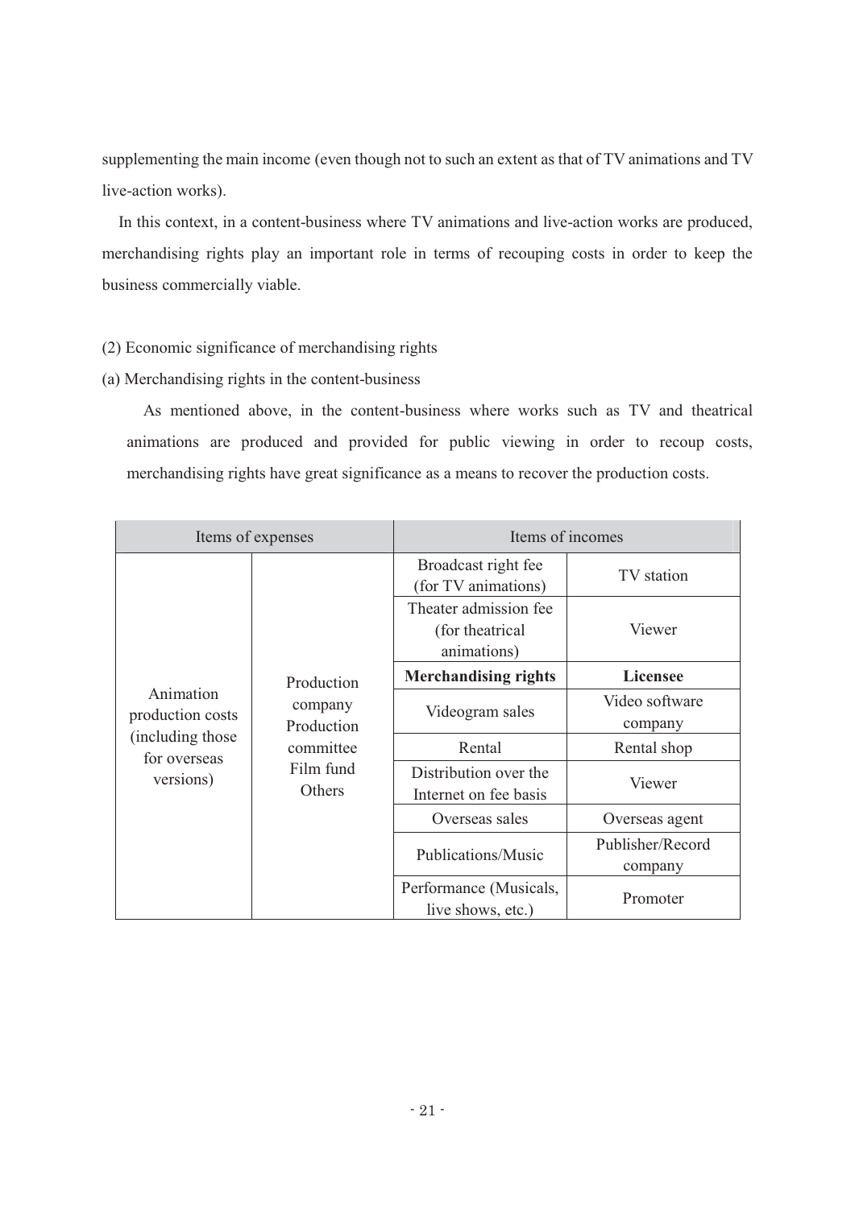supplementing the main income (even though not to such an extent as that of TV animations and TV live-action works).

In this context, in a content-business where TV animations and live-action works are produced, merchandising rights play an important role in terms of recouping costs in order to keep the business commercially viable.

(2) Economic significance of merchandising rights

(a) Merchandising rights in the content-business

As mentioned above, in the content-business where works such as TV and theatrical animations are produced and provided for public viewing in order to recoup costs, merchandising rights have great significance as a means to recover the production costs.

| Items of expenses | | Items of incomes | |
|---|---|---|---|
| Animation production costs (including those for overseas versions) | Production company Production committee Film fund Others | Broadcast right fee (for TV animations) | TV station |
| | | Theater admission fee (for theatrical animations) | Viewer |
| | | **Merchandising rights** | **Licensee** |
| | | Videogram sales | Video software company |
| | | Rental | Rental shop |
| | | Distribution over the Internet on fee basis | Viewer |
| | | Overseas sales | Overseas agent |
| | | Publications/Music | Publisher/Record company |
| | | Performance (Musicals, live shows, etc.) | Promoter |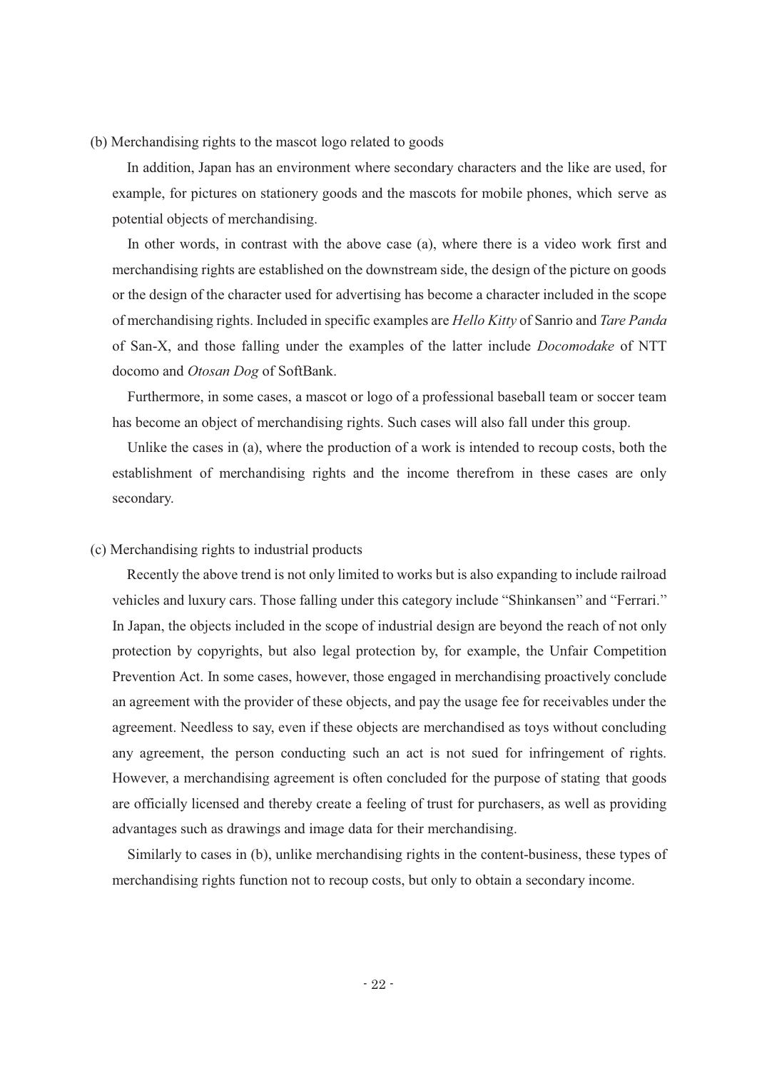### (b) Merchandising rights to the mascot logo related to goods

In addition, Japan has an environment where secondary characters and the like are used, for example, for pictures on stationery goods and the mascots for mobile phones, which serve as potential objects of merchandising.

In other words, in contrast with the above case (a), where there is a video work first and merchandising rights are established on the downstream side, the design of the picture on goods or the design of the character used for advertising has become a character included in the scope of merchandising rights. Included in specific examples are *Hello Kitty* of Sanrio and *Tare Panda* of San-X, and those falling under the examples of the latter include *Docomodake* of NTT docomo and *Otosan Dog* of SoftBank.

Furthermore, in some cases, a mascot or logo of a professional baseball team or soccer team has become an object of merchandising rights. Such cases will also fall under this group.

Unlike the cases in (a), where the production of a work is intended to recoup costs, both the establishment of merchandising rights and the income therefrom in these cases are only secondary.

### (c) Merchandising rights to industrial products

Recently the above trend is not only limited to works but is also expanding to include railroad vehicles and luxury cars. Those falling under this category include "Shinkansen" and "Ferrari." In Japan, the objects included in the scope of industrial design are beyond the reach of not only protection by copyrights, but also legal protection by, for example, the Unfair Competition Prevention Act. In some cases, however, those engaged in merchandising proactively conclude an agreement with the provider of these objects, and pay the usage fee for receivables under the agreement. Needless to say, even if these objects are merchandised as toys without concluding any agreement, the person conducting such an act is not sued for infringement of rights. However, a merchandising agreement is often concluded for the purpose of stating that goods are officially licensed and thereby create a feeling of trust for purchasers, as well as providing advantages such as drawings and image data for their merchandising.

Similarly to cases in (b), unlike merchandising rights in the content-business, these types of merchandising rights function not to recoup costs, but only to obtain a secondary income.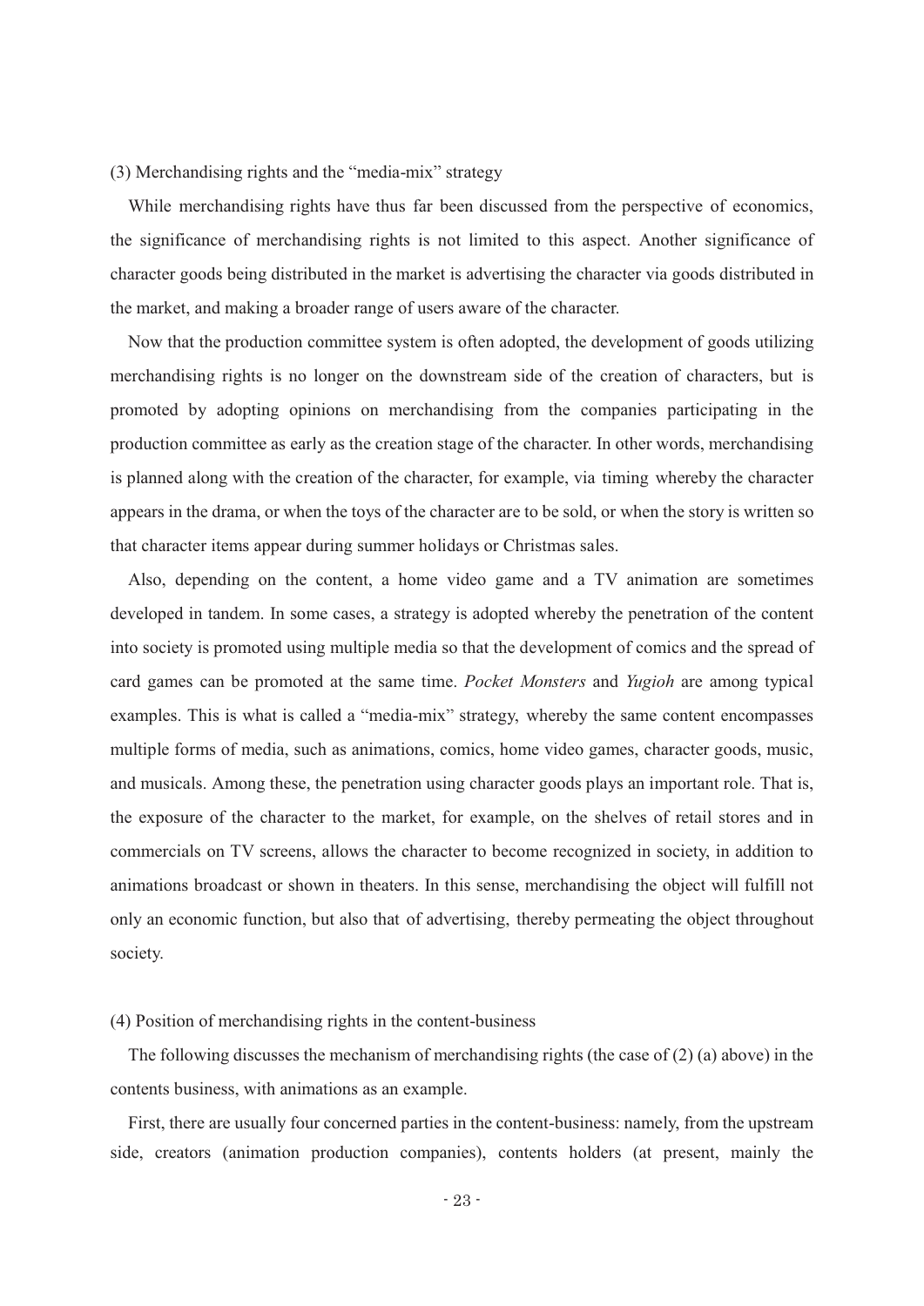### (3) Merchandising rights and the "media-mix" strategy

While merchandising rights have thus far been discussed from the perspective of economics, the significance of merchandising rights is not limited to this aspect. Another significance of character goods being distributed in the market is advertising the character via goods distributed in the market, and making a broader range of users aware of the character.

Now that the production committee system is often adopted, the development of goods utilizing merchandising rights is no longer on the downstream side of the creation of characters, but is promoted by adopting opinions on merchandising from the companies participating in the production committee as early as the creation stage of the character. In other words, merchandising is planned along with the creation of the character, for example, via timing whereby the character appears in the drama, or when the toys of the character are to be sold, or when the story is written so that character items appear during summer holidays or Christmas sales.

Also, depending on the content, a home video game and a TV animation are sometimes developed in tandem. In some cases, a strategy is adopted whereby the penetration of the content into society is promoted using multiple media so that the development of comics and the spread of card games can be promoted at the same time. *Pocket Monsters* and *Yugioh* are among typical examples. This is what is called a "media-mix" strategy, whereby the same content encompasses multiple forms of media, such as animations, comics, home video games, character goods, music, and musicals. Among these, the penetration using character goods plays an important role. That is, the exposure of the character to the market, for example, on the shelves of retail stores and in commercials on TV screens, allows the character to become recognized in society, in addition to animations broadcast or shown in theaters. In this sense, merchandising the object will fulfill not only an economic function, but also that of advertising, thereby permeating the object throughout society.

### (4) Position of merchandising rights in the content-business

The following discusses the mechanism of merchandising rights (the case of (2) (a) above) in the contents business, with animations as an example.

First, there are usually four concerned parties in the content-business: namely, from the upstream side, creators (animation production companies), contents holders (at present, mainly the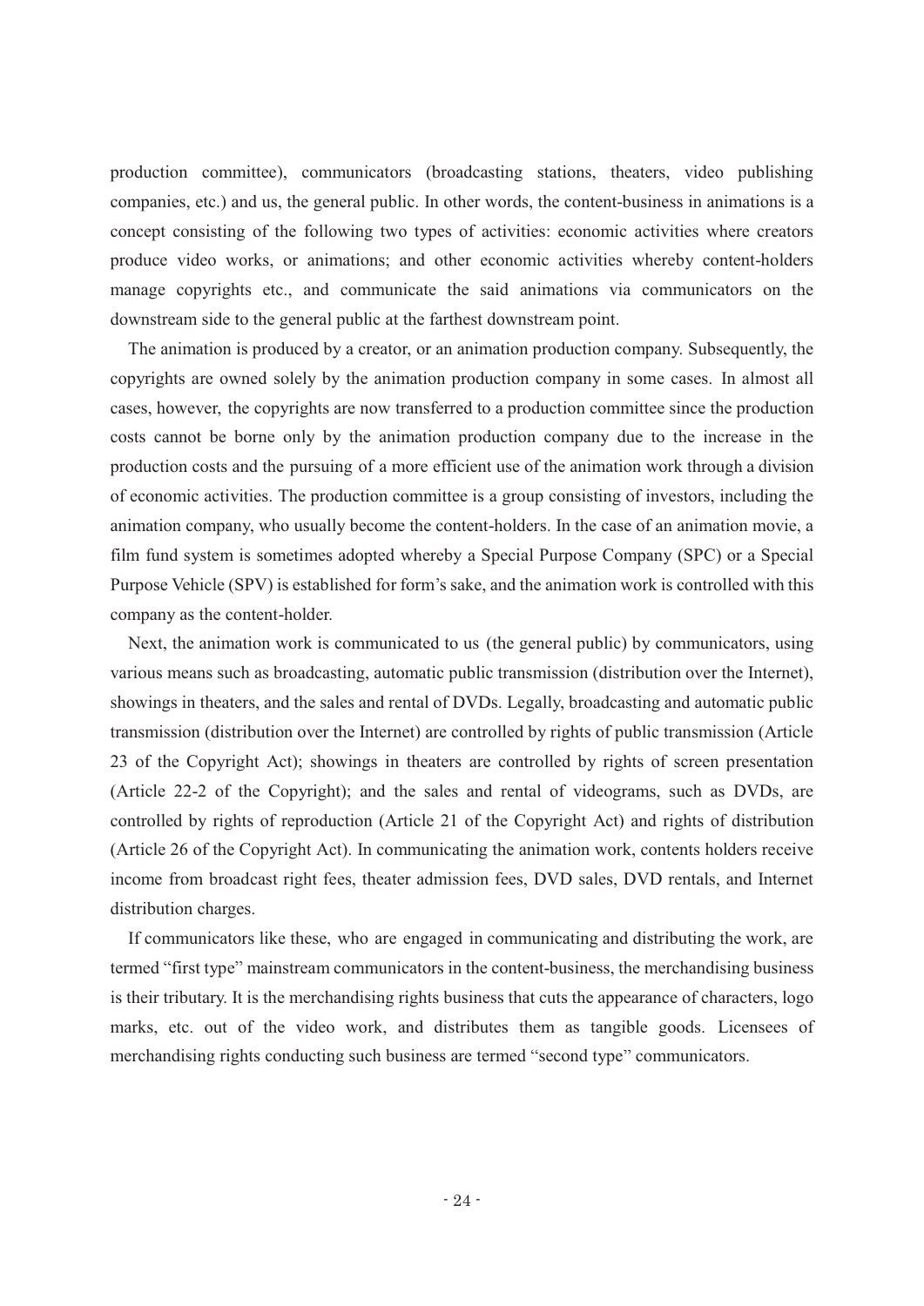production committee), communicators (broadcasting stations, theaters, video publishing companies, etc.) and us, the general public. In other words, the content-business in animations is a concept consisting of the following two types of activities: economic activities where creators produce video works, or animations; and other economic activities whereby content-holders manage copyrights etc., and communicate the said animations via communicators on the downstream side to the general public at the farthest downstream point.

The animation is produced by a creator, or an animation production company. Subsequently, the copyrights are owned solely by the animation production company in some cases. In almost all cases, however, the copyrights are now transferred to a production committee since the production costs cannot be borne only by the animation production company due to the increase in the production costs and the pursuing of a more efficient use of the animation work through a division of economic activities. The production committee is a group consisting of investors, including the animation company, who usually become the content-holders. In the case of an animation movie, a film fund system is sometimes adopted whereby a Special Purpose Company (SPC) or a Special Purpose Vehicle (SPV) is established for form's sake, and the animation work is controlled with this company as the content-holder.

Next, the animation work is communicated to us (the general public) by communicators, using various means such as broadcasting, automatic public transmission (distribution over the Internet), showings in theaters, and the sales and rental of DVDs. Legally, broadcasting and automatic public transmission (distribution over the Internet) are controlled by rights of public transmission (Article 23 of the Copyright Act); showings in theaters are controlled by rights of screen presentation (Article 22-2 of the Copyright); and the sales and rental of videograms, such as DVDs, are controlled by rights of reproduction (Article 21 of the Copyright Act) and rights of distribution (Article 26 of the Copyright Act). In communicating the animation work, contents holders receive income from broadcast right fees, theater admission fees, DVD sales, DVD rentals, and Internet distribution charges.

If communicators like these, who are engaged in communicating and distributing the work, are termed "first type" mainstream communicators in the content-business, the merchandising business is their tributary. It is the merchandising rights business that cuts the appearance of characters, logo marks, etc. out of the video work, and distributes them as tangible goods. Licensees of merchandising rights conducting such business are termed "second type" communicators.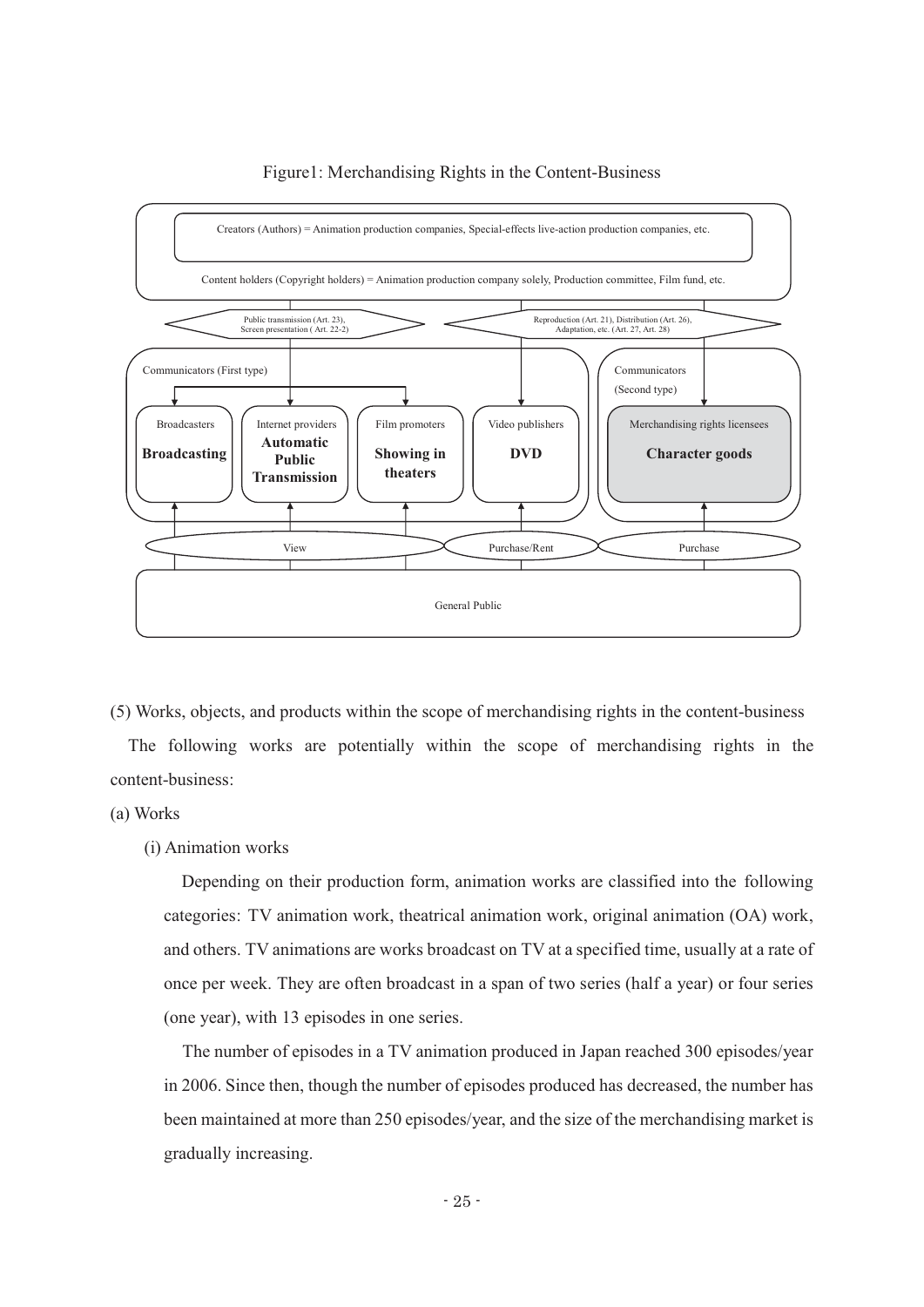Figure1: Merchandising Rights in the Content-Business

Creators (Authors) = Animation production companies, Special-effects live-action production companies, etc.

Content holders (Copyright holders) = Animation production company solely, Production committee, Film fund, etc.

Public transmission (Art. 23), Screen presentation ( Art. 22-2)

Reproduction (Art. 21), Distribution (Art. 26), Adaptation, etc. (Art. 27, Art. 28)

Communicators (First type)

Broadcasters — **Broadcasting**

Internet providers — **Automatic Public Transmission**

Film promoters — **Showing in theaters**

Video publishers — **DVD**

Communicators (Second type)

Merchandising rights licensees — **Character goods**

View / Purchase/Rent / Purchase

General Public

(5) Works, objects, and products within the scope of merchandising rights in the content-business

The following works are potentially within the scope of merchandising rights in the content-business:

(a) Works

(i) Animation works

Depending on their production form, animation works are classified into the following categories: TV animation work, theatrical animation work, original animation (OA) work, and others. TV animations are works broadcast on TV at a specified time, usually at a rate of once per week. They are often broadcast in a span of two series (half a year) or four series (one year), with 13 episodes in one series.

The number of episodes in a TV animation produced in Japan reached 300 episodes/year in 2006. Since then, though the number of episodes produced has decreased, the number has been maintained at more than 250 episodes/year, and the size of the merchandising market is gradually increasing.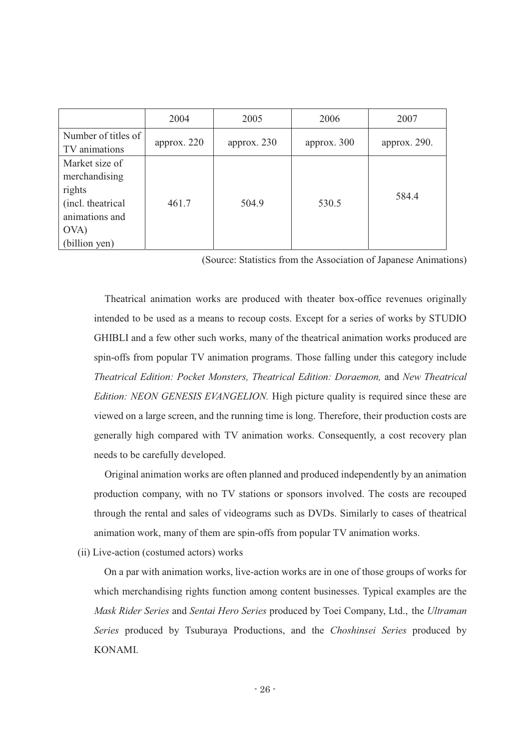| | 2004 | 2005 | 2006 | 2007 |
|---|---|---|---|---|
| Number of titles of TV animations | approx. 220 | approx. 230 | approx. 300 | approx. 290. |
| Market size of merchandising rights (incl. theatrical animations and OVA) (billion yen) | 461.7 | 504.9 | 530.5 | 584.4 |

(Source: Statistics from the Association of Japanese Animations)

Theatrical animation works are produced with theater box-office revenues originally intended to be used as a means to recoup costs. Except for a series of works by STUDIO GHIBLI and a few other such works, many of the theatrical animation works produced are spin-offs from popular TV animation programs. Those falling under this category include *Theatrical Edition: Pocket Monsters, Theatrical Edition: Doraemon,* and *New Theatrical Edition: NEON GENESIS EVANGELION.* High picture quality is required since these are viewed on a large screen, and the running time is long. Therefore, their production costs are generally high compared with TV animation works. Consequently, a cost recovery plan needs to be carefully developed.

Original animation works are often planned and produced independently by an animation production company, with no TV stations or sponsors involved. The costs are recouped through the rental and sales of videograms such as DVDs. Similarly to cases of theatrical animation work, many of them are spin-offs from popular TV animation works.

(ii) Live-action (costumed actors) works

On a par with animation works, live-action works are in one of those groups of works for which merchandising rights function among content businesses. Typical examples are the *Mask Rider Series* and *Sentai Hero Series* produced by Toei Company, Ltd., the *Ultraman Series* produced by Tsuburaya Productions, and the *Choshinsei Series* produced by KONAMI.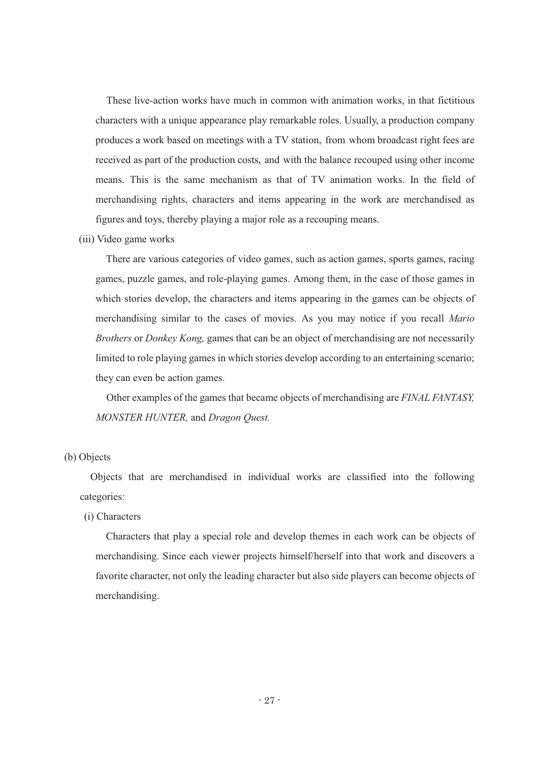These live-action works have much in common with animation works, in that fictitious characters with a unique appearance play remarkable roles. Usually, a production company produces a work based on meetings with a TV station, from whom broadcast right fees are received as part of the production costs, and with the balance recouped using other income means. This is the same mechanism as that of TV animation works. In the field of merchandising rights, characters and items appearing in the work are merchandised as figures and toys, thereby playing a major role as a recouping means.

(iii) Video game works

There are various categories of video games, such as action games, sports games, racing games, puzzle games, and role-playing games. Among them, in the case of those games in which stories develop, the characters and items appearing in the games can be objects of merchandising similar to the cases of movies. As you may notice if you recall *Mario Brothers* or *Donkey Kong,* games that can be an object of merchandising are not necessarily limited to role playing games in which stories develop according to an entertaining scenario; they can even be action games.

Other examples of the games that became objects of merchandising are *FINAL FANTASY, MONSTER HUNTER,* and *Dragon Quest.*

(b) Objects

Objects that are merchandised in individual works are classified into the following categories:

(i) Characters

Characters that play a special role and develop themes in each work can be objects of merchandising. Since each viewer projects himself/herself into that work and discovers a favorite character, not only the leading character but also side players can become objects of merchandising.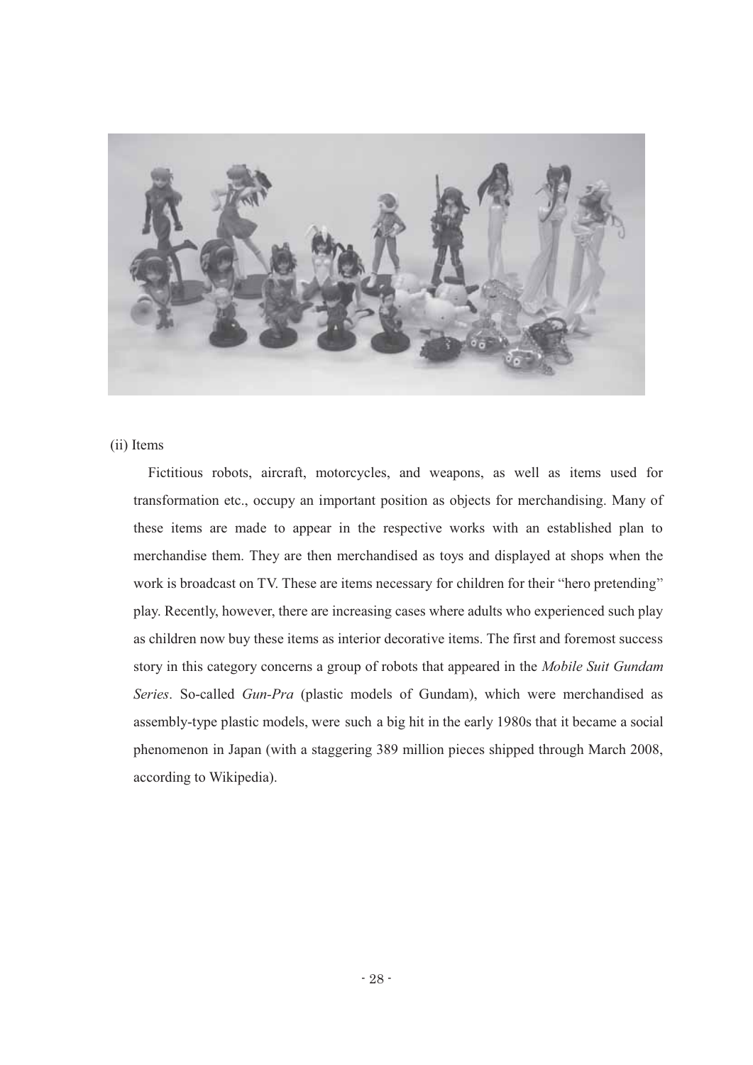(ii) Items

Fictitious robots, aircraft, motorcycles, and weapons, as well as items used for transformation etc., occupy an important position as objects for merchandising. Many of these items are made to appear in the respective works with an established plan to merchandise them. They are then merchandised as toys and displayed at shops when the work is broadcast on TV. These are items necessary for children for their "hero pretending" play. Recently, however, there are increasing cases where adults who experienced such play as children now buy these items as interior decorative items. The first and foremost success story in this category concerns a group of robots that appeared in the *Mobile Suit Gundam Series*. So-called *Gun-Pra* (plastic models of Gundam), which were merchandised as assembly-type plastic models, were such a big hit in the early 1980s that it became a social phenomenon in Japan (with a staggering 389 million pieces shipped through March 2008, according to Wikipedia).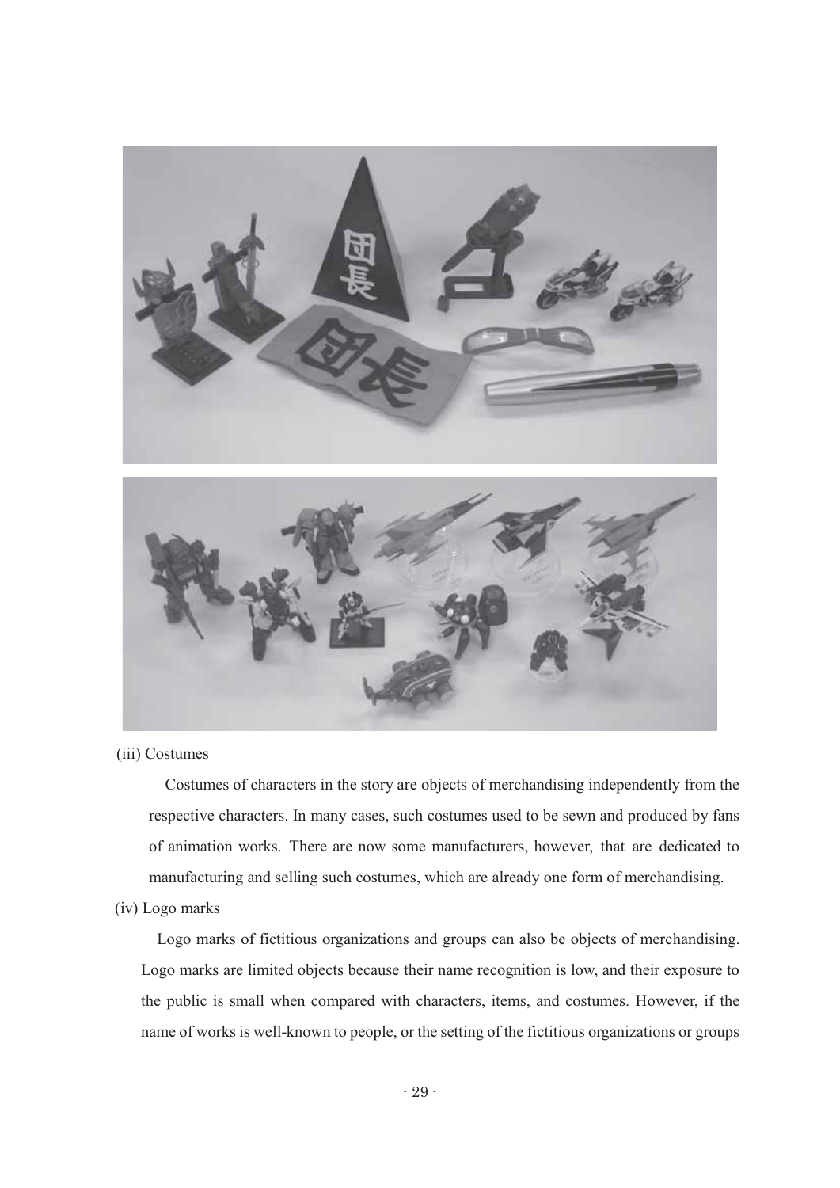(iii) Costumes

Costumes of characters in the story are objects of merchandising independently from the respective characters. In many cases, such costumes used to be sewn and produced by fans of animation works. There are now some manufacturers, however, that are dedicated to manufacturing and selling such costumes, which are already one form of merchandising.

(iv) Logo marks

Logo marks of fictitious organizations and groups can also be objects of merchandising. Logo marks are limited objects because their name recognition is low, and their exposure to the public is small when compared with characters, items, and costumes. However, if the name of works is well-known to people, or the setting of the fictitious organizations or groups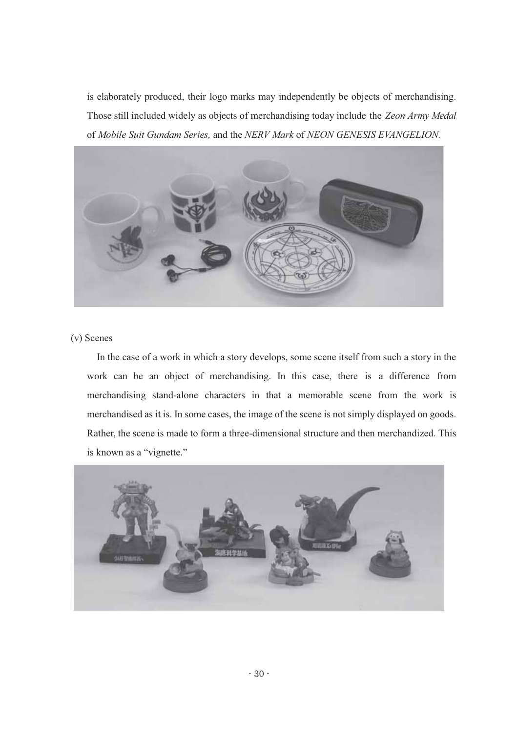is elaborately produced, their logo marks may independently be objects of merchandising. Those still included widely as objects of merchandising today include the *Zeon Army Medal* of *Mobile Suit Gundam Series,* and the *NERV Mark* of *NEON GENESIS EVANGELION*.

(v) Scenes

In the case of a work in which a story develops, some scene itself from such a story in the work can be an object of merchandising. In this case, there is a difference from merchandising stand-alone characters in that a memorable scene from the work is merchandised as it is. In some cases, the image of the scene is not simply displayed on goods. Rather, the scene is made to form a three-dimensional structure and then merchandized. This is known as a "vignette."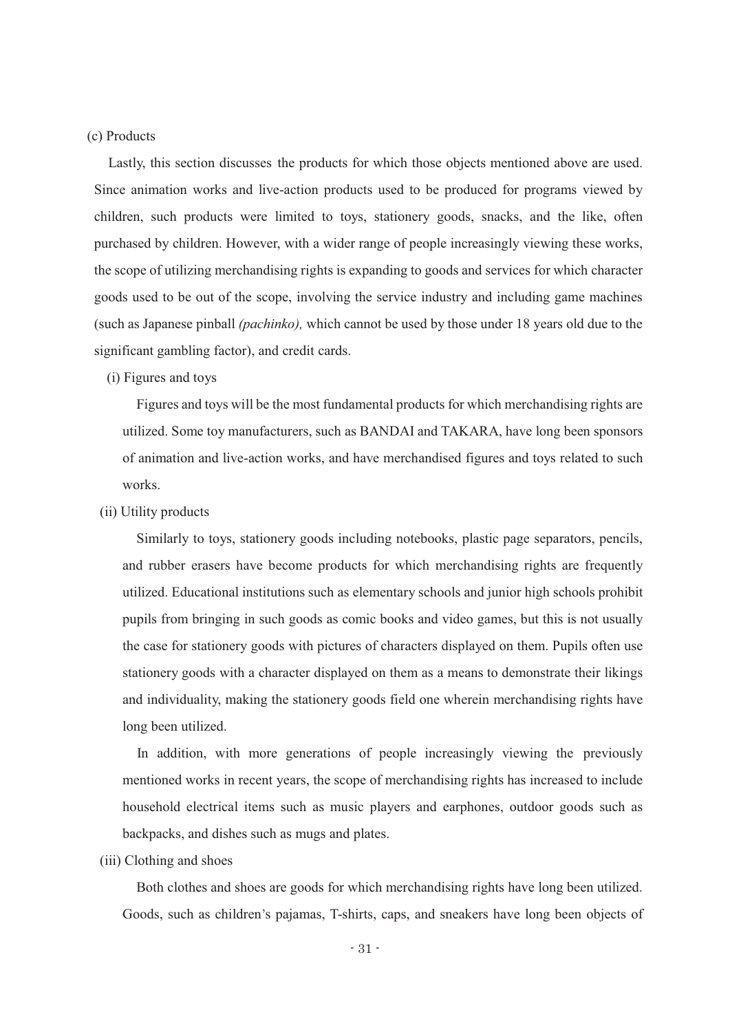(c) Products

Lastly, this section discusses the products for which those objects mentioned above are used. Since animation works and live-action products used to be produced for programs viewed by children, such products were limited to toys, stationery goods, snacks, and the like, often purchased by children. However, with a wider range of people increasingly viewing these works, the scope of utilizing merchandising rights is expanding to goods and services for which character goods used to be out of the scope, involving the service industry and including game machines (such as Japanese pinball *(pachinko),* which cannot be used by those under 18 years old due to the significant gambling factor), and credit cards.

(i) Figures and toys

Figures and toys will be the most fundamental products for which merchandising rights are utilized. Some toy manufacturers, such as BANDAI and TAKARA, have long been sponsors of animation and live-action works, and have merchandised figures and toys related to such works.

(ii) Utility products

Similarly to toys, stationery goods including notebooks, plastic page separators, pencils, and rubber erasers have become products for which merchandising rights are frequently utilized. Educational institutions such as elementary schools and junior high schools prohibit pupils from bringing in such goods as comic books and video games, but this is not usually the case for stationery goods with pictures of characters displayed on them. Pupils often use stationery goods with a character displayed on them as a means to demonstrate their likings and individuality, making the stationery goods field one wherein merchandising rights have long been utilized.

In addition, with more generations of people increasingly viewing the previously mentioned works in recent years, the scope of merchandising rights has increased to include household electrical items such as music players and earphones, outdoor goods such as backpacks, and dishes such as mugs and plates.

(iii) Clothing and shoes

Both clothes and shoes are goods for which merchandising rights have long been utilized. Goods, such as children's pajamas, T-shirts, caps, and sneakers have long been objects of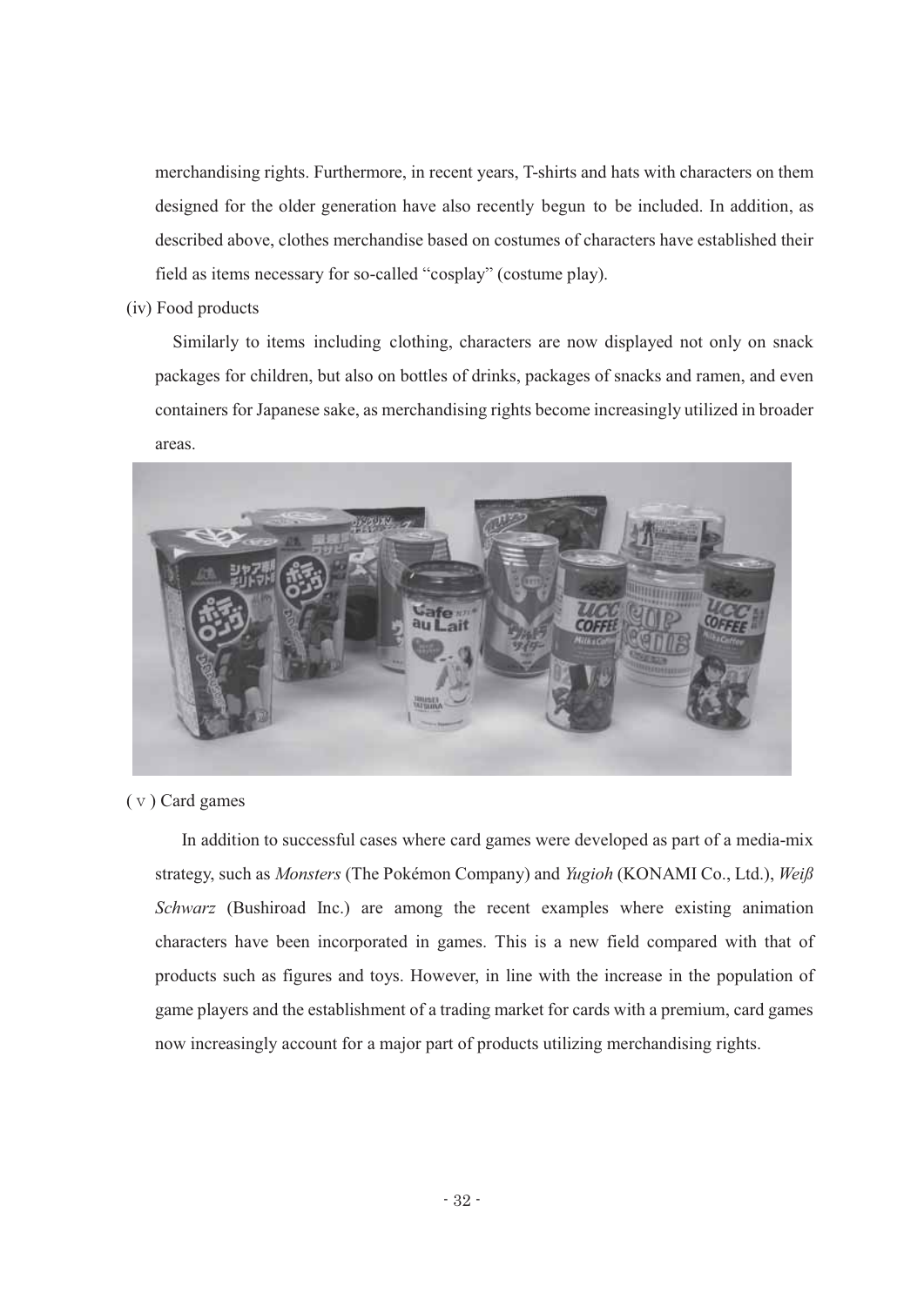merchandising rights. Furthermore, in recent years, T-shirts and hats with characters on them designed for the older generation have also recently begun to be included. In addition, as described above, clothes merchandise based on costumes of characters have established their field as items necessary for so-called "cosplay" (costume play).

(iv) Food products

Similarly to items including clothing, characters are now displayed not only on snack packages for children, but also on bottles of drinks, packages of snacks and ramen, and even containers for Japanese sake, as merchandising rights become increasingly utilized in broader areas.

(Ⅴ) Card games

In addition to successful cases where card games were developed as part of a media-mix strategy, such as *Monsters* (The Pokémon Company) and *Yugioh* (KONAMI Co., Ltd.), *Weiß Schwarz* (Bushiroad Inc.) are among the recent examples where existing animation characters have been incorporated in games. This is a new field compared with that of products such as figures and toys. However, in line with the increase in the population of game players and the establishment of a trading market for cards with a premium, card games now increasingly account for a major part of products utilizing merchandising rights.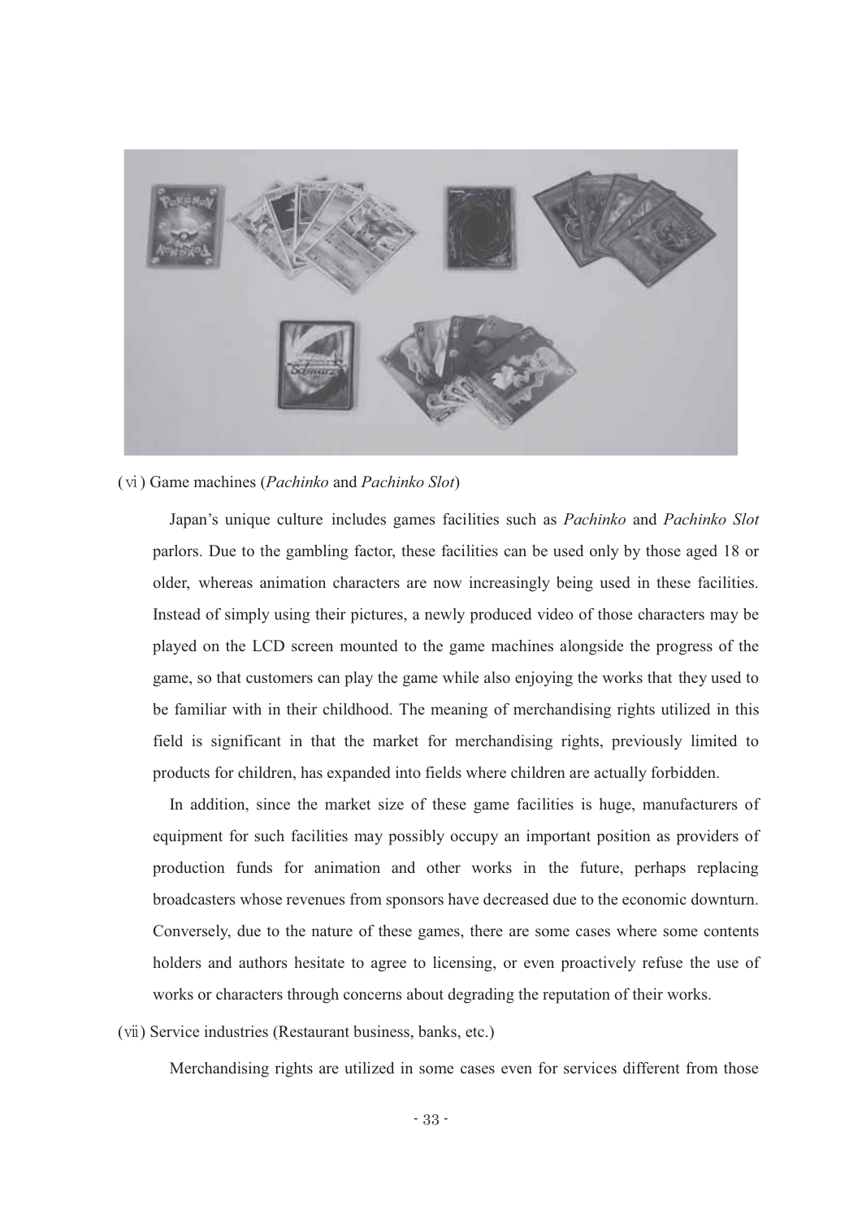(vi) Game machines (*Pachinko* and *Pachinko Slot*)

Japan's unique culture includes games facilities such as *Pachinko* and *Pachinko Slot* parlors. Due to the gambling factor, these facilities can be used only by those aged 18 or older, whereas animation characters are now increasingly being used in these facilities. Instead of simply using their pictures, a newly produced video of those characters may be played on the LCD screen mounted to the game machines alongside the progress of the game, so that customers can play the game while also enjoying the works that they used to be familiar with in their childhood. The meaning of merchandising rights utilized in this field is significant in that the market for merchandising rights, previously limited to products for children, has expanded into fields where children are actually forbidden.

In addition, since the market size of these game facilities is huge, manufacturers of equipment for such facilities may possibly occupy an important position as providers of production funds for animation and other works in the future, perhaps replacing broadcasters whose revenues from sponsors have decreased due to the economic downturn. Conversely, due to the nature of these games, there are some cases where some contents holders and authors hesitate to agree to licensing, or even proactively refuse the use of works or characters through concerns about degrading the reputation of their works.

(vii) Service industries (Restaurant business, banks, etc.)

Merchandising rights are utilized in some cases even for services different from those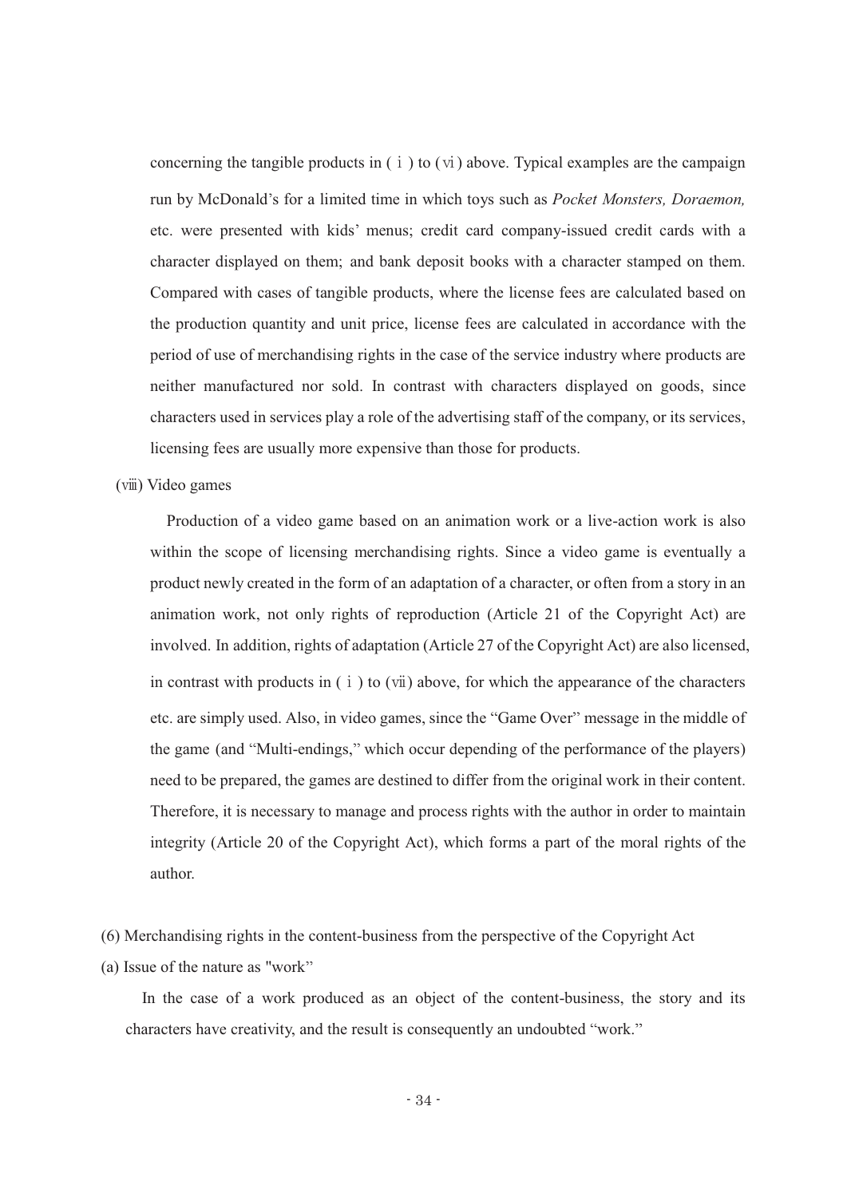concerning the tangible products in (ⅰ) to (ⅵ) above. Typical examples are the campaign run by McDonald's for a limited time in which toys such as *Pocket Monsters, Doraemon,* etc. were presented with kids' menus; credit card company-issued credit cards with a character displayed on them; and bank deposit books with a character stamped on them. Compared with cases of tangible products, where the license fees are calculated based on the production quantity and unit price, license fees are calculated in accordance with the period of use of merchandising rights in the case of the service industry where products are neither manufactured nor sold. In contrast with characters displayed on goods, since characters used in services play a role of the advertising staff of the company, or its services, licensing fees are usually more expensive than those for products.

(ⅷ) Video games

Production of a video game based on an animation work or a live-action work is also within the scope of licensing merchandising rights. Since a video game is eventually a product newly created in the form of an adaptation of a character, or often from a story in an animation work, not only rights of reproduction (Article 21 of the Copyright Act) are involved. In addition, rights of adaptation (Article 27 of the Copyright Act) are also licensed, in contrast with products in (ⅰ) to (ⅶ) above, for which the appearance of the characters etc. are simply used. Also, in video games, since the "Game Over" message in the middle of the game (and "Multi-endings," which occur depending of the performance of the players) need to be prepared, the games are destined to differ from the original work in their content. Therefore, it is necessary to manage and process rights with the author in order to maintain integrity (Article 20 of the Copyright Act), which forms a part of the moral rights of the author.

(6) Merchandising rights in the content-business from the perspective of the Copyright Act

(a) Issue of the nature as "work"

In the case of a work produced as an object of the content-business, the story and its characters have creativity, and the result is consequently an undoubted "work."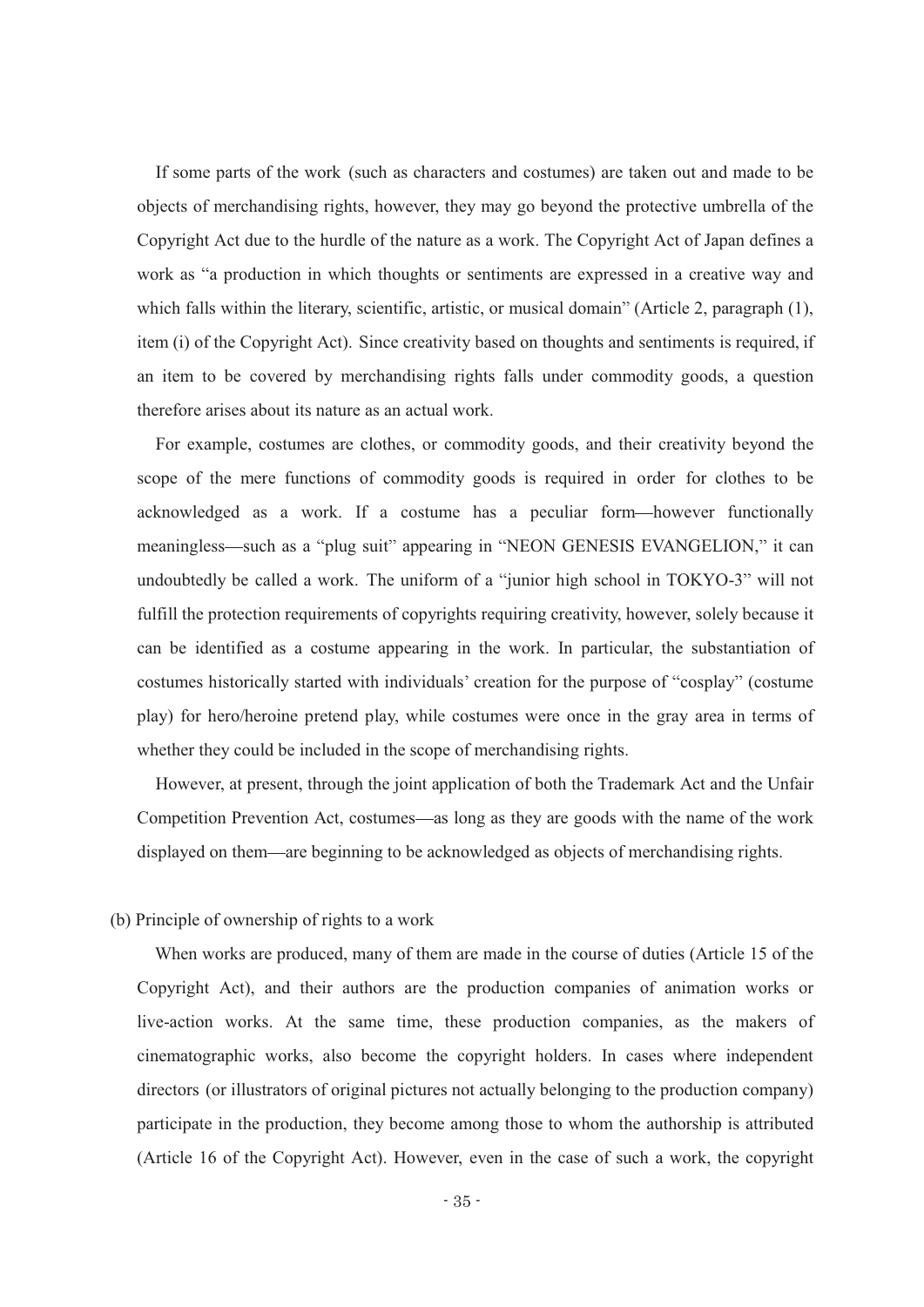If some parts of the work (such as characters and costumes) are taken out and made to be objects of merchandising rights, however, they may go beyond the protective umbrella of the Copyright Act due to the hurdle of the nature as a work. The Copyright Act of Japan defines a work as "a production in which thoughts or sentiments are expressed in a creative way and which falls within the literary, scientific, artistic, or musical domain" (Article 2, paragraph (1), item (i) of the Copyright Act). Since creativity based on thoughts and sentiments is required, if an item to be covered by merchandising rights falls under commodity goods, a question therefore arises about its nature as an actual work.

For example, costumes are clothes, or commodity goods, and their creativity beyond the scope of the mere functions of commodity goods is required in order for clothes to be acknowledged as a work. If a costume has a peculiar form—however functionally meaningless—such as a "plug suit" appearing in "NEON GENESIS EVANGELION," it can undoubtedly be called a work. The uniform of a "junior high school in TOKYO-3" will not fulfill the protection requirements of copyrights requiring creativity, however, solely because it can be identified as a costume appearing in the work. In particular, the substantiation of costumes historically started with individuals' creation for the purpose of "cosplay" (costume play) for hero/heroine pretend play, while costumes were once in the gray area in terms of whether they could be included in the scope of merchandising rights.

However, at present, through the joint application of both the Trademark Act and the Unfair Competition Prevention Act, costumes—as long as they are goods with the name of the work displayed on them—are beginning to be acknowledged as objects of merchandising rights.

(b) Principle of ownership of rights to a work

When works are produced, many of them are made in the course of duties (Article 15 of the Copyright Act), and their authors are the production companies of animation works or live-action works. At the same time, these production companies, as the makers of cinematographic works, also become the copyright holders. In cases where independent directors (or illustrators of original pictures not actually belonging to the production company) participate in the production, they become among those to whom the authorship is attributed (Article 16 of the Copyright Act). However, even in the case of such a work, the copyright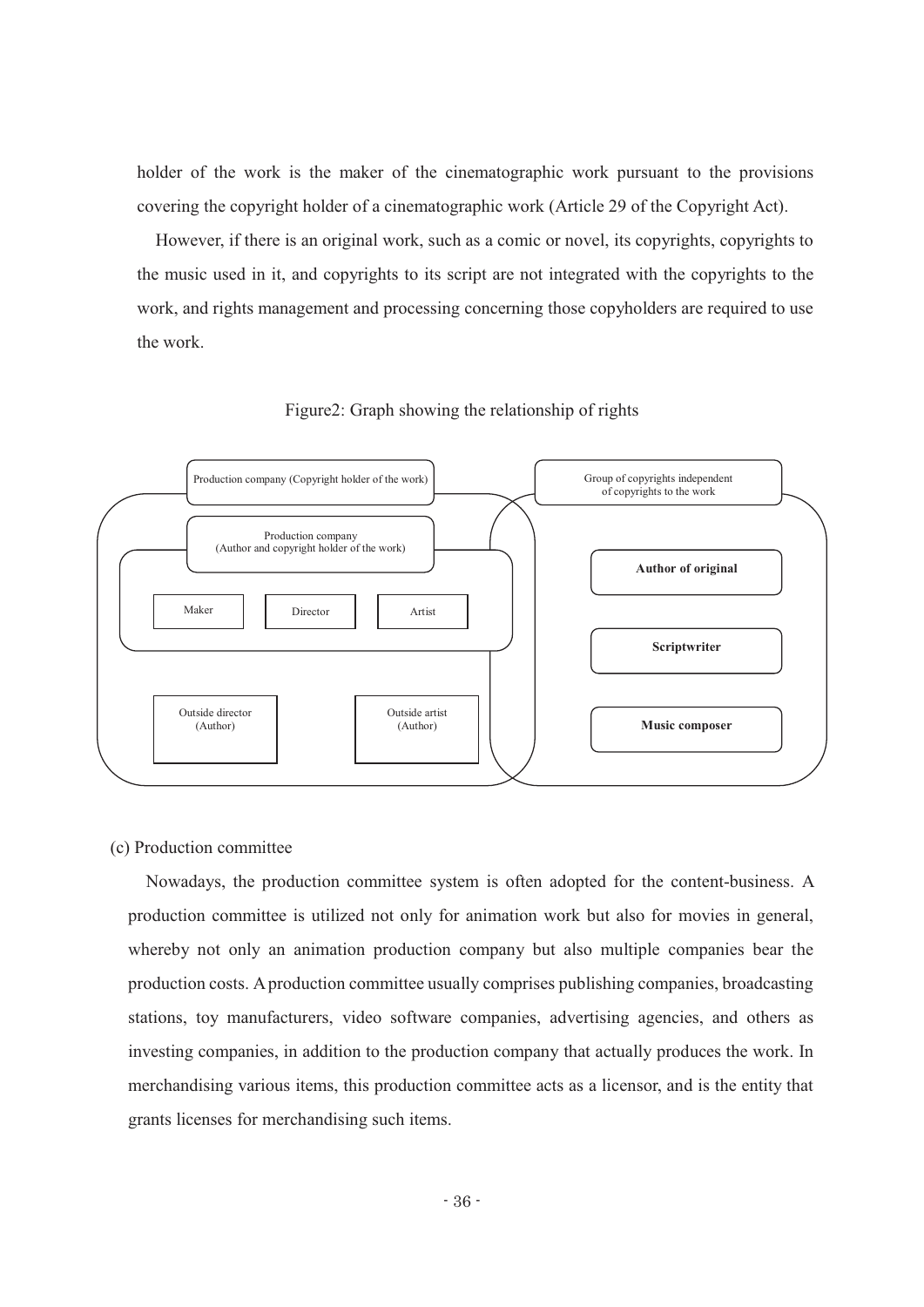holder of the work is the maker of the cinematographic work pursuant to the provisions covering the copyright holder of a cinematographic work (Article 29 of the Copyright Act).

However, if there is an original work, such as a comic or novel, its copyrights, copyrights to the music used in it, and copyrights to its script are not integrated with the copyrights to the work, and rights management and processing concerning those copyholders are required to use the work.

Figure2: Graph showing the relationship of rights

Production company (Copyright holder of the work)

Production company
(Author and copyright holder of the work)

Maker

Director

Artist

Outside director
(Author)

Outside artist
(Author)

Group of copyrights independent of copyrights to the work

**Author of original**

**Scriptwriter**

**Music composer**

(c) Production committee

Nowadays, the production committee system is often adopted for the content-business. A production committee is utilized not only for animation work but also for movies in general, whereby not only an animation production company but also multiple companies bear the production costs. A production committee usually comprises publishing companies, broadcasting stations, toy manufacturers, video software companies, advertising agencies, and others as investing companies, in addition to the production company that actually produces the work. In merchandising various items, this production committee acts as a licensor, and is the entity that grants licenses for merchandising such items.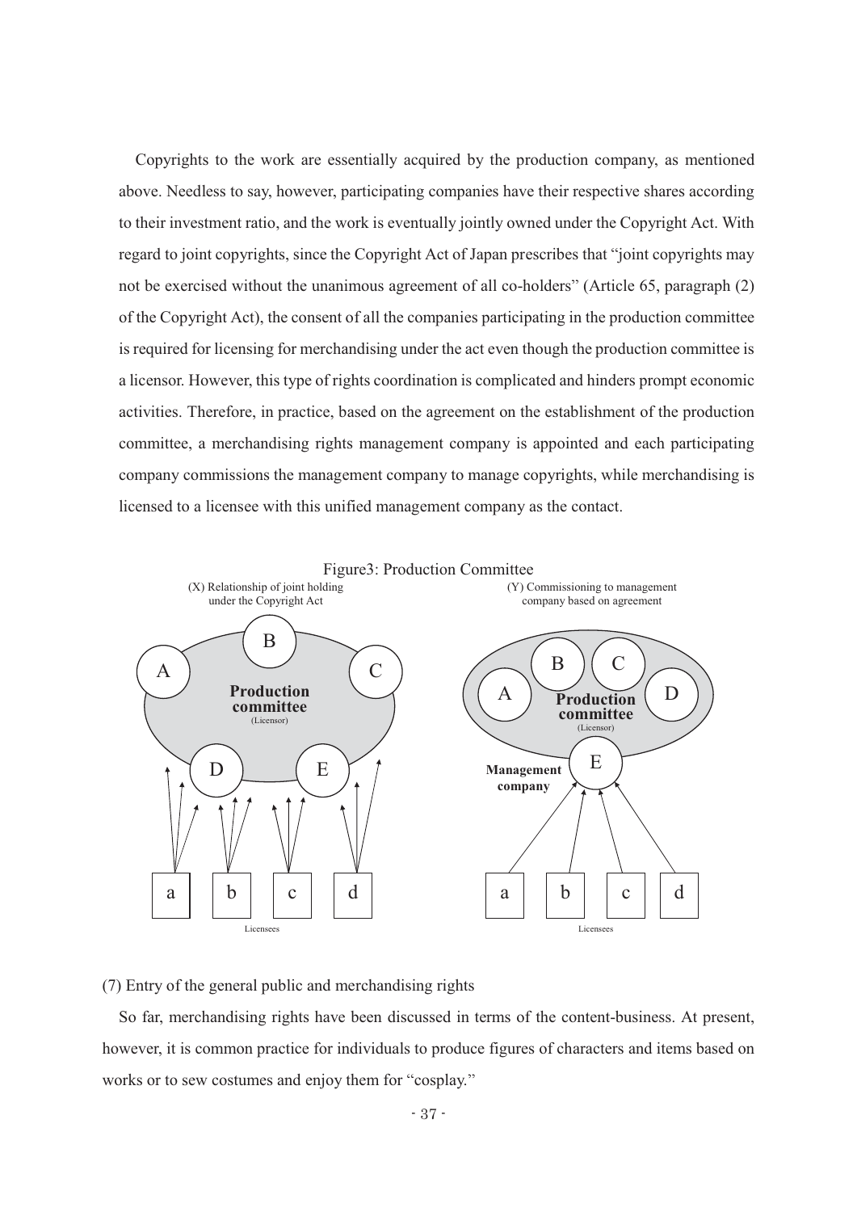Copyrights to the work are essentially acquired by the production company, as mentioned above. Needless to say, however, participating companies have their respective shares according to their investment ratio, and the work is eventually jointly owned under the Copyright Act. With regard to joint copyrights, since the Copyright Act of Japan prescribes that "joint copyrights may not be exercised without the unanimous agreement of all co-holders" (Article 65, paragraph (2) of the Copyright Act), the consent of all the companies participating in the production committee is required for licensing for merchandising under the act even though the production committee is a licensor. However, this type of rights coordination is complicated and hinders prompt economic activities. Therefore, in practice, based on the agreement on the establishment of the production committee, a merchandising rights management company is appointed and each participating company commissions the management company to manage copyrights, while merchandising is licensed to a licensee with this unified management company as the contact.

Figure3: Production Committee

(X) Relationship of joint holding under the Copyright Act

(Y) Commissioning to management company based on agreement

(7) Entry of the general public and merchandising rights

So far, merchandising rights have been discussed in terms of the content-business. At present, however, it is common practice for individuals to produce figures of characters and items based on works or to sew costumes and enjoy them for "cosplay."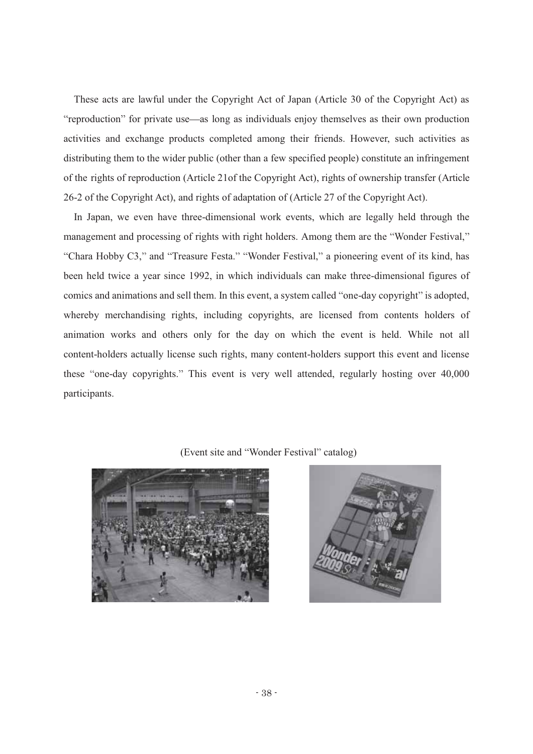These acts are lawful under the Copyright Act of Japan (Article 30 of the Copyright Act) as "reproduction" for private use—as long as individuals enjoy themselves as their own production activities and exchange products completed among their friends. However, such activities as distributing them to the wider public (other than a few specified people) constitute an infringement of the rights of reproduction (Article 21of the Copyright Act), rights of ownership transfer (Article 26-2 of the Copyright Act), and rights of adaptation of (Article 27 of the Copyright Act).

In Japan, we even have three-dimensional work events, which are legally held through the management and processing of rights with right holders. Among them are the "Wonder Festival," "Chara Hobby C3," and "Treasure Festa." "Wonder Festival," a pioneering event of its kind, has been held twice a year since 1992, in which individuals can make three-dimensional figures of comics and animations and sell them. In this event, a system called "one-day copyright" is adopted, whereby merchandising rights, including copyrights, are licensed from contents holders of animation works and others only for the day on which the event is held. While not all content-holders actually license such rights, many content-holders support this event and license these "one-day copyrights." This event is very well attended, regularly hosting over 40,000 participants.

(Event site and "Wonder Festival" catalog)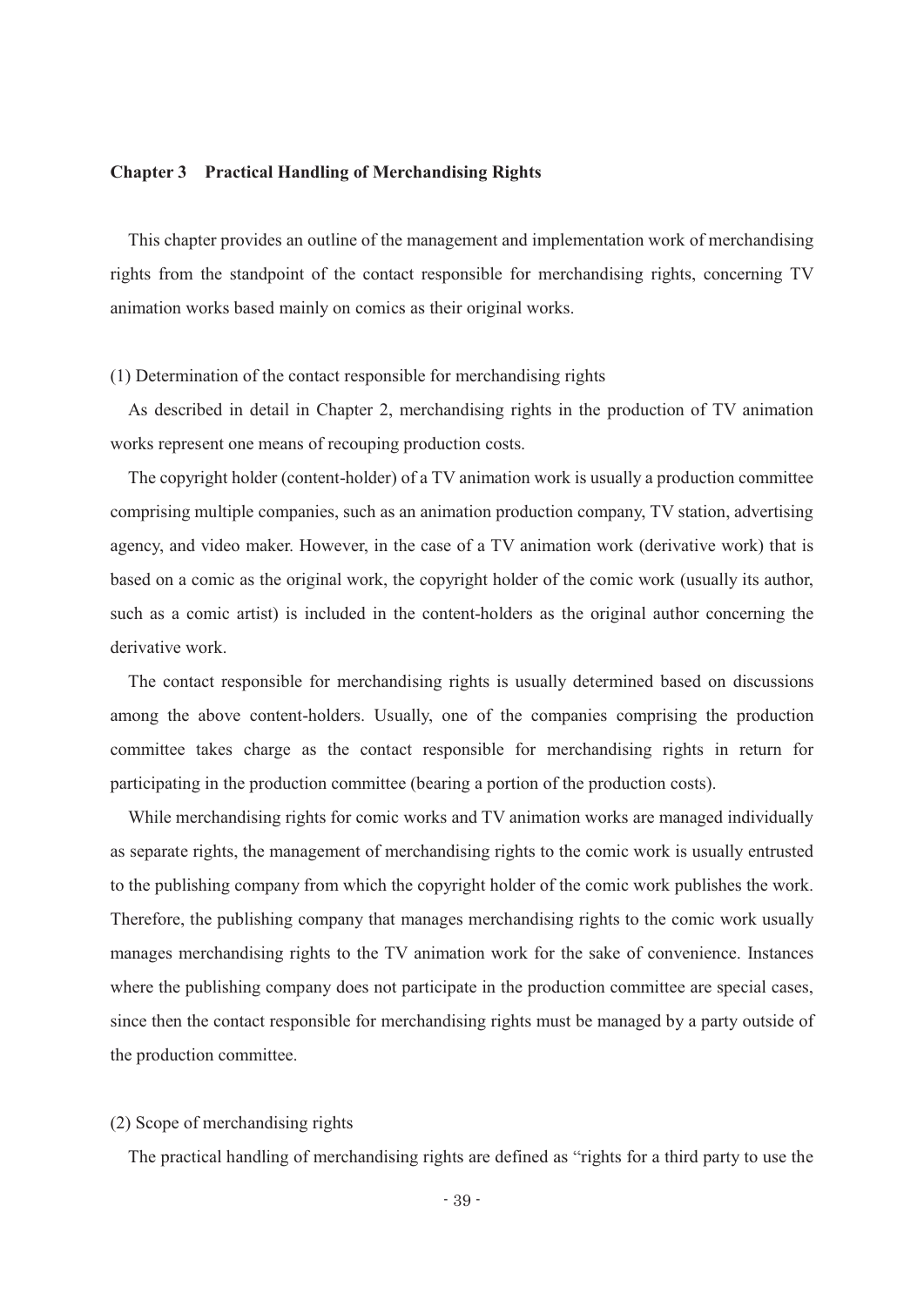## Chapter 3 Practical Handling of Merchandising Rights

This chapter provides an outline of the management and implementation work of merchandising rights from the standpoint of the contact responsible for merchandising rights, concerning TV animation works based mainly on comics as their original works.

### (1) Determination of the contact responsible for merchandising rights

As described in detail in Chapter 2, merchandising rights in the production of TV animation works represent one means of recouping production costs.

The copyright holder (content-holder) of a TV animation work is usually a production committee comprising multiple companies, such as an animation production company, TV station, advertising agency, and video maker. However, in the case of a TV animation work (derivative work) that is based on a comic as the original work, the copyright holder of the comic work (usually its author, such as a comic artist) is included in the content-holders as the original author concerning the derivative work.

The contact responsible for merchandising rights is usually determined based on discussions among the above content-holders. Usually, one of the companies comprising the production committee takes charge as the contact responsible for merchandising rights in return for participating in the production committee (bearing a portion of the production costs).

While merchandising rights for comic works and TV animation works are managed individually as separate rights, the management of merchandising rights to the comic work is usually entrusted to the publishing company from which the copyright holder of the comic work publishes the work. Therefore, the publishing company that manages merchandising rights to the comic work usually manages merchandising rights to the TV animation work for the sake of convenience. Instances where the publishing company does not participate in the production committee are special cases, since then the contact responsible for merchandising rights must be managed by a party outside of the production committee.

### (2) Scope of merchandising rights

The practical handling of merchandising rights are defined as "rights for a third party to use the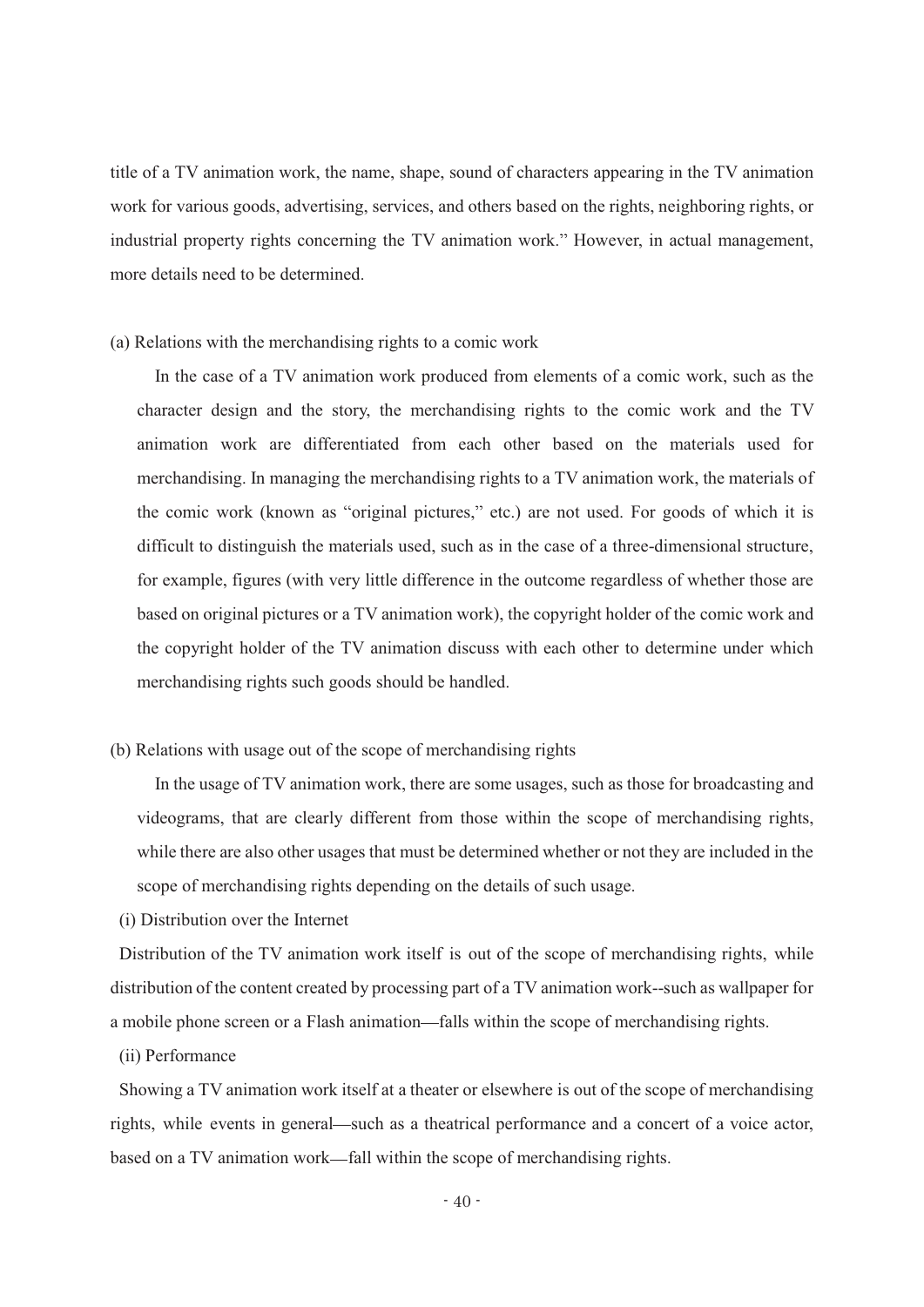title of a TV animation work, the name, shape, sound of characters appearing in the TV animation work for various goods, advertising, services, and others based on the rights, neighboring rights, or industrial property rights concerning the TV animation work." However, in actual management, more details need to be determined.

(a) Relations with the merchandising rights to a comic work

In the case of a TV animation work produced from elements of a comic work, such as the character design and the story, the merchandising rights to the comic work and the TV animation work are differentiated from each other based on the materials used for merchandising. In managing the merchandising rights to a TV animation work, the materials of the comic work (known as "original pictures," etc.) are not used. For goods of which it is difficult to distinguish the materials used, such as in the case of a three-dimensional structure, for example, figures (with very little difference in the outcome regardless of whether those are based on original pictures or a TV animation work), the copyright holder of the comic work and the copyright holder of the TV animation discuss with each other to determine under which merchandising rights such goods should be handled.

(b) Relations with usage out of the scope of merchandising rights

In the usage of TV animation work, there are some usages, such as those for broadcasting and videograms, that are clearly different from those within the scope of merchandising rights, while there are also other usages that must be determined whether or not they are included in the scope of merchandising rights depending on the details of such usage.

(i) Distribution over the Internet

Distribution of the TV animation work itself is out of the scope of merchandising rights, while distribution of the content created by processing part of a TV animation work--such as wallpaper for a mobile phone screen or a Flash animation—falls within the scope of merchandising rights.

(ii) Performance

Showing a TV animation work itself at a theater or elsewhere is out of the scope of merchandising rights, while events in general—such as a theatrical performance and a concert of a voice actor, based on a TV animation work—fall within the scope of merchandising rights.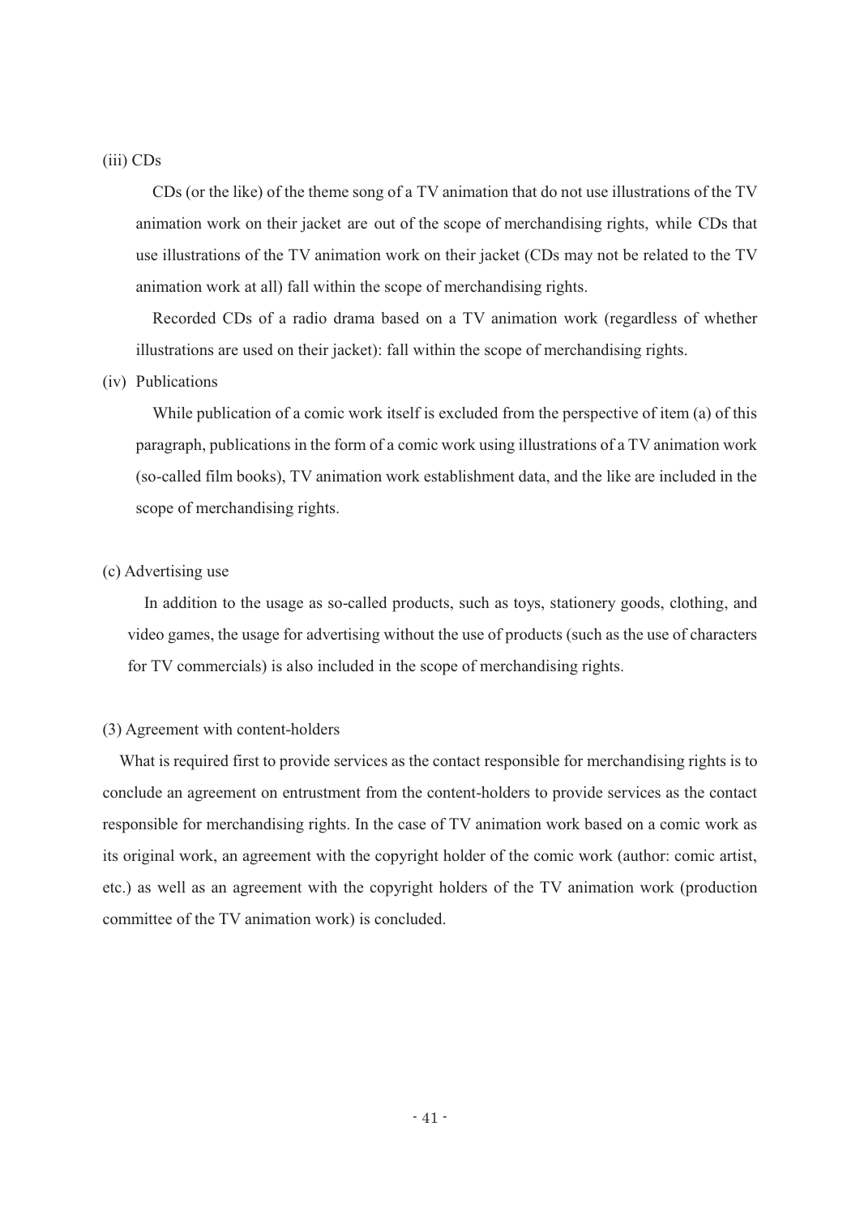(iii) CDs

CDs (or the like) of the theme song of a TV animation that do not use illustrations of the TV animation work on their jacket are out of the scope of merchandising rights, while CDs that use illustrations of the TV animation work on their jacket (CDs may not be related to the TV animation work at all) fall within the scope of merchandising rights.

Recorded CDs of a radio drama based on a TV animation work (regardless of whether illustrations are used on their jacket): fall within the scope of merchandising rights.

(iv) Publications

While publication of a comic work itself is excluded from the perspective of item (a) of this paragraph, publications in the form of a comic work using illustrations of a TV animation work (so-called film books), TV animation work establishment data, and the like are included in the scope of merchandising rights.

(c) Advertising use

In addition to the usage as so-called products, such as toys, stationery goods, clothing, and video games, the usage for advertising without the use of products (such as the use of characters for TV commercials) is also included in the scope of merchandising rights.

(3) Agreement with content-holders

What is required first to provide services as the contact responsible for merchandising rights is to conclude an agreement on entrustment from the content-holders to provide services as the contact responsible for merchandising rights. In the case of TV animation work based on a comic work as its original work, an agreement with the copyright holder of the comic work (author: comic artist, etc.) as well as an agreement with the copyright holders of the TV animation work (production committee of the TV animation work) is concluded.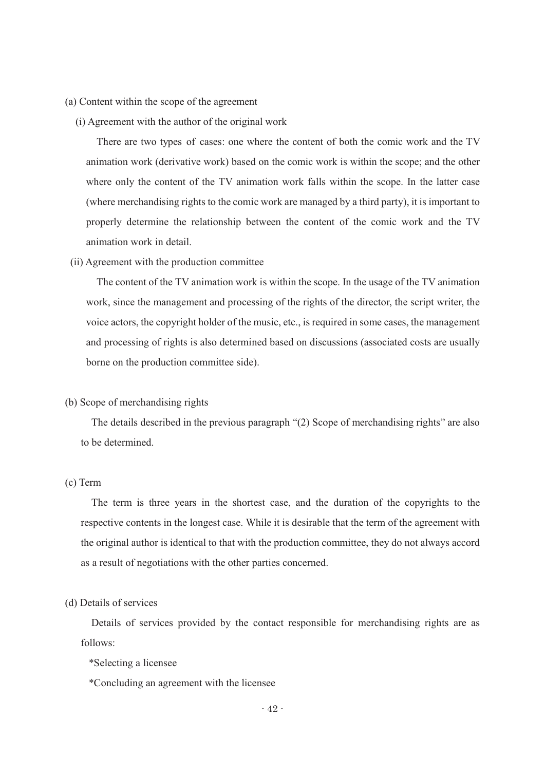(a) Content within the scope of the agreement

(i) Agreement with the author of the original work

There are two types of cases: one where the content of both the comic work and the TV animation work (derivative work) based on the comic work is within the scope; and the other where only the content of the TV animation work falls within the scope. In the latter case (where merchandising rights to the comic work are managed by a third party), it is important to properly determine the relationship between the content of the comic work and the TV animation work in detail.

(ii) Agreement with the production committee

The content of the TV animation work is within the scope. In the usage of the TV animation work, since the management and processing of the rights of the director, the script writer, the voice actors, the copyright holder of the music, etc., is required in some cases, the management and processing of rights is also determined based on discussions (associated costs are usually borne on the production committee side).

(b) Scope of merchandising rights

The details described in the previous paragraph "(2) Scope of merchandising rights" are also to be determined.

(c) Term

The term is three years in the shortest case, and the duration of the copyrights to the respective contents in the longest case. While it is desirable that the term of the agreement with the original author is identical to that with the production committee, they do not always accord as a result of negotiations with the other parties concerned.

(d) Details of services

Details of services provided by the contact responsible for merchandising rights are as follows:

*Selecting a licensee

*Concluding an agreement with the licensee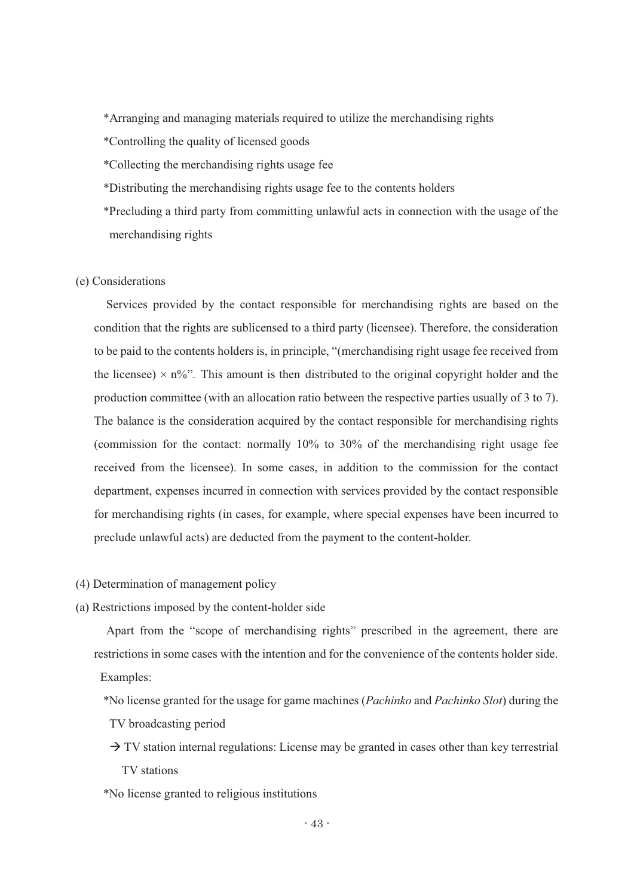*Arranging and managing materials required to utilize the merchandising rights

*Controlling the quality of licensed goods

*Collecting the merchandising rights usage fee

*Distributing the merchandising rights usage fee to the contents holders

*Precluding a third party from committing unlawful acts in connection with the usage of the merchandising rights

(e) Considerations

Services provided by the contact responsible for merchandising rights are based on the condition that the rights are sublicensed to a third party (licensee). Therefore, the consideration to be paid to the contents holders is, in principle, "(merchandising right usage fee received from the licensee) $\times$ n%". This amount is then distributed to the original copyright holder and the production committee (with an allocation ratio between the respective parties usually of 3 to 7). The balance is the consideration acquired by the contact responsible for merchandising rights (commission for the contact: normally 10% to 30% of the merchandising right usage fee received from the licensee). In some cases, in addition to the commission for the contact department, expenses incurred in connection with services provided by the contact responsible for merchandising rights (in cases, for example, where special expenses have been incurred to preclude unlawful acts) are deducted from the payment to the content-holder.

(4) Determination of management policy

(a) Restrictions imposed by the content-holder side

Apart from the "scope of merchandising rights" prescribed in the agreement, there are restrictions in some cases with the intention and for the convenience of the contents holder side.

Examples:

*No license granted for the usage for game machines (*Pachinko* and *Pachinko Slot*) during the TV broadcasting period

→ TV station internal regulations: License may be granted in cases other than key terrestrial TV stations

*No license granted to religious institutions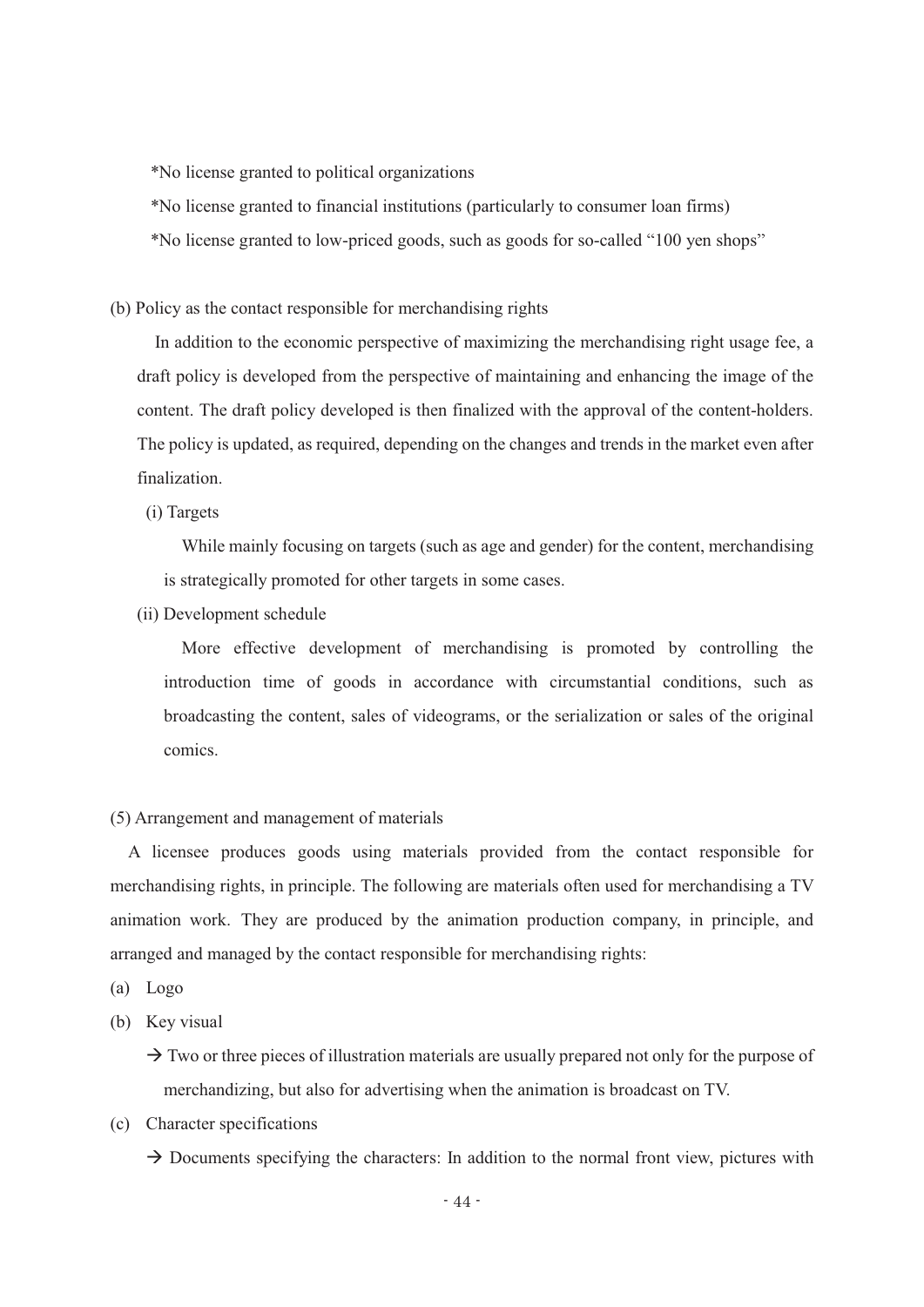*No license granted to political organizations

*No license granted to financial institutions (particularly to consumer loan firms)

*No license granted to low-priced goods, such as goods for so-called "100 yen shops"

(b) Policy as the contact responsible for merchandising rights

In addition to the economic perspective of maximizing the merchandising right usage fee, a draft policy is developed from the perspective of maintaining and enhancing the image of the content. The draft policy developed is then finalized with the approval of the content-holders. The policy is updated, as required, depending on the changes and trends in the market even after finalization.

(i) Targets

While mainly focusing on targets (such as age and gender) for the content, merchandising is strategically promoted for other targets in some cases.

(ii) Development schedule

More effective development of merchandising is promoted by controlling the introduction time of goods in accordance with circumstantial conditions, such as broadcasting the content, sales of videograms, or the serialization or sales of the original comics.

(5) Arrangement and management of materials

A licensee produces goods using materials provided from the contact responsible for merchandising rights, in principle. The following are materials often used for merchandising a TV animation work. They are produced by the animation production company, in principle, and arranged and managed by the contact responsible for merchandising rights:

(a) Logo

(b) Key visual

→ Two or three pieces of illustration materials are usually prepared not only for the purpose of merchandizing, but also for advertising when the animation is broadcast on TV.

(c) Character specifications

→ Documents specifying the characters: In addition to the normal front view, pictures with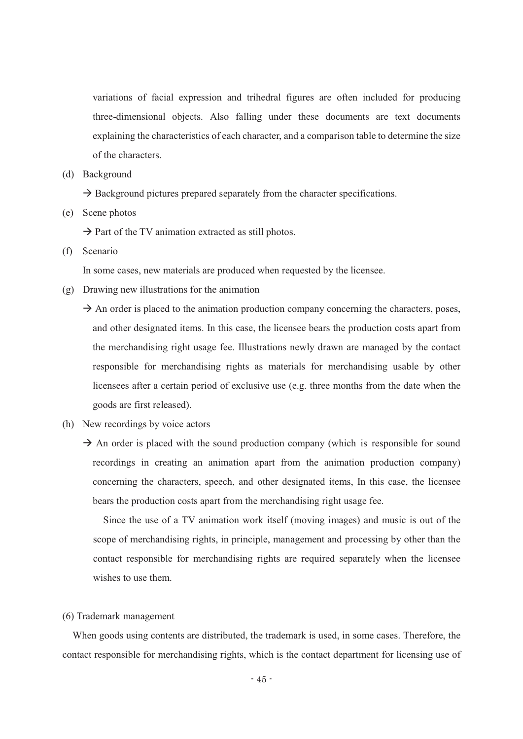variations of facial expression and trihedral figures are often included for producing three-dimensional objects. Also falling under these documents are text documents explaining the characteristics of each character, and a comparison table to determine the size of the characters.

(d) Background

→ Background pictures prepared separately from the character specifications.

(e) Scene photos

→ Part of the TV animation extracted as still photos.

(f) Scenario

In some cases, new materials are produced when requested by the licensee.

(g) Drawing new illustrations for the animation

→ An order is placed to the animation production company concerning the characters, poses, and other designated items. In this case, the licensee bears the production costs apart from the merchandising right usage fee. Illustrations newly drawn are managed by the contact responsible for merchandising rights as materials for merchandising usable by other licensees after a certain period of exclusive use (e.g. three months from the date when the goods are first released).

(h) New recordings by voice actors

→ An order is placed with the sound production company (which is responsible for sound recordings in creating an animation apart from the animation production company) concerning the characters, speech, and other designated items, In this case, the licensee bears the production costs apart from the merchandising right usage fee.

Since the use of a TV animation work itself (moving images) and music is out of the scope of merchandising rights, in principle, management and processing by other than the contact responsible for merchandising rights are required separately when the licensee wishes to use them.

(6) Trademark management

When goods using contents are distributed, the trademark is used, in some cases. Therefore, the contact responsible for merchandising rights, which is the contact department for licensing use of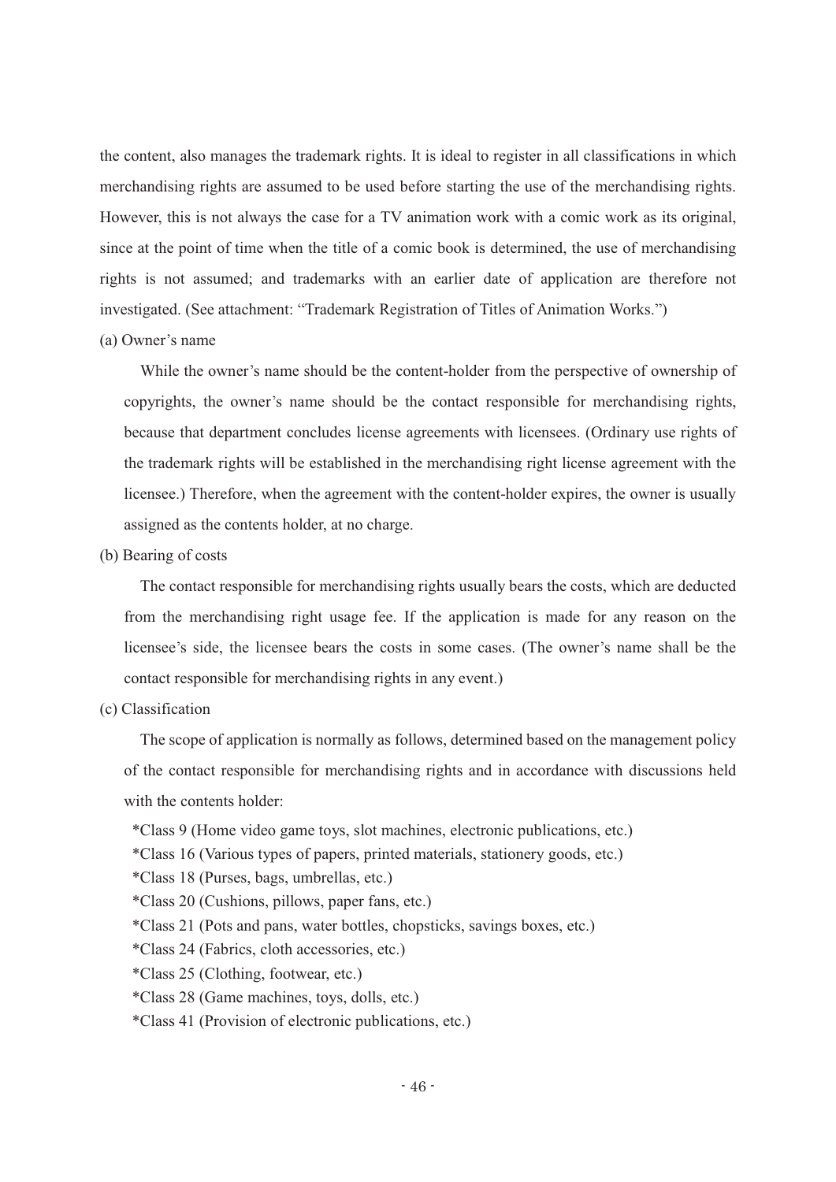the content, also manages the trademark rights. It is ideal to register in all classifications in which merchandising rights are assumed to be used before starting the use of the merchandising rights. However, this is not always the case for a TV animation work with a comic work as its original, since at the point of time when the title of a comic book is determined, the use of merchandising rights is not assumed; and trademarks with an earlier date of application are therefore not investigated. (See attachment: "Trademark Registration of Titles of Animation Works.")

(a) Owner's name

While the owner's name should be the content-holder from the perspective of ownership of copyrights, the owner's name should be the contact responsible for merchandising rights, because that department concludes license agreements with licensees. (Ordinary use rights of the trademark rights will be established in the merchandising right license agreement with the licensee.) Therefore, when the agreement with the content-holder expires, the owner is usually assigned as the contents holder, at no charge.

(b) Bearing of costs

The contact responsible for merchandising rights usually bears the costs, which are deducted from the merchandising right usage fee. If the application is made for any reason on the licensee's side, the licensee bears the costs in some cases. (The owner's name shall be the contact responsible for merchandising rights in any event.)

(c) Classification

The scope of application is normally as follows, determined based on the management policy of the contact responsible for merchandising rights and in accordance with discussions held with the contents holder:

*Class 9 (Home video game toys, slot machines, electronic publications, etc.)
*Class 16 (Various types of papers, printed materials, stationery goods, etc.)
*Class 18 (Purses, bags, umbrellas, etc.)
*Class 20 (Cushions, pillows, paper fans, etc.)
*Class 21 (Pots and pans, water bottles, chopsticks, savings boxes, etc.)
*Class 24 (Fabrics, cloth accessories, etc.)
*Class 25 (Clothing, footwear, etc.)
*Class 28 (Game machines, toys, dolls, etc.)
*Class 41 (Provision of electronic publications, etc.)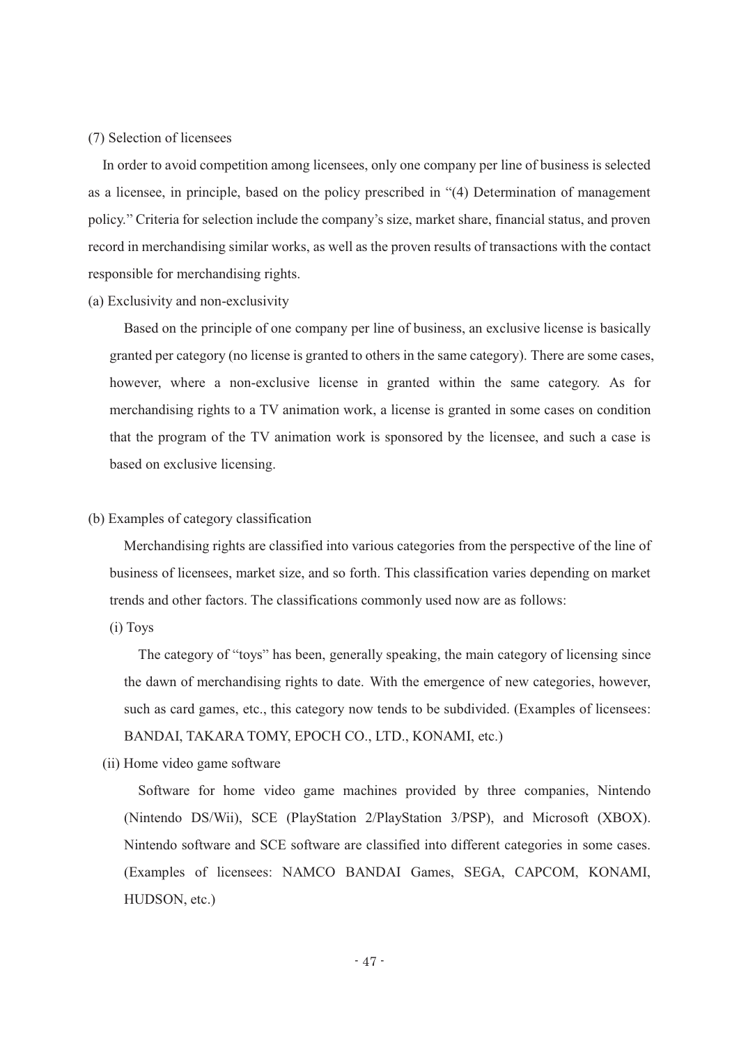### (7) Selection of licensees

In order to avoid competition among licensees, only one company per line of business is selected as a licensee, in principle, based on the policy prescribed in "(4) Determination of management policy." Criteria for selection include the company's size, market share, financial status, and proven record in merchandising similar works, as well as the proven results of transactions with the contact responsible for merchandising rights.

#### (a) Exclusivity and non-exclusivity

Based on the principle of one company per line of business, an exclusive license is basically granted per category (no license is granted to others in the same category). There are some cases, however, where a non-exclusive license in granted within the same category. As for merchandising rights to a TV animation work, a license is granted in some cases on condition that the program of the TV animation work is sponsored by the licensee, and such a case is based on exclusive licensing.

#### (b) Examples of category classification

Merchandising rights are classified into various categories from the perspective of the line of business of licensees, market size, and so forth. This classification varies depending on market trends and other factors. The classifications commonly used now are as follows:

(i) Toys

The category of "toys" has been, generally speaking, the main category of licensing since the dawn of merchandising rights to date. With the emergence of new categories, however, such as card games, etc., this category now tends to be subdivided. (Examples of licensees: BANDAI, TAKARA TOMY, EPOCH CO., LTD., KONAMI, etc.)

(ii) Home video game software

Software for home video game machines provided by three companies, Nintendo (Nintendo DS/Wii), SCE (PlayStation 2/PlayStation 3/PSP), and Microsoft (XBOX). Nintendo software and SCE software are classified into different categories in some cases. (Examples of licensees: NAMCO BANDAI Games, SEGA, CAPCOM, KONAMI, HUDSON, etc.)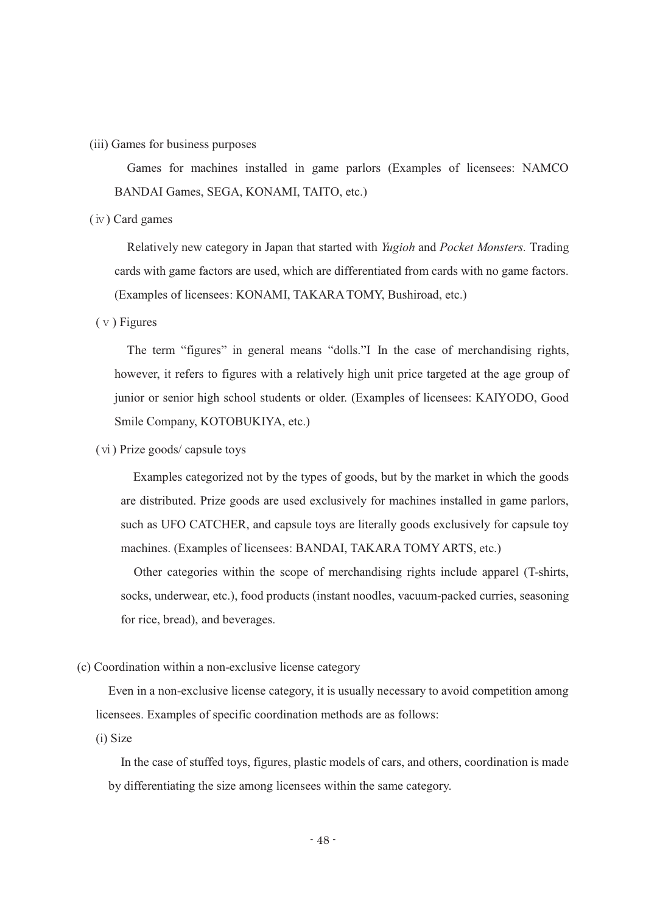(iii) Games for business purposes

Games for machines installed in game parlors (Examples of licensees: NAMCO BANDAI Games, SEGA, KONAMI, TAITO, etc.)

(ⅳ) Card games

Relatively new category in Japan that started with *Yugioh* and *Pocket Monsters.* Trading cards with game factors are used, which are differentiated from cards with no game factors. (Examples of licensees: KONAMI, TAKARA TOMY, Bushiroad, etc.)

(ⅴ) Figures

The term "figures" in general means "dolls."I In the case of merchandising rights, however, it refers to figures with a relatively high unit price targeted at the age group of junior or senior high school students or older. (Examples of licensees: KAIYODO, Good Smile Company, KOTOBUKIYA, etc.)

(ⅵ) Prize goods/ capsule toys

Examples categorized not by the types of goods, but by the market in which the goods are distributed. Prize goods are used exclusively for machines installed in game parlors, such as UFO CATCHER, and capsule toys are literally goods exclusively for capsule toy machines. (Examples of licensees: BANDAI, TAKARA TOMY ARTS, etc.)

Other categories within the scope of merchandising rights include apparel (T-shirts, socks, underwear, etc.), food products (instant noodles, vacuum-packed curries, seasoning for rice, bread), and beverages.

(c) Coordination within a non-exclusive license category

Even in a non-exclusive license category, it is usually necessary to avoid competition among licensees. Examples of specific coordination methods are as follows:

(i) Size

In the case of stuffed toys, figures, plastic models of cars, and others, coordination is made by differentiating the size among licensees within the same category.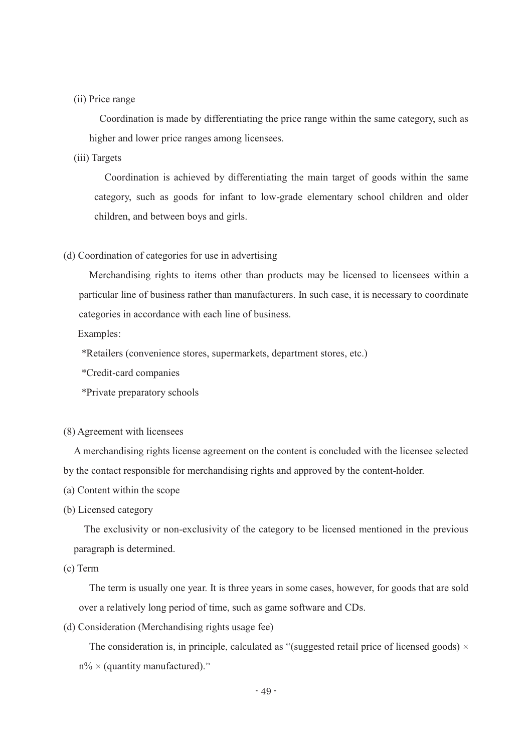(ii) Price range

Coordination is made by differentiating the price range within the same category, such as higher and lower price ranges among licensees.

(iii) Targets

Coordination is achieved by differentiating the main target of goods within the same category, such as goods for infant to low-grade elementary school children and older children, and between boys and girls.

(d) Coordination of categories for use in advertising

Merchandising rights to items other than products may be licensed to licensees within a particular line of business rather than manufacturers. In such case, it is necessary to coordinate categories in accordance with each line of business.

Examples:

*Retailers (convenience stores, supermarkets, department stores, etc.)

*Credit-card companies

*Private preparatory schools

(8) Agreement with licensees

A merchandising rights license agreement on the content is concluded with the licensee selected by the contact responsible for merchandising rights and approved by the content-holder.

(a) Content within the scope

(b) Licensed category

The exclusivity or non-exclusivity of the category to be licensed mentioned in the previous paragraph is determined.

(c) Term

The term is usually one year. It is three years in some cases, however, for goods that are sold over a relatively long period of time, such as game software and CDs.

(d) Consideration (Merchandising rights usage fee)

The consideration is, in principle, calculated as "(suggested retail price of licensed goods) $\times$ n% $\times$ (quantity manufactured)."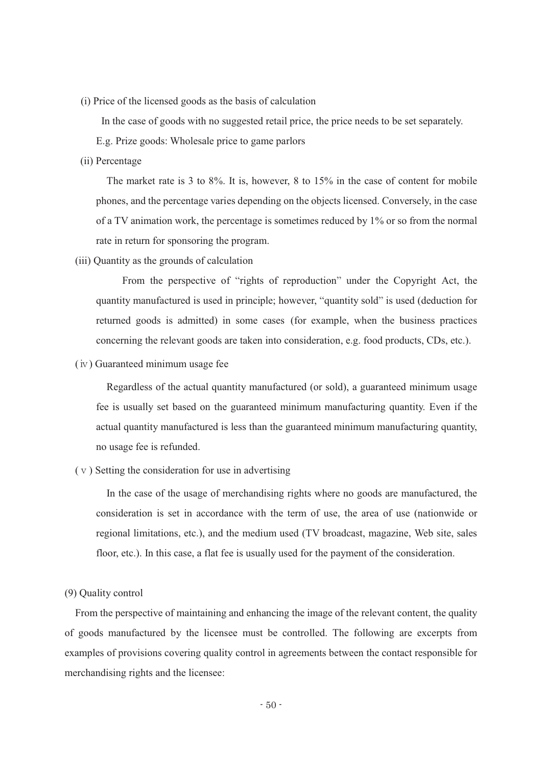(i) Price of the licensed goods as the basis of calculation

In the case of goods with no suggested retail price, the price needs to be set separately.

E.g. Prize goods: Wholesale price to game parlors

(ii) Percentage

The market rate is 3 to 8%. It is, however, 8 to 15% in the case of content for mobile phones, and the percentage varies depending on the objects licensed. Conversely, in the case of a TV animation work, the percentage is sometimes reduced by 1% or so from the normal rate in return for sponsoring the program.

(iii) Quantity as the grounds of calculation

From the perspective of "rights of reproduction" under the Copyright Act, the quantity manufactured is used in principle; however, "quantity sold" is used (deduction for returned goods is admitted) in some cases (for example, when the business practices concerning the relevant goods are taken into consideration, e.g. food products, CDs, etc.).

(ⅳ) Guaranteed minimum usage fee

Regardless of the actual quantity manufactured (or sold), a guaranteed minimum usage fee is usually set based on the guaranteed minimum manufacturing quantity. Even if the actual quantity manufactured is less than the guaranteed minimum manufacturing quantity, no usage fee is refunded.

(ⅴ) Setting the consideration for use in advertising

In the case of the usage of merchandising rights where no goods are manufactured, the consideration is set in accordance with the term of use, the area of use (nationwide or regional limitations, etc.), and the medium used (TV broadcast, magazine, Web site, sales floor, etc.). In this case, a flat fee is usually used for the payment of the consideration.

(9) Quality control

From the perspective of maintaining and enhancing the image of the relevant content, the quality of goods manufactured by the licensee must be controlled. The following are excerpts from examples of provisions covering quality control in agreements between the contact responsible for merchandising rights and the licensee: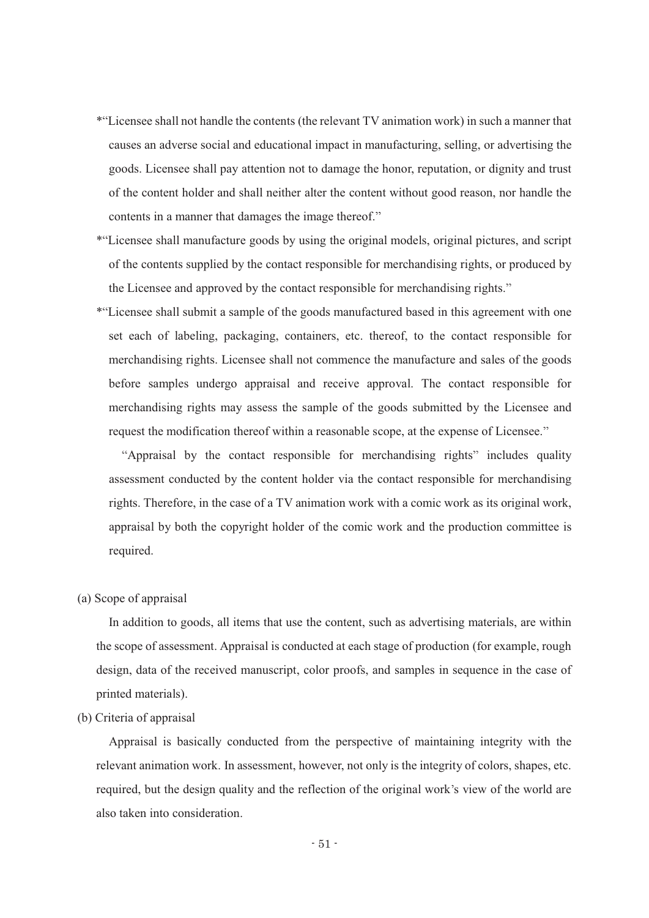*"Licensee shall not handle the contents (the relevant TV animation work) in such a manner that causes an adverse social and educational impact in manufacturing, selling, or advertising the goods. Licensee shall pay attention not to damage the honor, reputation, or dignity and trust of the content holder and shall neither alter the content without good reason, nor handle the contents in a manner that damages the image thereof."

*"Licensee shall manufacture goods by using the original models, original pictures, and script of the contents supplied by the contact responsible for merchandising rights, or produced by the Licensee and approved by the contact responsible for merchandising rights."

*"Licensee shall submit a sample of the goods manufactured based in this agreement with one set each of labeling, packaging, containers, etc. thereof, to the contact responsible for merchandising rights. Licensee shall not commence the manufacture and sales of the goods before samples undergo appraisal and receive approval. The contact responsible for merchandising rights may assess the sample of the goods submitted by the Licensee and request the modification thereof within a reasonable scope, at the expense of Licensee."

"Appraisal by the contact responsible for merchandising rights" includes quality assessment conducted by the content holder via the contact responsible for merchandising rights. Therefore, in the case of a TV animation work with a comic work as its original work, appraisal by both the copyright holder of the comic work and the production committee is required.

(a) Scope of appraisal

In addition to goods, all items that use the content, such as advertising materials, are within the scope of assessment. Appraisal is conducted at each stage of production (for example, rough design, data of the received manuscript, color proofs, and samples in sequence in the case of printed materials).

(b) Criteria of appraisal

Appraisal is basically conducted from the perspective of maintaining integrity with the relevant animation work. In assessment, however, not only is the integrity of colors, shapes, etc. required, but the design quality and the reflection of the original work's view of the world are also taken into consideration.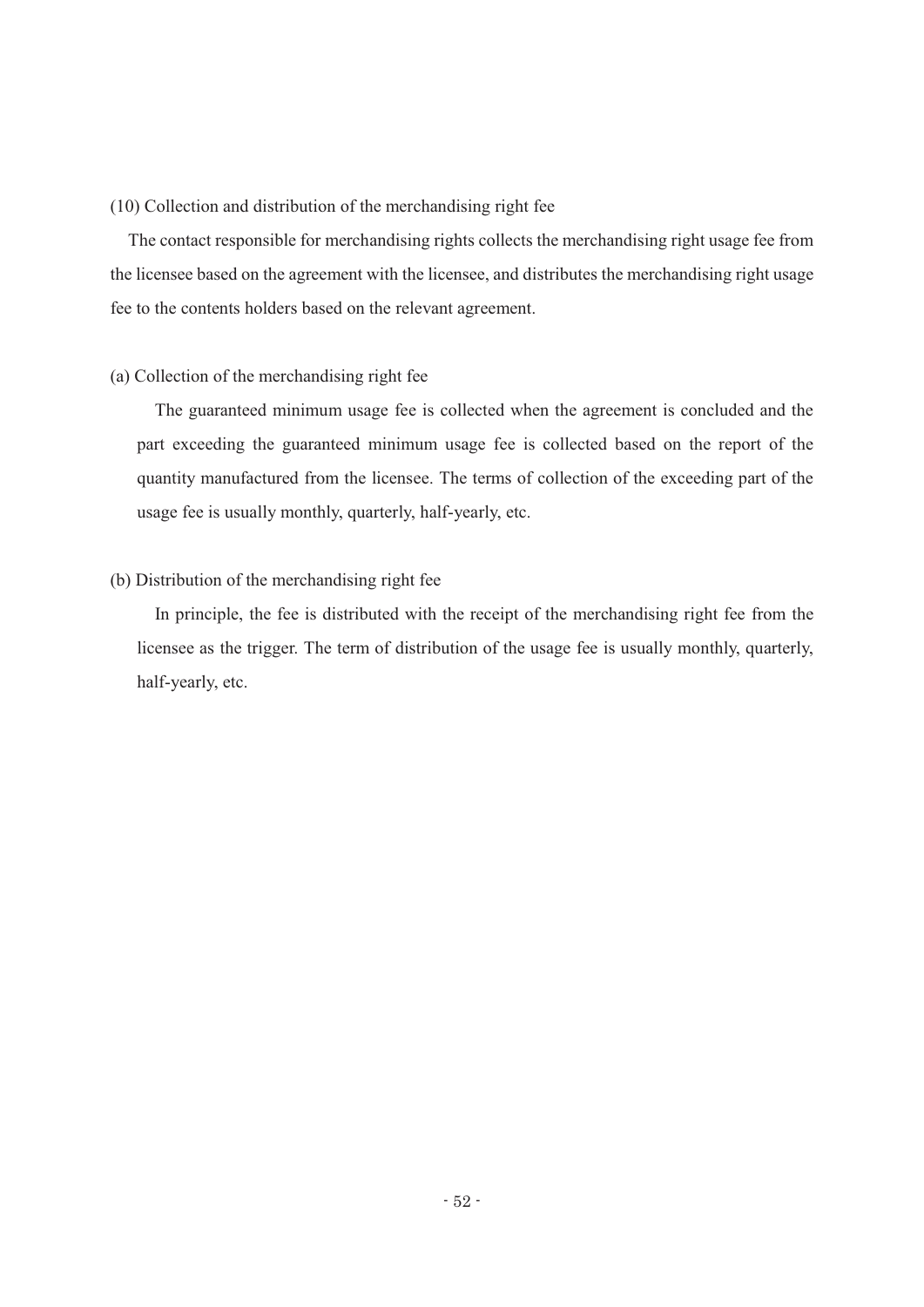(10) Collection and distribution of the merchandising right fee

The contact responsible for merchandising rights collects the merchandising right usage fee from the licensee based on the agreement with the licensee, and distributes the merchandising right usage fee to the contents holders based on the relevant agreement.

(a) Collection of the merchandising right fee

The guaranteed minimum usage fee is collected when the agreement is concluded and the part exceeding the guaranteed minimum usage fee is collected based on the report of the quantity manufactured from the licensee. The terms of collection of the exceeding part of the usage fee is usually monthly, quarterly, half-yearly, etc.

(b) Distribution of the merchandising right fee

In principle, the fee is distributed with the receipt of the merchandising right fee from the licensee as the trigger. The term of distribution of the usage fee is usually monthly, quarterly, half-yearly, etc.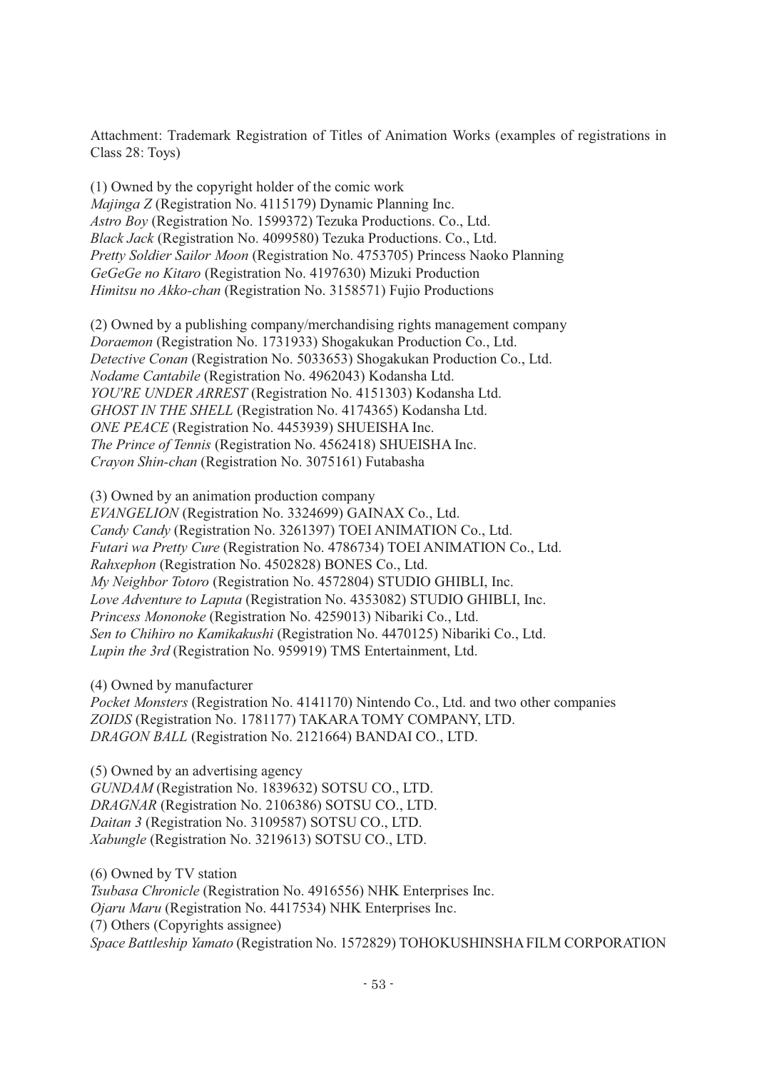Attachment: Trademark Registration of Titles of Animation Works (examples of registrations in Class 28: Toys)

(1) Owned by the copyright holder of the comic work
*Majinga Z* (Registration No. 4115179) Dynamic Planning Inc.
*Astro Boy* (Registration No. 1599372) Tezuka Productions. Co., Ltd.
*Black Jack* (Registration No. 4099580) Tezuka Productions. Co., Ltd.
*Pretty Soldier Sailor Moon* (Registration No. 4753705) Princess Naoko Planning
*GeGeGe no Kitaro* (Registration No. 4197630) Mizuki Production
*Himitsu no Akko-chan* (Registration No. 3158571) Fujio Productions

(2) Owned by a publishing company/merchandising rights management company
*Doraemon* (Registration No. 1731933) Shogakukan Production Co., Ltd.
*Detective Conan* (Registration No. 5033653) Shogakukan Production Co., Ltd.
*Nodame Cantabile* (Registration No. 4962043) Kodansha Ltd.
*YOU'RE UNDER ARREST* (Registration No. 4151303) Kodansha Ltd.
*GHOST IN THE SHELL* (Registration No. 4174365) Kodansha Ltd.
*ONE PEACE* (Registration No. 4453939) SHUEISHA Inc.
*The Prince of Tennis* (Registration No. 4562418) SHUEISHA Inc.
*Crayon Shin-chan* (Registration No. 3075161) Futabasha

(3) Owned by an animation production company
*EVANGELION* (Registration No. 3324699) GAINAX Co., Ltd.
*Candy Candy* (Registration No. 3261397) TOEI ANIMATION Co., Ltd.
*Futari wa Pretty Cure* (Registration No. 4786734) TOEI ANIMATION Co., Ltd.
*Rahxephon* (Registration No. 4502828) BONES Co., Ltd.
*My Neighbor Totoro* (Registration No. 4572804) STUDIO GHIBLI, Inc.
*Love Adventure to Laputa* (Registration No. 4353082) STUDIO GHIBLI, Inc.
*Princess Mononoke* (Registration No. 4259013) Nibariki Co., Ltd.
*Sen to Chihiro no Kamikakushi* (Registration No. 4470125) Nibariki Co., Ltd.
*Lupin the 3rd* (Registration No. 959919) TMS Entertainment, Ltd.

(4) Owned by manufacturer
*Pocket Monsters* (Registration No. 4141170) Nintendo Co., Ltd. and two other companies
*ZOIDS* (Registration No. 1781177) TAKARA TOMY COMPANY, LTD.
*DRAGON BALL* (Registration No. 2121664) BANDAI CO., LTD.

(5) Owned by an advertising agency
*GUNDAM* (Registration No. 1839632) SOTSU CO., LTD.
*DRAGNAR* (Registration No. 2106386) SOTSU CO., LTD.
*Daitan 3* (Registration No. 3109587) SOTSU CO., LTD.
*Xabungle* (Registration No. 3219613) SOTSU CO., LTD.

(6) Owned by TV station
*Tsubasa Chronicle* (Registration No. 4916556) NHK Enterprises Inc.
*Ojaru Maru* (Registration No. 4417534) NHK Enterprises Inc.

(7) Others (Copyrights assignee)
*Space Battleship Yamato* (Registration No. 1572829) TOHOKUSHINSHA FILM CORPORATION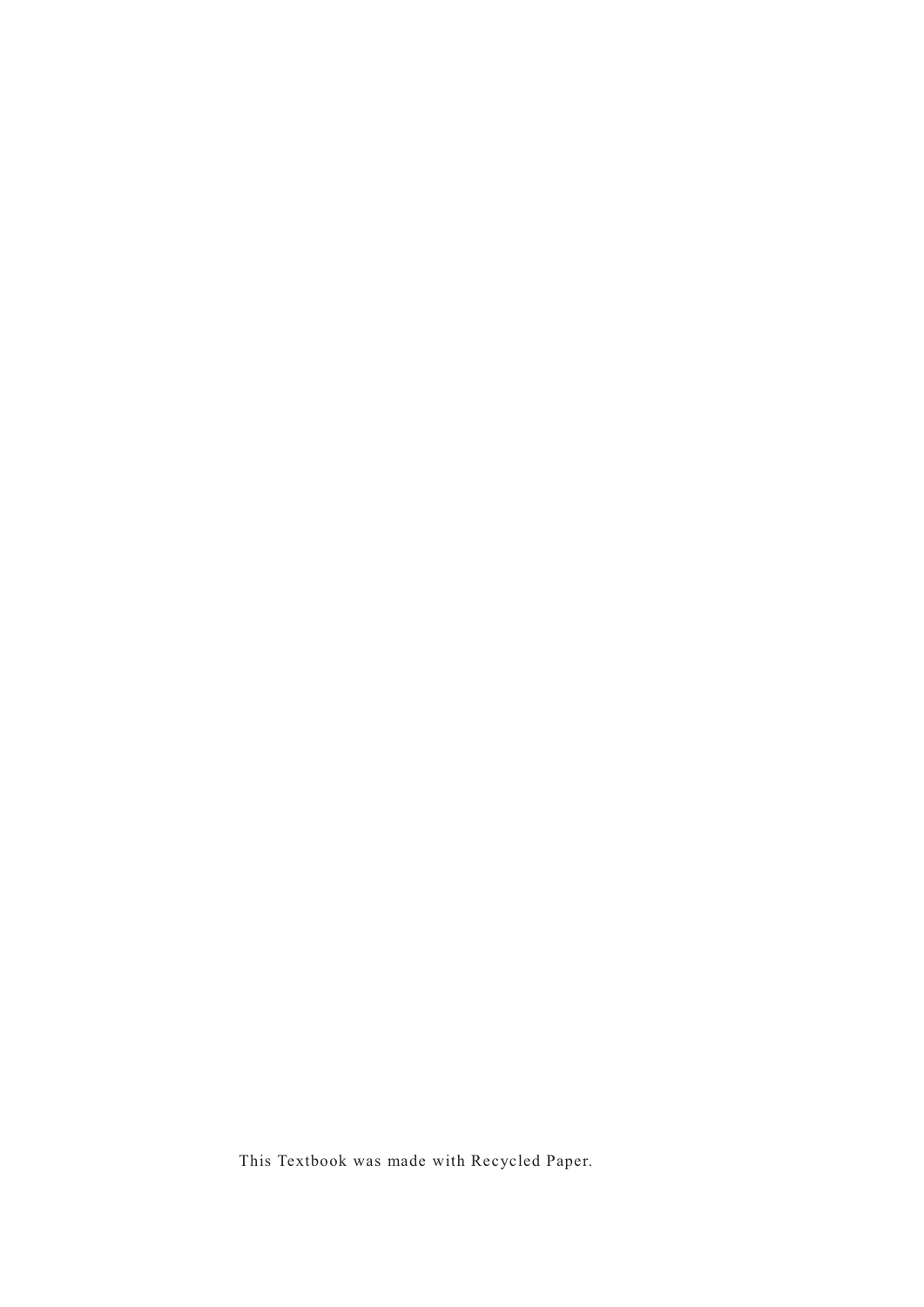This Textbook was made with Recycled Paper.